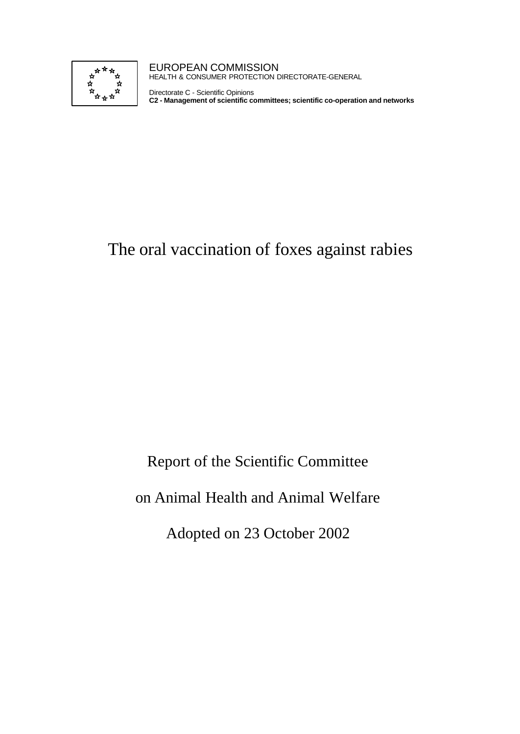EUROPEAN COMMISSION
HEALTH & CONSUMER PROTECTION DIRECTORATE-GENERAL

Directorate C - Scientific Opinions
**C2 - Management of scientific committees; scientific co-operation and networks**

# The oral vaccination of foxes against rabies

Report of the Scientific Committee

on Animal Health and Animal Welfare

Adopted on 23 October 2002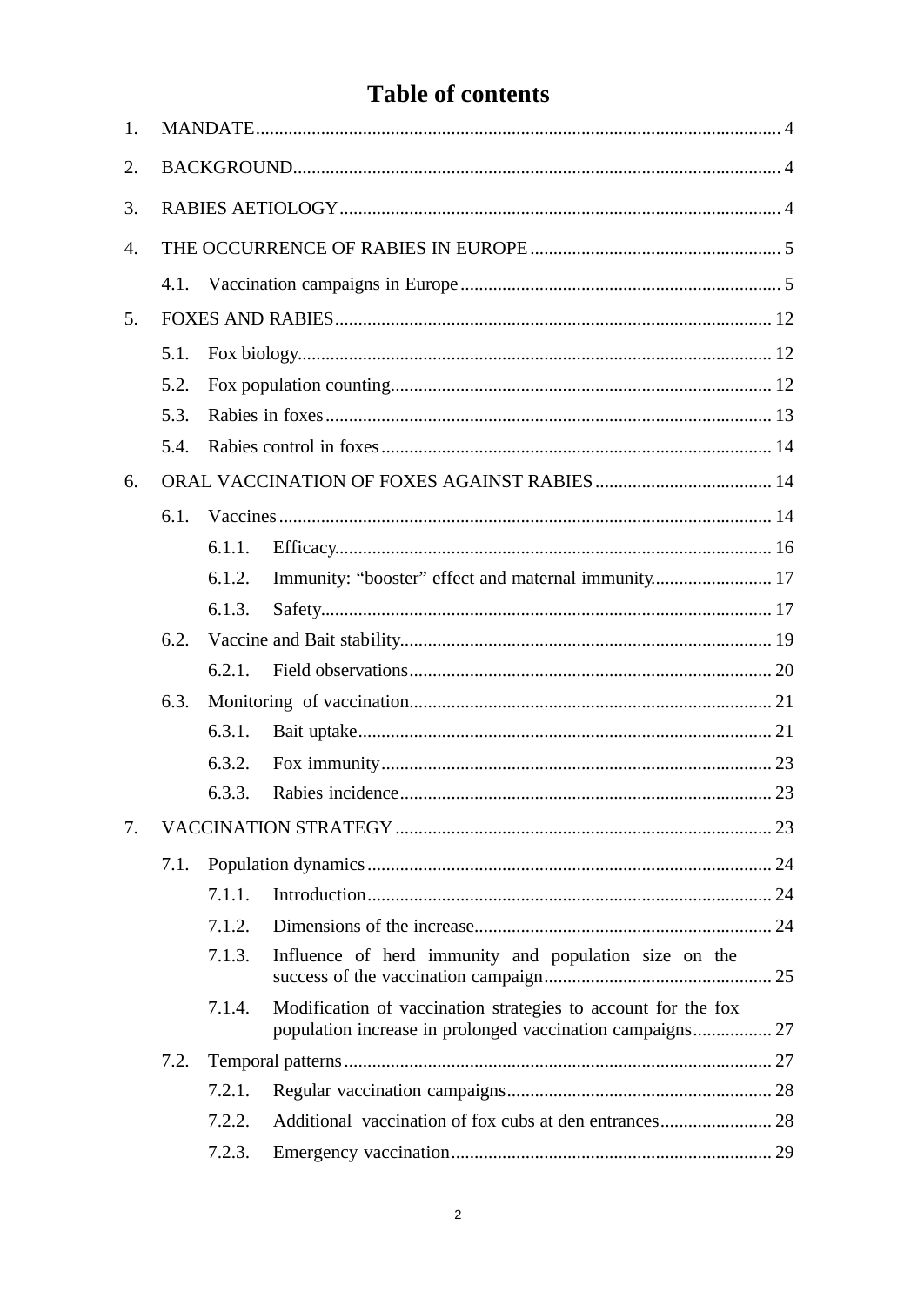# Table of contents

1. MANDATE ... 4
2. BACKGROUND ... 4
3. RABIES AETIOLOGY ... 4
4. THE OCCURRENCE OF RABIES IN EUROPE ... 5
   - 4.1. Vaccination campaigns in Europe ... 5
5. FOXES AND RABIES ... 12
   - 5.1. Fox biology ... 12
   - 5.2. Fox population counting ... 12
   - 5.3. Rabies in foxes ... 13
   - 5.4. Rabies control in foxes ... 14
6. ORAL VACCINATION OF FOXES AGAINST RABIES ... 14
   - 6.1. Vaccines ... 14
     - 6.1.1. Efficacy ... 16
     - 6.1.2. Immunity: "booster" effect and maternal immunity ... 17
     - 6.1.3. Safety ... 17
   - 6.2. Vaccine and Bait stability ... 19
     - 6.2.1. Field observations ... 20
   - 6.3. Monitoring of vaccination ... 21
     - 6.3.1. Bait uptake ... 21
     - 6.3.2. Fox immunity ... 23
     - 6.3.3. Rabies incidence ... 23
7. VACCINATION STRATEGY ... 23
   - 7.1. Population dynamics ... 24
     - 7.1.1. Introduction ... 24
     - 7.1.2. Dimensions of the increase ... 24
     - 7.1.3. Influence of herd immunity and population size on the success of the vaccination campaign ... 25
     - 7.1.4. Modification of vaccination strategies to account for the fox population increase in prolonged vaccination campaigns ... 27
   - 7.2. Temporal patterns ... 27
     - 7.2.1. Regular vaccination campaigns ... 28
     - 7.2.2. Additional vaccination of fox cubs at den entrances ... 28
     - 7.2.3. Emergency vaccination ... 29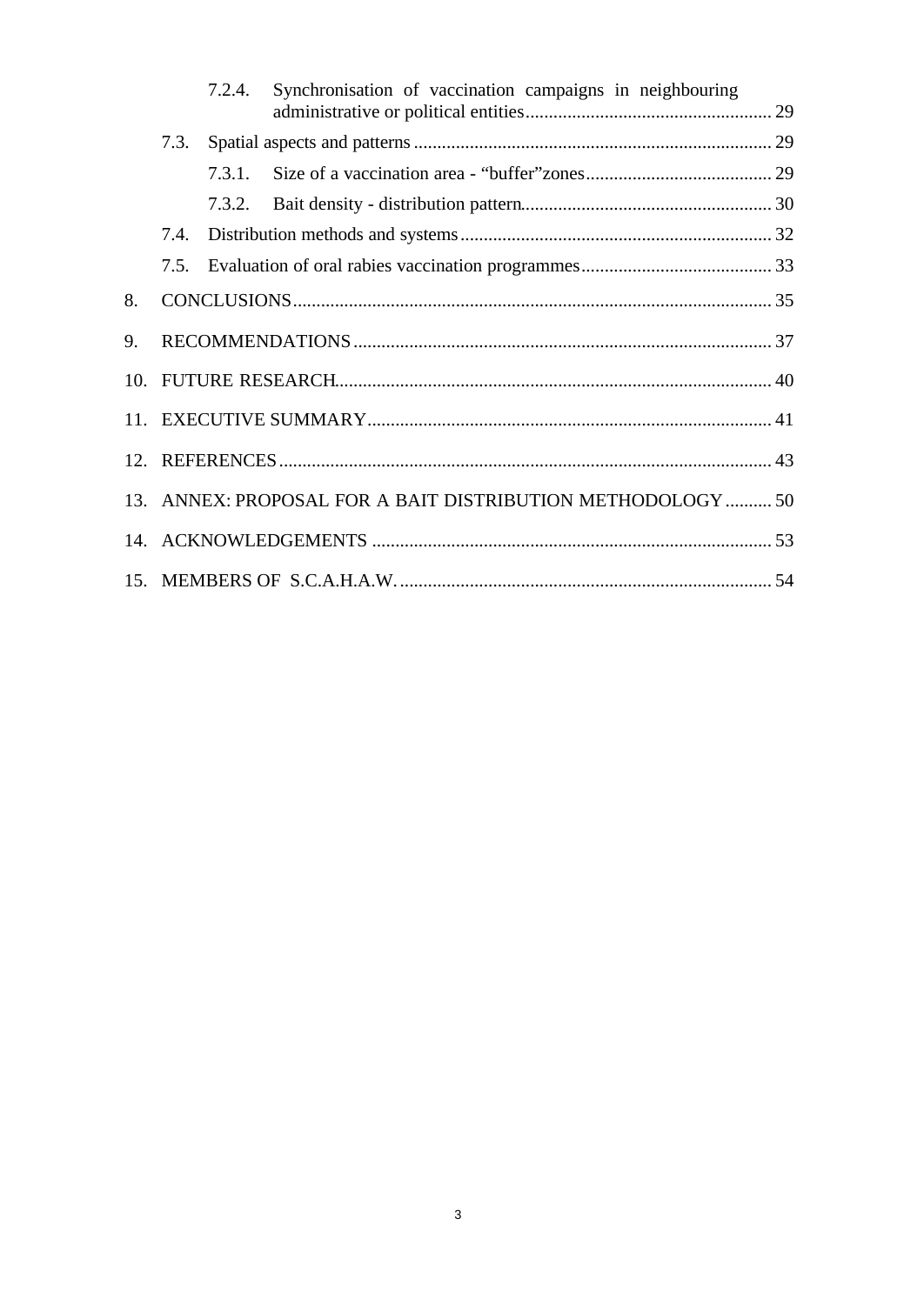- 7.2.4. Synchronisation of vaccination campaigns in neighbouring administrative or political entities ..... 29
- 7.3. Spatial aspects and patterns ..... 29
  - 7.3.1. Size of a vaccination area - "buffer" zones ..... 29
  - 7.3.2. Bait density - distribution pattern ..... 30
- 7.4. Distribution methods and systems ..... 32
- 7.5. Evaluation of oral rabies vaccination programmes ..... 33

8. CONCLUSIONS ..... 35
9. RECOMMENDATIONS ..... 37
10. FUTURE RESEARCH ..... 40
11. EXECUTIVE SUMMARY ..... 41
12. REFERENCES ..... 43
13. ANNEX: PROPOSAL FOR A BAIT DISTRIBUTION METHODOLOGY ..... 50
14. ACKNOWLEDGEMENTS ..... 53
15. MEMBERS OF S.C.A.H.A.W. ..... 54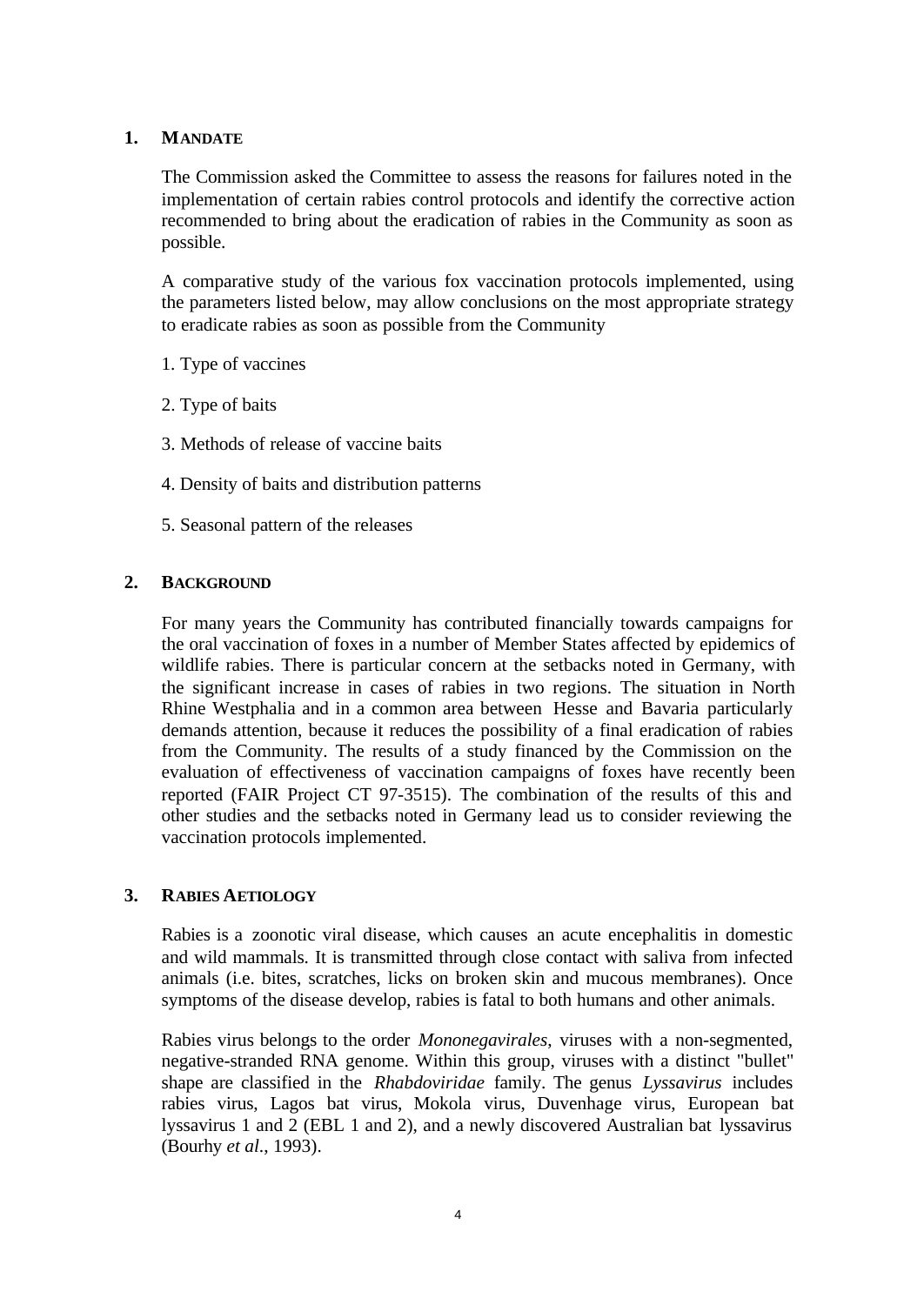## 1. MANDATE

The Commission asked the Committee to assess the reasons for failures noted in the implementation of certain rabies control protocols and identify the corrective action recommended to bring about the eradication of rabies in the Community as soon as possible.

A comparative study of the various fox vaccination protocols implemented, using the parameters listed below, may allow conclusions on the most appropriate strategy to eradicate rabies as soon as possible from the Community

1. Type of vaccines

2. Type of baits

3. Methods of release of vaccine baits

4. Density of baits and distribution patterns

5. Seasonal pattern of the releases

## 2. BACKGROUND

For many years the Community has contributed financially towards campaigns for the oral vaccination of foxes in a number of Member States affected by epidemics of wildlife rabies. There is particular concern at the setbacks noted in Germany, with the significant increase in cases of rabies in two regions. The situation in North Rhine Westphalia and in a common area between Hesse and Bavaria particularly demands attention, because it reduces the possibility of a final eradication of rabies from the Community. The results of a study financed by the Commission on the evaluation of effectiveness of vaccination campaigns of foxes have recently been reported (FAIR Project CT 97-3515). The combination of the results of this and other studies and the setbacks noted in Germany lead us to consider reviewing the vaccination protocols implemented.

## 3. RABIES AETIOLOGY

Rabies is a zoonotic viral disease, which causes an acute encephalitis in domestic and wild mammals. It is transmitted through close contact with saliva from infected animals (i.e. bites, scratches, licks on broken skin and mucous membranes). Once symptoms of the disease develop, rabies is fatal to both humans and other animals.

Rabies virus belongs to the order *Mononegavirales*, viruses with a non-segmented, negative-stranded RNA genome. Within this group, viruses with a distinct "bullet" shape are classified in the *Rhabdoviridae* family. The genus *Lyssavirus* includes rabies virus, Lagos bat virus, Mokola virus, Duvenhage virus, European bat lyssavirus 1 and 2 (EBL 1 and 2), and a newly discovered Australian bat lyssavirus (Bourhy *et al.*, 1993).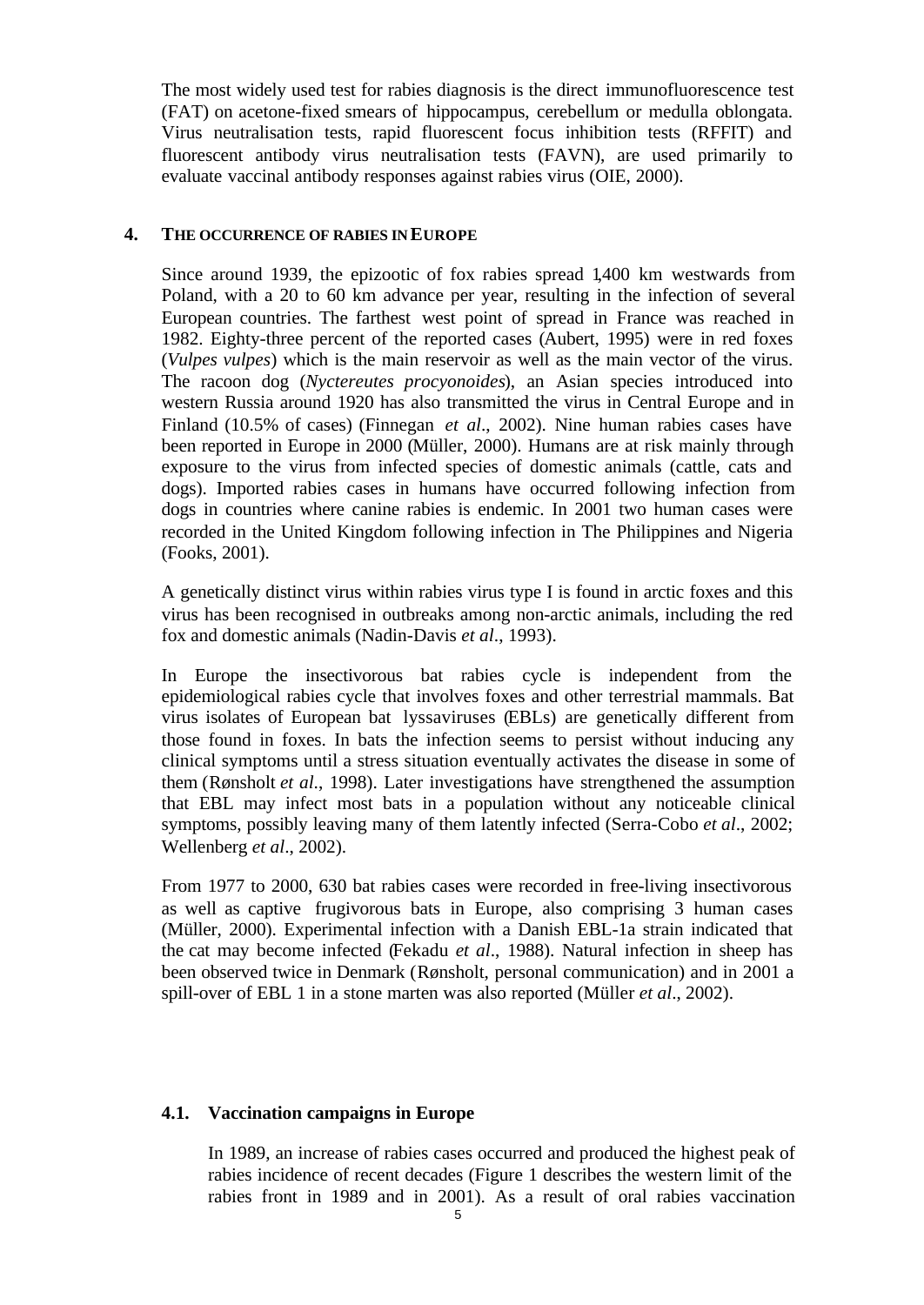The most widely used test for rabies diagnosis is the direct immunofluorescence test (FAT) on acetone-fixed smears of hippocampus, cerebellum or medulla oblongata. Virus neutralisation tests, rapid fluorescent focus inhibition tests (RFFIT) and fluorescent antibody virus neutralisation tests (FAVN), are used primarily to evaluate vaccinal antibody responses against rabies virus (OIE, 2000).

## 4. THE OCCURRENCE OF RABIES IN EUROPE

Since around 1939, the epizootic of fox rabies spread 1,400 km westwards from Poland, with a 20 to 60 km advance per year, resulting in the infection of several European countries. The farthest west point of spread in France was reached in 1982. Eighty-three percent of the reported cases (Aubert, 1995) were in red foxes (*Vulpes vulpes*) which is the main reservoir as well as the main vector of the virus. The racoon dog (*Nyctereutes procyonoides*), an Asian species introduced into western Russia around 1920 has also transmitted the virus in Central Europe and in Finland (10.5% of cases) (Finnegan *et al*., 2002). Nine human rabies cases have been reported in Europe in 2000 (Müller, 2000). Humans are at risk mainly through exposure to the virus from infected species of domestic animals (cattle, cats and dogs). Imported rabies cases in humans have occurred following infection from dogs in countries where canine rabies is endemic. In 2001 two human cases were recorded in the United Kingdom following infection in The Philippines and Nigeria (Fooks, 2001).

A genetically distinct virus within rabies virus type I is found in arctic foxes and this virus has been recognised in outbreaks among non-arctic animals, including the red fox and domestic animals (Nadin-Davis *et al*., 1993).

In Europe the insectivorous bat rabies cycle is independent from the epidemiological rabies cycle that involves foxes and other terrestrial mammals. Bat virus isolates of European bat lyssaviruses (EBLs) are genetically different from those found in foxes. In bats the infection seems to persist without inducing any clinical symptoms until a stress situation eventually activates the disease in some of them (Rønsholt *et al*., 1998). Later investigations have strengthened the assumption that EBL may infect most bats in a population without any noticeable clinical symptoms, possibly leaving many of them latently infected (Serra-Cobo *et al*., 2002; Wellenberg *et al*., 2002).

From 1977 to 2000, 630 bat rabies cases were recorded in free-living insectivorous as well as captive frugivorous bats in Europe, also comprising 3 human cases (Müller, 2000). Experimental infection with a Danish EBL-1a strain indicated that the cat may become infected (Fekadu *et al*., 1988). Natural infection in sheep has been observed twice in Denmark (Rønsholt, personal communication) and in 2001 a spill-over of EBL 1 in a stone marten was also reported (Müller *et al*., 2002).

### 4.1. Vaccination campaigns in Europe

In 1989, an increase of rabies cases occurred and produced the highest peak of rabies incidence of recent decades (Figure 1 describes the western limit of the rabies front in 1989 and in 2001). As a result of oral rabies vaccination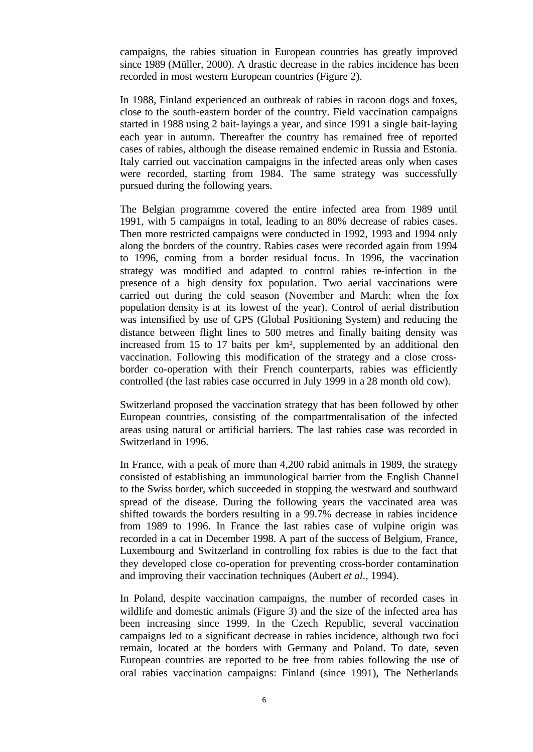campaigns, the rabies situation in European countries has greatly improved since 1989 (Müller, 2000). A drastic decrease in the rabies incidence has been recorded in most western European countries (Figure 2).

In 1988, Finland experienced an outbreak of rabies in racoon dogs and foxes, close to the south-eastern border of the country. Field vaccination campaigns started in 1988 using 2 bait-layings a year, and since 1991 a single bait-laying each year in autumn. Thereafter the country has remained free of reported cases of rabies, although the disease remained endemic in Russia and Estonia. Italy carried out vaccination campaigns in the infected areas only when cases were recorded, starting from 1984. The same strategy was successfully pursued during the following years.

The Belgian programme covered the entire infected area from 1989 until 1991, with 5 campaigns in total, leading to an 80% decrease of rabies cases. Then more restricted campaigns were conducted in 1992, 1993 and 1994 only along the borders of the country. Rabies cases were recorded again from 1994 to 1996, coming from a border residual focus. In 1996, the vaccination strategy was modified and adapted to control rabies re-infection in the presence of a high density fox population. Two aerial vaccinations were carried out during the cold season (November and March: when the fox population density is at its lowest of the year). Control of aerial distribution was intensified by use of GPS (Global Positioning System) and reducing the distance between flight lines to 500 metres and finally baiting density was increased from 15 to 17 baits per km², supplemented by an additional den vaccination. Following this modification of the strategy and a close cross-border co-operation with their French counterparts, rabies was efficiently controlled (the last rabies case occurred in July 1999 in a 28 month old cow).

Switzerland proposed the vaccination strategy that has been followed by other European countries, consisting of the compartmentalisation of the infected areas using natural or artificial barriers. The last rabies case was recorded in Switzerland in 1996.

In France, with a peak of more than 4,200 rabid animals in 1989, the strategy consisted of establishing an immunological barrier from the English Channel to the Swiss border, which succeeded in stopping the westward and southward spread of the disease. During the following years the vaccinated area was shifted towards the borders resulting in a 99.7% decrease in rabies incidence from 1989 to 1996. In France the last rabies case of vulpine origin was recorded in a cat in December 1998. A part of the success of Belgium, France, Luxembourg and Switzerland in controlling fox rabies is due to the fact that they developed close co-operation for preventing cross-border contamination and improving their vaccination techniques (Aubert *et al*., 1994).

In Poland, despite vaccination campaigns, the number of recorded cases in wildlife and domestic animals (Figure 3) and the size of the infected area has been increasing since 1999. In the Czech Republic, several vaccination campaigns led to a significant decrease in rabies incidence, although two foci remain, located at the borders with Germany and Poland. To date, seven European countries are reported to be free from rabies following the use of oral rabies vaccination campaigns: Finland (since 1991), The Netherlands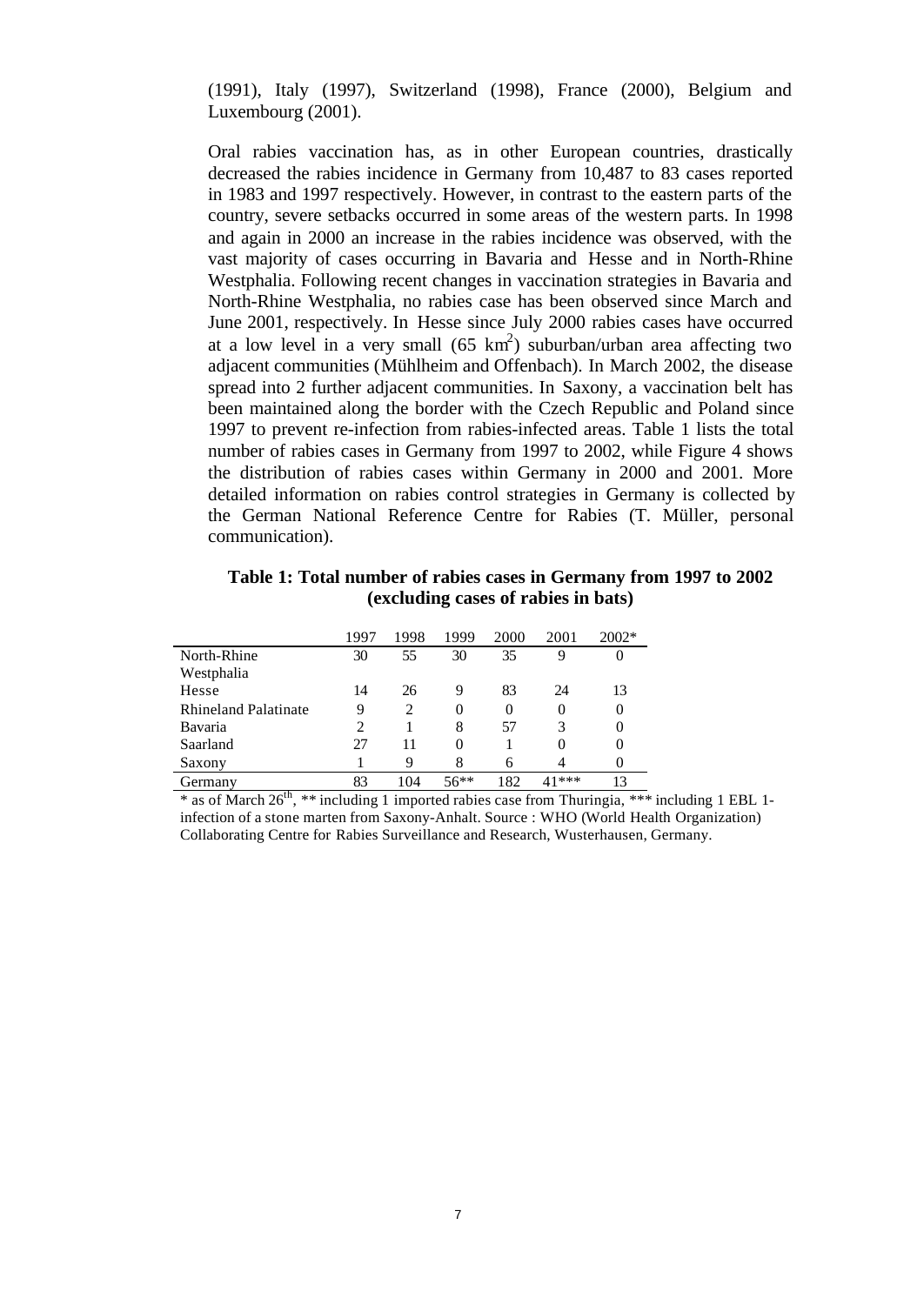(1991), Italy (1997), Switzerland (1998), France (2000), Belgium and Luxembourg (2001).

Oral rabies vaccination has, as in other European countries, drastically decreased the rabies incidence in Germany from 10,487 to 83 cases reported in 1983 and 1997 respectively. However, in contrast to the eastern parts of the country, severe setbacks occurred in some areas of the western parts. In 1998 and again in 2000 an increase in the rabies incidence was observed, with the vast majority of cases occurring in Bavaria and Hesse and in North-Rhine Westphalia. Following recent changes in vaccination strategies in Bavaria and North-Rhine Westphalia, no rabies case has been observed since March and June 2001, respectively. In Hesse since July 2000 rabies cases have occurred at a low level in a very small (65 $km^2$) suburban/urban area affecting two adjacent communities (Mühlheim and Offenbach). In March 2002, the disease spread into 2 further adjacent communities. In Saxony, a vaccination belt has been maintained along the border with the Czech Republic and Poland since 1997 to prevent re-infection from rabies-infected areas. Table 1 lists the total number of rabies cases in Germany from 1997 to 2002, while Figure 4 shows the distribution of rabies cases within Germany in 2000 and 2001. More detailed information on rabies control strategies in Germany is collected by the German National Reference Centre for Rabies (T. Müller, personal communication).

**Table 1: Total number of rabies cases in Germany from 1997 to 2002 (excluding cases of rabies in bats)**

| | 1997 | 1998 | 1999 | 2000 | 2001 | 2002* |
|---|---|---|---|---|---|---|
| North-Rhine Westphalia | 30 | 55 | 30 | 35 | 9 | 0 |
| Hesse | 14 | 26 | 9 | 83 | 24 | 13 |
| Rhineland Palatinate | 9 | 2 | 0 | 0 | 0 | 0 |
| Bavaria | 2 | 1 | 8 | 57 | 3 | 0 |
| Saarland | 27 | 11 | 0 | 1 | 0 | 0 |
| Saxony | 1 | 9 | 8 | 6 | 4 | 0 |
| Germany | 83 | 104 | 56** | 182 | 41*** | 13 |

* as of March 26th, ** including 1 imported rabies case from Thuringia, *** including 1 EBL 1-infection of a stone marten from Saxony-Anhalt. Source : WHO (World Health Organization) Collaborating Centre for Rabies Surveillance and Research, Wusterhausen, Germany.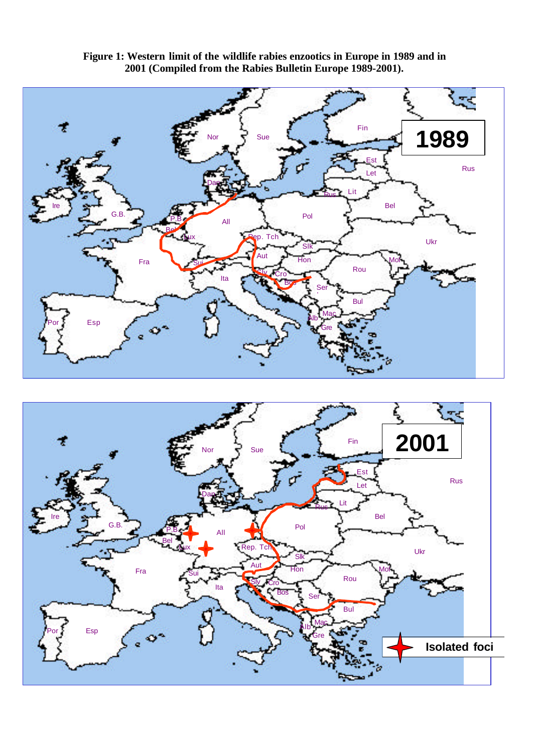**Figure 1: Western limit of the wildlife rabies enzootics in Europe in 1989 and in 2001 (Compiled from the Rabies Bulletin Europe 1989-2001).**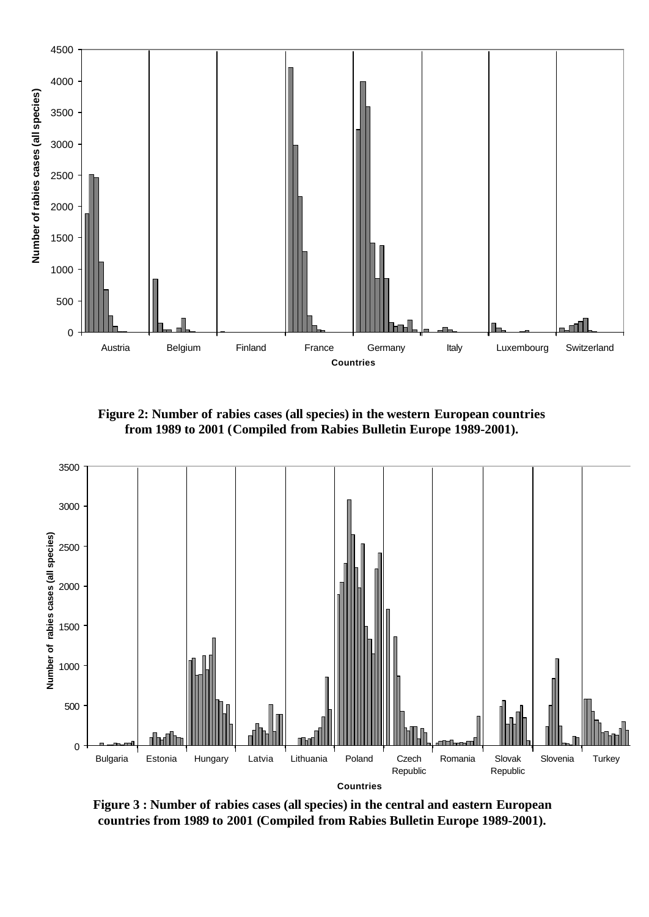**Figure 2: Number of rabies cases (all species) in the western European countries from 1989 to 2001 (Compiled from Rabies Bulletin Europe 1989-2001).**

**Figure 3 : Number of rabies cases (all species) in the central and eastern European countries from 1989 to 2001 (Compiled from Rabies Bulletin Europe 1989-2001).**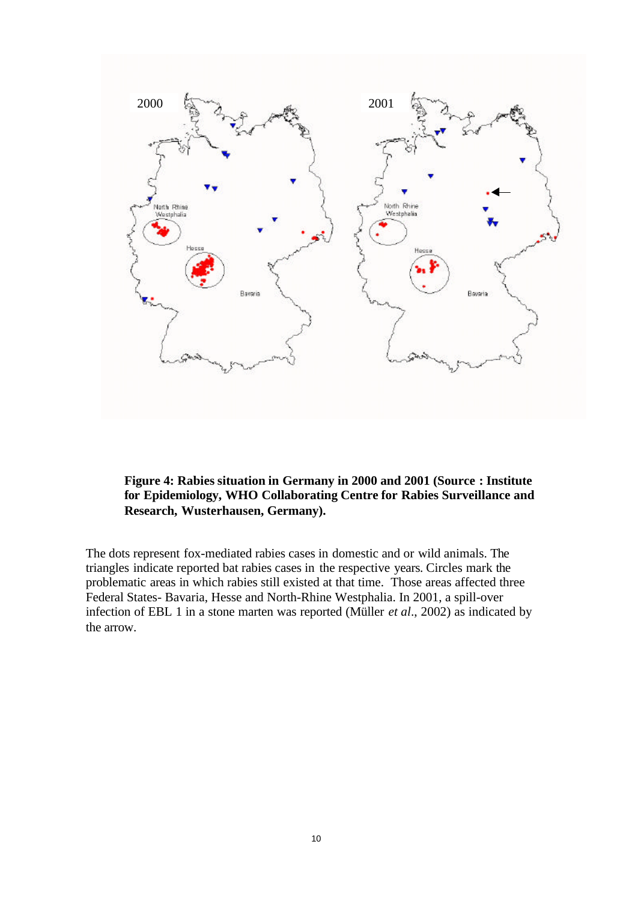**Figure 4: Rabies situation in Germany in 2000 and 2001 (Source : Institute for Epidemiology, WHO Collaborating Centre for Rabies Surveillance and Research, Wusterhausen, Germany).**

The dots represent fox-mediated rabies cases in domestic and or wild animals. The triangles indicate reported bat rabies cases in the respective years. Circles mark the problematic areas in which rabies still existed at that time. Those areas affected three Federal States- Bavaria, Hesse and North-Rhine Westphalia. In 2001, a spill-over infection of EBL 1 in a stone marten was reported (Müller *et al*., 2002) as indicated by the arrow.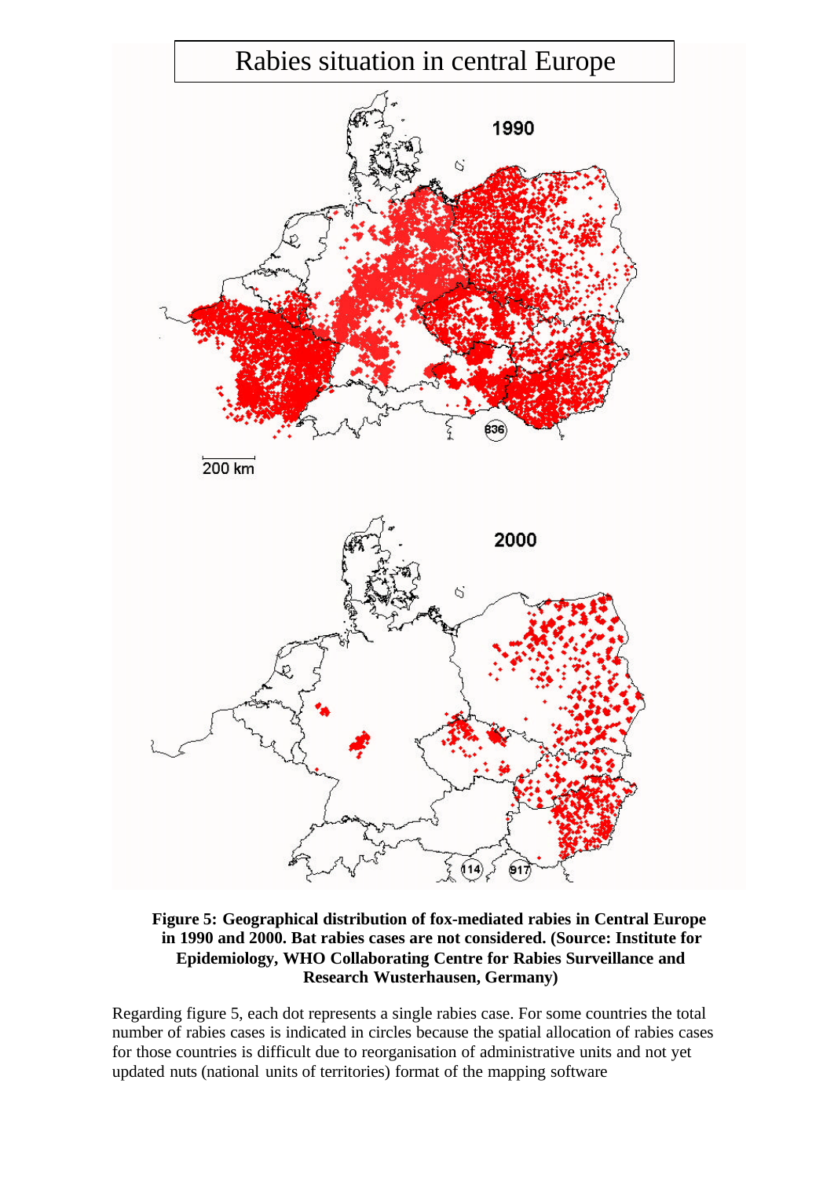Figure 5: Geographical distribution of fox-mediated rabies in Central Europe in 1990 and 2000. Bat rabies cases are not considered. (Source: Institute for Epidemiology, WHO Collaborating Centre for Rabies Surveillance and Research Wusterhausen, Germany)

Regarding figure 5, each dot represents a single rabies case. For some countries the total number of rabies cases is indicated in circles because the spatial allocation of rabies cases for those countries is difficult due to reorganisation of administrative units and not yet updated nuts (national units of territories) format of the mapping software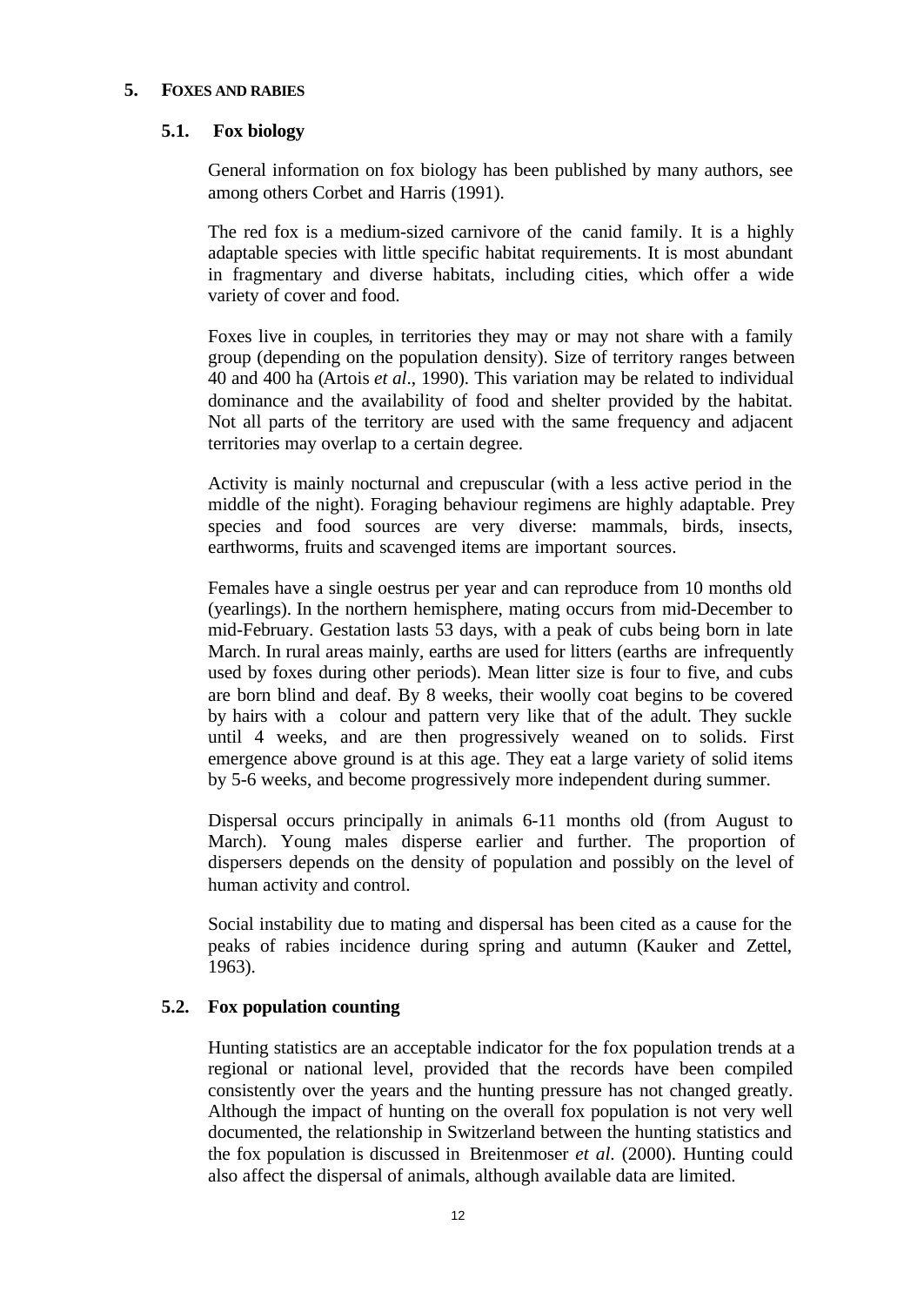## 5. FOXES AND RABIES

### 5.1. Fox biology

General information on fox biology has been published by many authors, see among others Corbet and Harris (1991).

The red fox is a medium-sized carnivore of the canid family. It is a highly adaptable species with little specific habitat requirements. It is most abundant in fragmentary and diverse habitats, including cities, which offer a wide variety of cover and food.

Foxes live in couples, in territories they may or may not share with a family group (depending on the population density). Size of territory ranges between 40 and 400 ha (Artois *et al*., 1990). This variation may be related to individual dominance and the availability of food and shelter provided by the habitat. Not all parts of the territory are used with the same frequency and adjacent territories may overlap to a certain degree.

Activity is mainly nocturnal and crepuscular (with a less active period in the middle of the night). Foraging behaviour regimens are highly adaptable. Prey species and food sources are very diverse: mammals, birds, insects, earthworms, fruits and scavenged items are important sources.

Females have a single oestrus per year and can reproduce from 10 months old (yearlings). In the northern hemisphere, mating occurs from mid-December to mid-February. Gestation lasts 53 days, with a peak of cubs being born in late March. In rural areas mainly, earths are used for litters (earths are infrequently used by foxes during other periods). Mean litter size is four to five, and cubs are born blind and deaf. By 8 weeks, their woolly coat begins to be covered by hairs with a colour and pattern very like that of the adult. They suckle until 4 weeks, and are then progressively weaned on to solids. First emergence above ground is at this age. They eat a large variety of solid items by 5-6 weeks, and become progressively more independent during summer.

Dispersal occurs principally in animals 6-11 months old (from August to March). Young males disperse earlier and further. The proportion of dispersers depends on the density of population and possibly on the level of human activity and control.

Social instability due to mating and dispersal has been cited as a cause for the peaks of rabies incidence during spring and autumn (Kauker and Zettel, 1963).

### 5.2. Fox population counting

Hunting statistics are an acceptable indicator for the fox population trends at a regional or national level, provided that the records have been compiled consistently over the years and the hunting pressure has not changed greatly. Although the impact of hunting on the overall fox population is not very well documented, the relationship in Switzerland between the hunting statistics and the fox population is discussed in Breitenmoser *et al*. (2000). Hunting could also affect the dispersal of animals, although available data are limited.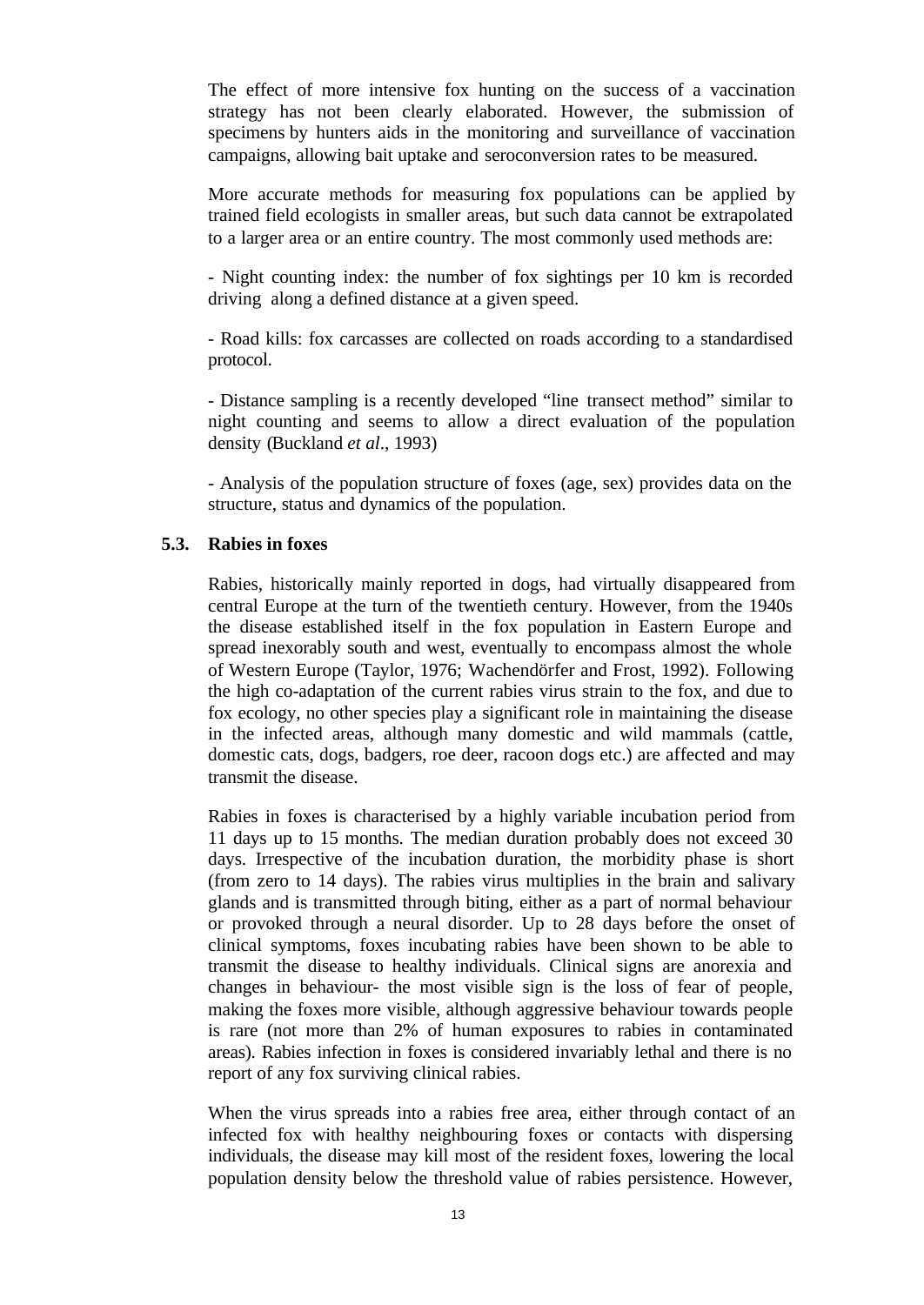The effect of more intensive fox hunting on the success of a vaccination strategy has not been clearly elaborated. However, the submission of specimens by hunters aids in the monitoring and surveillance of vaccination campaigns, allowing bait uptake and seroconversion rates to be measured.

More accurate methods for measuring fox populations can be applied by trained field ecologists in smaller areas, but such data cannot be extrapolated to a larger area or an entire country. The most commonly used methods are:

- Night counting index: the number of fox sightings per 10 km is recorded driving along a defined distance at a given speed.

- Road kills: fox carcasses are collected on roads according to a standardised protocol.

- Distance sampling is a recently developed "line transect method" similar to night counting and seems to allow a direct evaluation of the population density (Buckland *et al*., 1993)

- Analysis of the population structure of foxes (age, sex) provides data on the structure, status and dynamics of the population.

### 5.3. Rabies in foxes

Rabies, historically mainly reported in dogs, had virtually disappeared from central Europe at the turn of the twentieth century. However, from the 1940s the disease established itself in the fox population in Eastern Europe and spread inexorably south and west, eventually to encompass almost the whole of Western Europe (Taylor, 1976; Wachendörfer and Frost, 1992). Following the high co-adaptation of the current rabies virus strain to the fox, and due to fox ecology, no other species play a significant role in maintaining the disease in the infected areas, although many domestic and wild mammals (cattle, domestic cats, dogs, badgers, roe deer, racoon dogs etc.) are affected and may transmit the disease.

Rabies in foxes is characterised by a highly variable incubation period from 11 days up to 15 months. The median duration probably does not exceed 30 days. Irrespective of the incubation duration, the morbidity phase is short (from zero to 14 days). The rabies virus multiplies in the brain and salivary glands and is transmitted through biting, either as a part of normal behaviour or provoked through a neural disorder. Up to 28 days before the onset of clinical symptoms, foxes incubating rabies have been shown to be able to transmit the disease to healthy individuals. Clinical signs are anorexia and changes in behaviour- the most visible sign is the loss of fear of people, making the foxes more visible, although aggressive behaviour towards people is rare (not more than 2% of human exposures to rabies in contaminated areas). Rabies infection in foxes is considered invariably lethal and there is no report of any fox surviving clinical rabies.

When the virus spreads into a rabies free area, either through contact of an infected fox with healthy neighbouring foxes or contacts with dispersing individuals, the disease may kill most of the resident foxes, lowering the local population density below the threshold value of rabies persistence. However,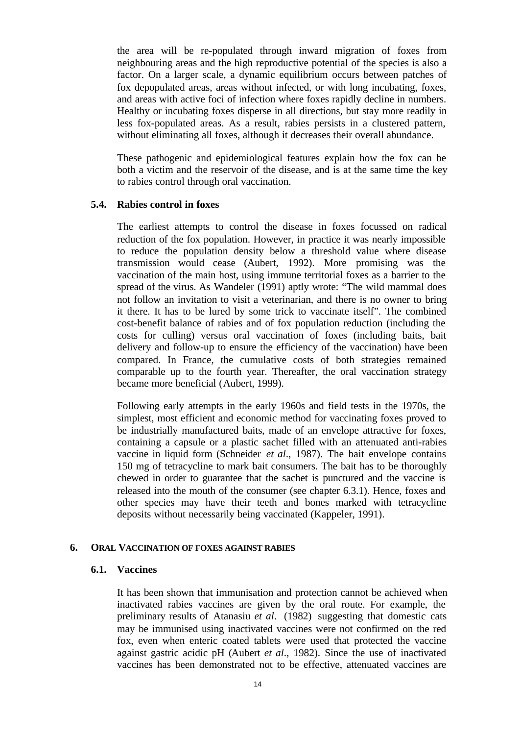the area will be re-populated through inward migration of foxes from neighbouring areas and the high reproductive potential of the species is also a factor. On a larger scale, a dynamic equilibrium occurs between patches of fox depopulated areas, areas without infected, or with long incubating, foxes, and areas with active foci of infection where foxes rapidly decline in numbers. Healthy or incubating foxes disperse in all directions, but stay more readily in less fox-populated areas. As a result, rabies persists in a clustered pattern, without eliminating all foxes, although it decreases their overall abundance.

These pathogenic and epidemiological features explain how the fox can be both a victim and the reservoir of the disease, and is at the same time the key to rabies control through oral vaccination.

### 5.4. Rabies control in foxes

The earliest attempts to control the disease in foxes focussed on radical reduction of the fox population. However, in practice it was nearly impossible to reduce the population density below a threshold value where disease transmission would cease (Aubert, 1992). More promising was the vaccination of the main host, using immune territorial foxes as a barrier to the spread of the virus. As Wandeler (1991) aptly wrote: "The wild mammal does not follow an invitation to visit a veterinarian, and there is no owner to bring it there. It has to be lured by some trick to vaccinate itself". The combined cost-benefit balance of rabies and of fox population reduction (including the costs for culling) versus oral vaccination of foxes (including baits, bait delivery and follow-up to ensure the efficiency of the vaccination) have been compared. In France, the cumulative costs of both strategies remained comparable up to the fourth year. Thereafter, the oral vaccination strategy became more beneficial (Aubert, 1999).

Following early attempts in the early 1960s and field tests in the 1970s, the simplest, most efficient and economic method for vaccinating foxes proved to be industrially manufactured baits, made of an envelope attractive for foxes, containing a capsule or a plastic sachet filled with an attenuated anti-rabies vaccine in liquid form (Schneider *et al*., 1987). The bait envelope contains 150 mg of tetracycline to mark bait consumers. The bait has to be thoroughly chewed in order to guarantee that the sachet is punctured and the vaccine is released into the mouth of the consumer (see chapter 6.3.1). Hence, foxes and other species may have their teeth and bones marked with tetracycline deposits without necessarily being vaccinated (Kappeler, 1991).

## 6. ORAL VACCINATION OF FOXES AGAINST RABIES

### 6.1. Vaccines

It has been shown that immunisation and protection cannot be achieved when inactivated rabies vaccines are given by the oral route. For example, the preliminary results of Atanasiu *et al*. (1982) suggesting that domestic cats may be immunised using inactivated vaccines were not confirmed on the red fox, even when enteric coated tablets were used that protected the vaccine against gastric acidic pH (Aubert *et al*., 1982). Since the use of inactivated vaccines has been demonstrated not to be effective, attenuated vaccines are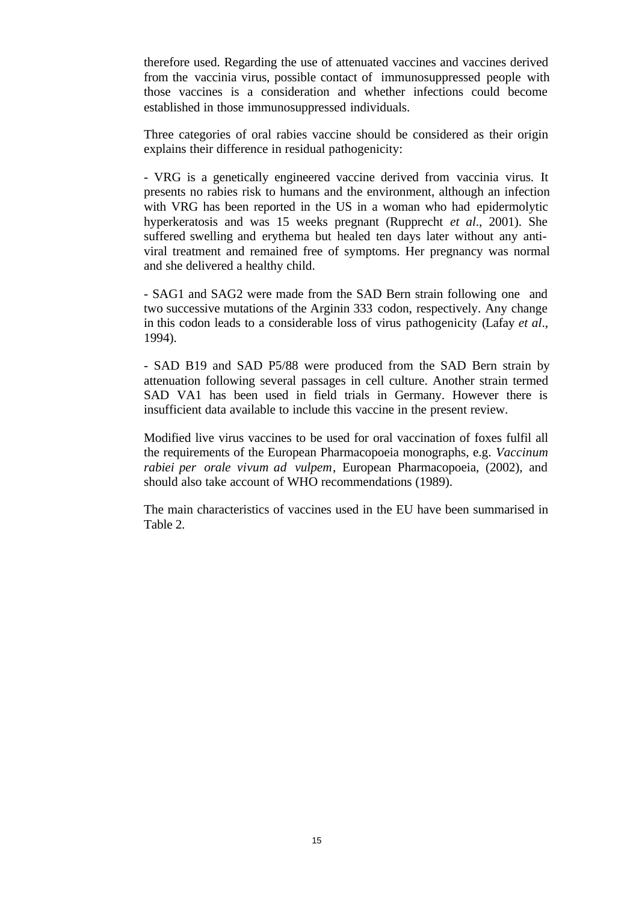therefore used. Regarding the use of attenuated vaccines and vaccines derived from the vaccinia virus, possible contact of immunosuppressed people with those vaccines is a consideration and whether infections could become established in those immunosuppressed individuals.

Three categories of oral rabies vaccine should be considered as their origin explains their difference in residual pathogenicity:

- VRG is a genetically engineered vaccine derived from vaccinia virus. It presents no rabies risk to humans and the environment, although an infection with VRG has been reported in the US in a woman who had epidermolytic hyperkeratosis and was 15 weeks pregnant (Rupprecht *et al*., 2001). She suffered swelling and erythema but healed ten days later without any anti-viral treatment and remained free of symptoms. Her pregnancy was normal and she delivered a healthy child.

- SAG1 and SAG2 were made from the SAD Bern strain following one and two successive mutations of the Arginin 333 codon, respectively. Any change in this codon leads to a considerable loss of virus pathogenicity (Lafay *et al*., 1994).

- SAD B19 and SAD P5/88 were produced from the SAD Bern strain by attenuation following several passages in cell culture. Another strain termed SAD VA1 has been used in field trials in Germany. However there is insufficient data available to include this vaccine in the present review.

Modified live virus vaccines to be used for oral vaccination of foxes fulfil all the requirements of the European Pharmacopoeia monographs, e.g. *Vaccinum rabiei per orale vivum ad vulpem*, European Pharmacopoeia, (2002), and should also take account of WHO recommendations (1989).

The main characteristics of vaccines used in the EU have been summarised in Table 2.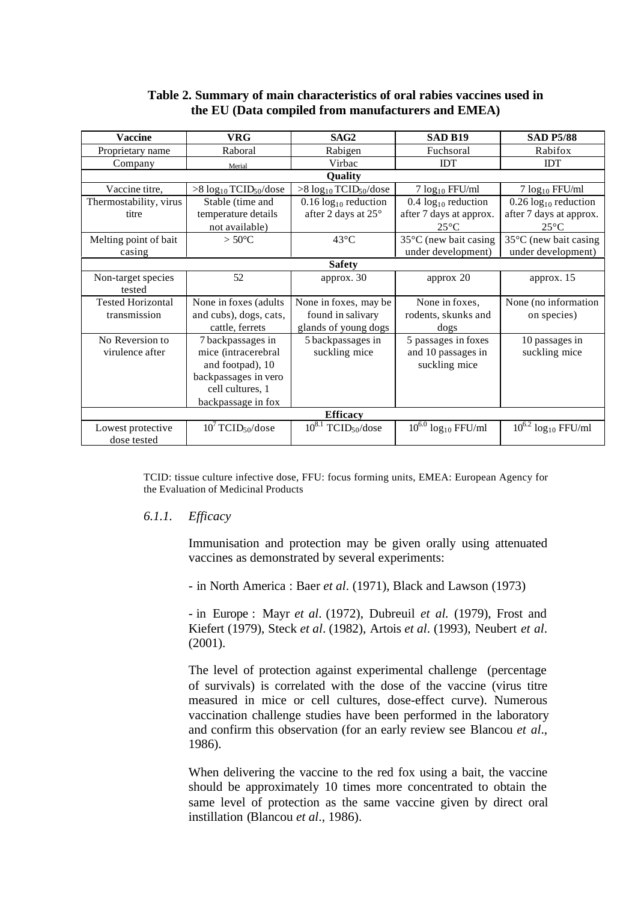**Table 2. Summary of main characteristics of oral rabies vaccines used in the EU (Data compiled from manufacturers and EMEA)**

| Vaccine | VRG | SAG2 | SAD B19 | SAD P5/88 |
|---|---|---|---|---|
| Proprietary name | Raboral | Rabigen | Fuchsoral | Rabifox |
| Company | Merial | Virbac | IDT | IDT |
| **Quality** | | | | |
| Vaccine titre, | >8 $\log_{10}$ $TCID_{50}$/dose | >8 $\log_{10}$ $TCID_{50}$/dose | 7 $\log_{10}$ FFU/ml | 7 $\log_{10}$ FFU/ml |
| Thermostability, virus titre | Stable (time and temperature details not available) | 0.16 $\log_{10}$ reduction after 2 days at 25° | 0.4 $\log_{10}$ reduction after 7 days at approx. 25°C | 0.26 $\log_{10}$ reduction after 7 days at approx. 25°C |
| Melting point of bait casing | > 50°C | 43°C | 35°C (new bait casing under development) | 35°C (new bait casing under development) |
| **Safety** | | | | |
| Non-target species tested | 52 | approx. 30 | approx 20 | approx. 15 |
| Tested Horizontal transmission | None in foxes (adults and cubs), dogs, cats, cattle, ferrets | None in foxes, may be found in salivary glands of young dogs | None in foxes, rodents, skunks and dogs | None (no information on species) |
| No Reversion to virulence after | 7 backpassages in mice (intracerebral and footpad), 10 backpassages in vero cell cultures, 1 backpassage in fox | 5 backpassages in suckling mice | 5 passages in foxes and 10 passages in suckling mice | 10 passages in suckling mice |
| **Efficacy** | | | | |
| Lowest protective dose tested | $10^7$ $TCID_{50}$/dose | $10^{8.1}$ $TCID_{50}$/dose | $10^{6.0}$ $\log_{10}$ FFU/ml | $10^{6.2}$ $\log_{10}$ FFU/ml |

TCID: tissue culture infective dose, FFU: focus forming units, EMEA: European Agency for the Evaluation of Medicinal Products

### *6.1.1. Efficacy*

Immunisation and protection may be given orally using attenuated vaccines as demonstrated by several experiments:

- in North America : Baer *et al*. (1971), Black and Lawson (1973)

- in Europe : Mayr *et al*. (1972), Dubreuil *et al.* (1979), Frost and Kiefert (1979), Steck *et al*. (1982), Artois *et al*. (1993), Neubert *et al*. (2001).

The level of protection against experimental challenge (percentage of survivals) is correlated with the dose of the vaccine (virus titre measured in mice or cell cultures, dose-effect curve). Numerous vaccination challenge studies have been performed in the laboratory and confirm this observation (for an early review see Blancou *et al*., 1986).

When delivering the vaccine to the red fox using a bait, the vaccine should be approximately 10 times more concentrated to obtain the same level of protection as the same vaccine given by direct oral instillation (Blancou *et al*., 1986).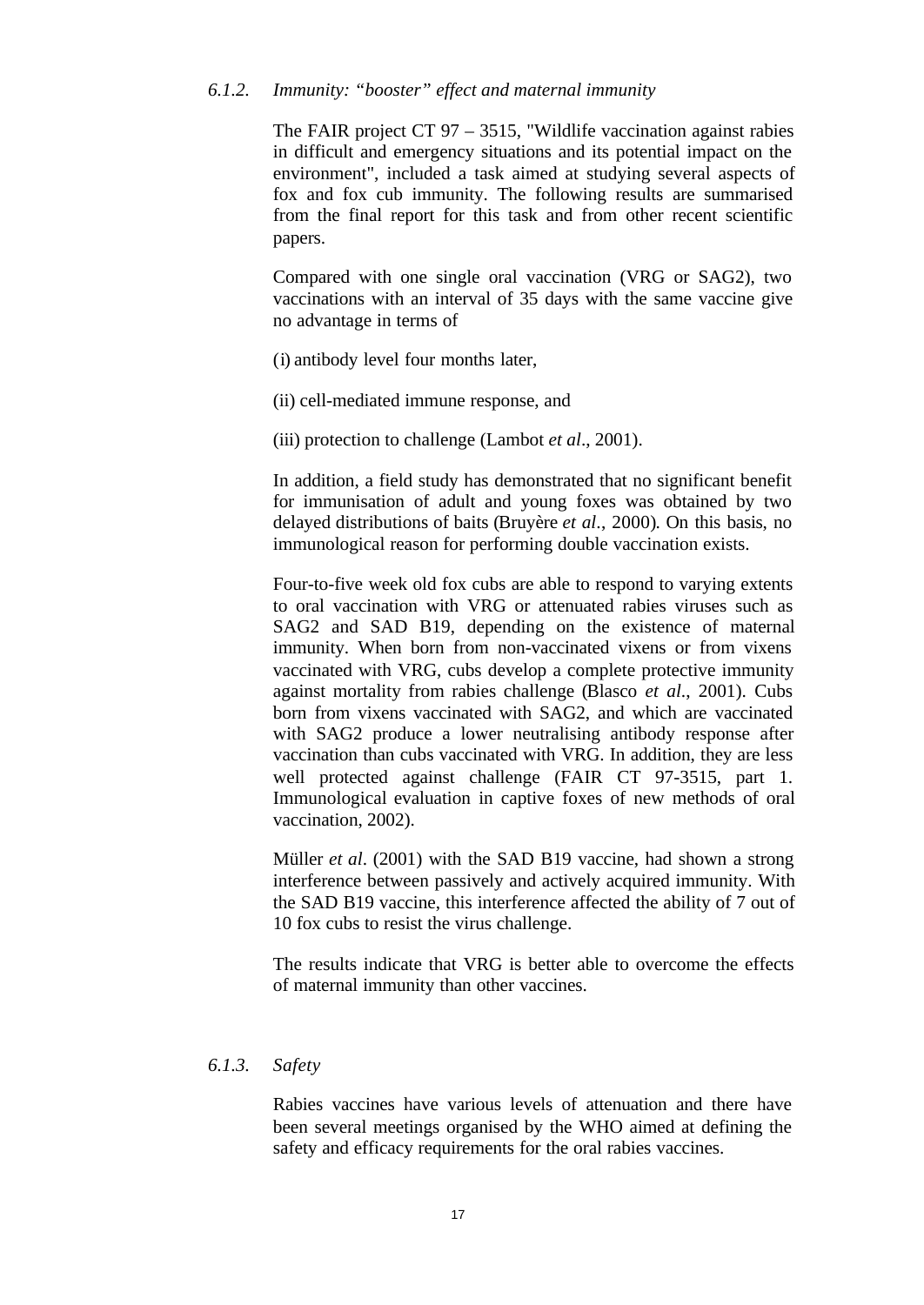#### *6.1.2. Immunity: "booster" effect and maternal immunity*

The FAIR project CT 97 – 3515, "Wildlife vaccination against rabies in difficult and emergency situations and its potential impact on the environment", included a task aimed at studying several aspects of fox and fox cub immunity. The following results are summarised from the final report for this task and from other recent scientific papers.

Compared with one single oral vaccination (VRG or SAG2), two vaccinations with an interval of 35 days with the same vaccine give no advantage in terms of

(i) antibody level four months later,

(ii) cell-mediated immune response, and

(iii) protection to challenge (Lambot *et al*., 2001).

In addition, a field study has demonstrated that no significant benefit for immunisation of adult and young foxes was obtained by two delayed distributions of baits (Bruyère *et al*., 2000). On this basis, no immunological reason for performing double vaccination exists.

Four-to-five week old fox cubs are able to respond to varying extents to oral vaccination with VRG or attenuated rabies viruses such as SAG2 and SAD B19, depending on the existence of maternal immunity. When born from non-vaccinated vixens or from vixens vaccinated with VRG, cubs develop a complete protective immunity against mortality from rabies challenge (Blasco *et al*., 2001). Cubs born from vixens vaccinated with SAG2, and which are vaccinated with SAG2 produce a lower neutralising antibody response after vaccination than cubs vaccinated with VRG. In addition, they are less well protected against challenge (FAIR CT 97-3515, part 1. Immunological evaluation in captive foxes of new methods of oral vaccination, 2002).

Müller *et al*. (2001) with the SAD B19 vaccine, had shown a strong interference between passively and actively acquired immunity. With the SAD B19 vaccine, this interference affected the ability of 7 out of 10 fox cubs to resist the virus challenge.

The results indicate that VRG is better able to overcome the effects of maternal immunity than other vaccines.

#### *6.1.3. Safety*

Rabies vaccines have various levels of attenuation and there have been several meetings organised by the WHO aimed at defining the safety and efficacy requirements for the oral rabies vaccines.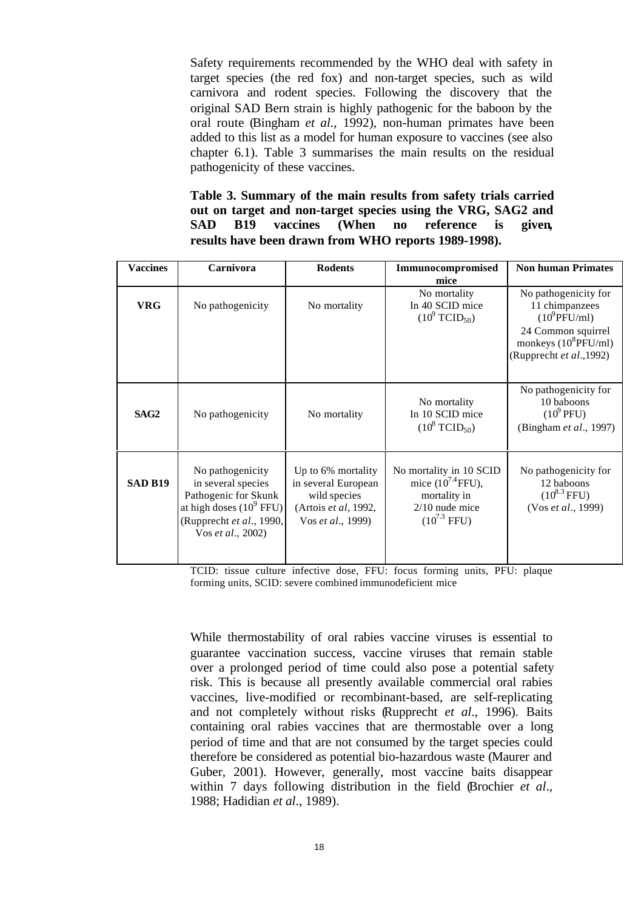Safety requirements recommended by the WHO deal with safety in target species (the red fox) and non-target species, such as wild carnivora and rodent species. Following the discovery that the original SAD Bern strain is highly pathogenic for the baboon by the oral route (Bingham *et al.*, 1992), non-human primates have been added to this list as a model for human exposure to vaccines (see also chapter 6.1). Table 3 summarises the main results on the residual pathogenicity of these vaccines.

**Table 3. Summary of the main results from safety trials carried out on target and non-target species using the VRG, SAG2 and SAD B19 vaccines (When no reference is given, results have been drawn from WHO reports 1989-1998).**

| Vaccines | Carnivora | Rodents | Immunocompromised mice | Non human Primates |
|---|---|---|---|---|
| **VRG** | No pathogenicity | No mortality | No mortality In 40 SCID mice ($10^9$ $TCID_{50}$) | No pathogenicity for 11 chimpanzees ($10^9$PFU/ml) 24 Common squirrel monkeys ($10^8$PFU/ml) (Rupprecht *et al*.,1992) |
| **SAG2** | No pathogenicity | No mortality | No mortality In 10 SCID mice ($10^8$ $TCID_{50}$) | No pathogenicity for 10 baboons ($10^9$ PFU) (Bingham *et al*., 1997) |
| **SAD B19** | No pathogenicity in several species Pathogenic for Skunk at high doses ($10^9$ FFU) (Rupprecht *et al*., 1990, Vos *et al*., 2002) | Up to 6% mortality in several European wild species (Artois *et al*, 1992, Vos *et al*., 1999) | No mortality in 10 SCID mice ($10^{7.4}$FFU), mortality in 2/10 nude mice ($10^{7.3}$ FFU) | No pathogenicity for 12 baboons ($10^{8.3}$ FFU) (Vos *et al*., 1999) |

TCID: tissue culture infective dose, FFU: focus forming units, PFU: plaque forming units, SCID: severe combined immunodeficient mice

While thermostability of oral rabies vaccine viruses is essential to guarantee vaccination success, vaccine viruses that remain stable over a prolonged period of time could also pose a potential safety risk. This is because all presently available commercial oral rabies vaccines, live-modified or recombinant-based, are self-replicating and not completely without risks (Rupprecht *et al*., 1996). Baits containing oral rabies vaccines that are thermostable over a long period of time and that are not consumed by the target species could therefore be considered as potential bio-hazardous waste (Maurer and Guber, 2001). However, generally, most vaccine baits disappear within 7 days following distribution in the field (Brochier *et al*., 1988; Hadidian *et al*., 1989).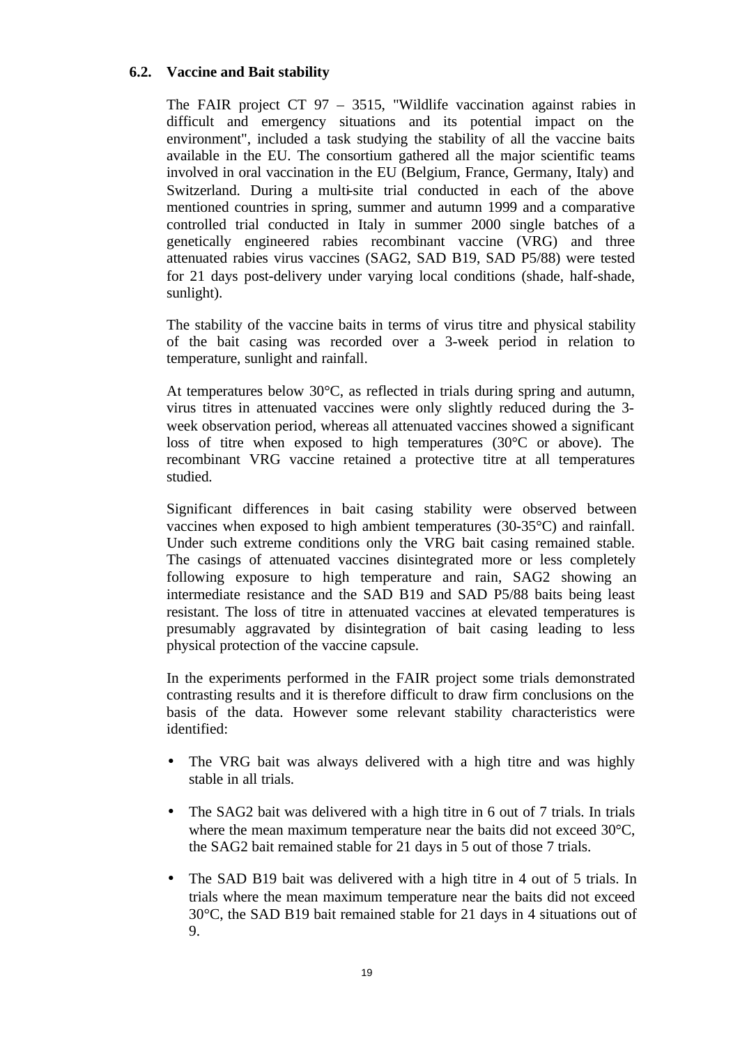### 6.2. Vaccine and Bait stability

The FAIR project CT 97 – 3515, "Wildlife vaccination against rabies in difficult and emergency situations and its potential impact on the environment", included a task studying the stability of all the vaccine baits available in the EU. The consortium gathered all the major scientific teams involved in oral vaccination in the EU (Belgium, France, Germany, Italy) and Switzerland. During a multi-site trial conducted in each of the above mentioned countries in spring, summer and autumn 1999 and a comparative controlled trial conducted in Italy in summer 2000 single batches of a genetically engineered rabies recombinant vaccine (VRG) and three attenuated rabies virus vaccines (SAG2, SAD B19, SAD P5/88) were tested for 21 days post-delivery under varying local conditions (shade, half-shade, sunlight).

The stability of the vaccine baits in terms of virus titre and physical stability of the bait casing was recorded over a 3-week period in relation to temperature, sunlight and rainfall.

At temperatures below 30°C, as reflected in trials during spring and autumn, virus titres in attenuated vaccines were only slightly reduced during the 3-week observation period, whereas all attenuated vaccines showed a significant loss of titre when exposed to high temperatures (30°C or above). The recombinant VRG vaccine retained a protective titre at all temperatures studied.

Significant differences in bait casing stability were observed between vaccines when exposed to high ambient temperatures (30-35°C) and rainfall. Under such extreme conditions only the VRG bait casing remained stable. The casings of attenuated vaccines disintegrated more or less completely following exposure to high temperature and rain, SAG2 showing an intermediate resistance and the SAD B19 and SAD P5/88 baits being least resistant. The loss of titre in attenuated vaccines at elevated temperatures is presumably aggravated by disintegration of bait casing leading to less physical protection of the vaccine capsule.

In the experiments performed in the FAIR project some trials demonstrated contrasting results and it is therefore difficult to draw firm conclusions on the basis of the data. However some relevant stability characteristics were identified:

- The VRG bait was always delivered with a high titre and was highly stable in all trials.
- The SAG2 bait was delivered with a high titre in 6 out of 7 trials. In trials where the mean maximum temperature near the baits did not exceed 30°C, the SAG2 bait remained stable for 21 days in 5 out of those 7 trials.
- The SAD B19 bait was delivered with a high titre in 4 out of 5 trials. In trials where the mean maximum temperature near the baits did not exceed 30°C, the SAD B19 bait remained stable for 21 days in 4 situations out of 9.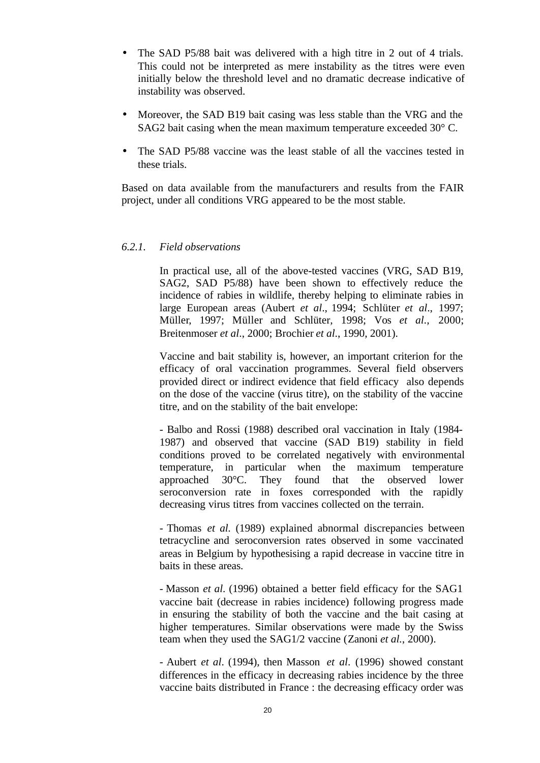- The SAD P5/88 bait was delivered with a high titre in 2 out of 4 trials. This could not be interpreted as mere instability as the titres were even initially below the threshold level and no dramatic decrease indicative of instability was observed.
- Moreover, the SAD B19 bait casing was less stable than the VRG and the SAG2 bait casing when the mean maximum temperature exceeded 30° C.
- The SAD P5/88 vaccine was the least stable of all the vaccines tested in these trials.

Based on data available from the manufacturers and results from the FAIR project, under all conditions VRG appeared to be the most stable.

### *6.2.1. Field observations*

In practical use, all of the above-tested vaccines (VRG, SAD B19, SAG2, SAD P5/88) have been shown to effectively reduce the incidence of rabies in wildlife, thereby helping to eliminate rabies in large European areas (Aubert *et al*., 1994; Schlüter *et al*., 1997; Müller, 1997; Müller and Schlüter, 1998; Vos *et al.*, 2000; Breitenmoser *et al*., 2000; Brochier *et al*., 1990, 2001).

Vaccine and bait stability is, however, an important criterion for the efficacy of oral vaccination programmes. Several field observers provided direct or indirect evidence that field efficacy also depends on the dose of the vaccine (virus titre), on the stability of the vaccine titre, and on the stability of the bait envelope:

- Balbo and Rossi (1988) described oral vaccination in Italy (1984-1987) and observed that vaccine (SAD B19) stability in field conditions proved to be correlated negatively with environmental temperature, in particular when the maximum temperature approached 30°C. They found that the observed lower seroconversion rate in foxes corresponded with the rapidly decreasing virus titres from vaccines collected on the terrain.

- Thomas *et al.* (1989) explained abnormal discrepancies between tetracycline and seroconversion rates observed in some vaccinated areas in Belgium by hypothesising a rapid decrease in vaccine titre in baits in these areas.

- Masson *et al*. (1996) obtained a better field efficacy for the SAG1 vaccine bait (decrease in rabies incidence) following progress made in ensuring the stability of both the vaccine and the bait casing at higher temperatures. Similar observations were made by the Swiss team when they used the SAG1/2 vaccine (Zanoni *et al.*, 2000).

- Aubert *et al*. (1994), then Masson *et al*. (1996) showed constant differences in the efficacy in decreasing rabies incidence by the three vaccine baits distributed in France : the decreasing efficacy order was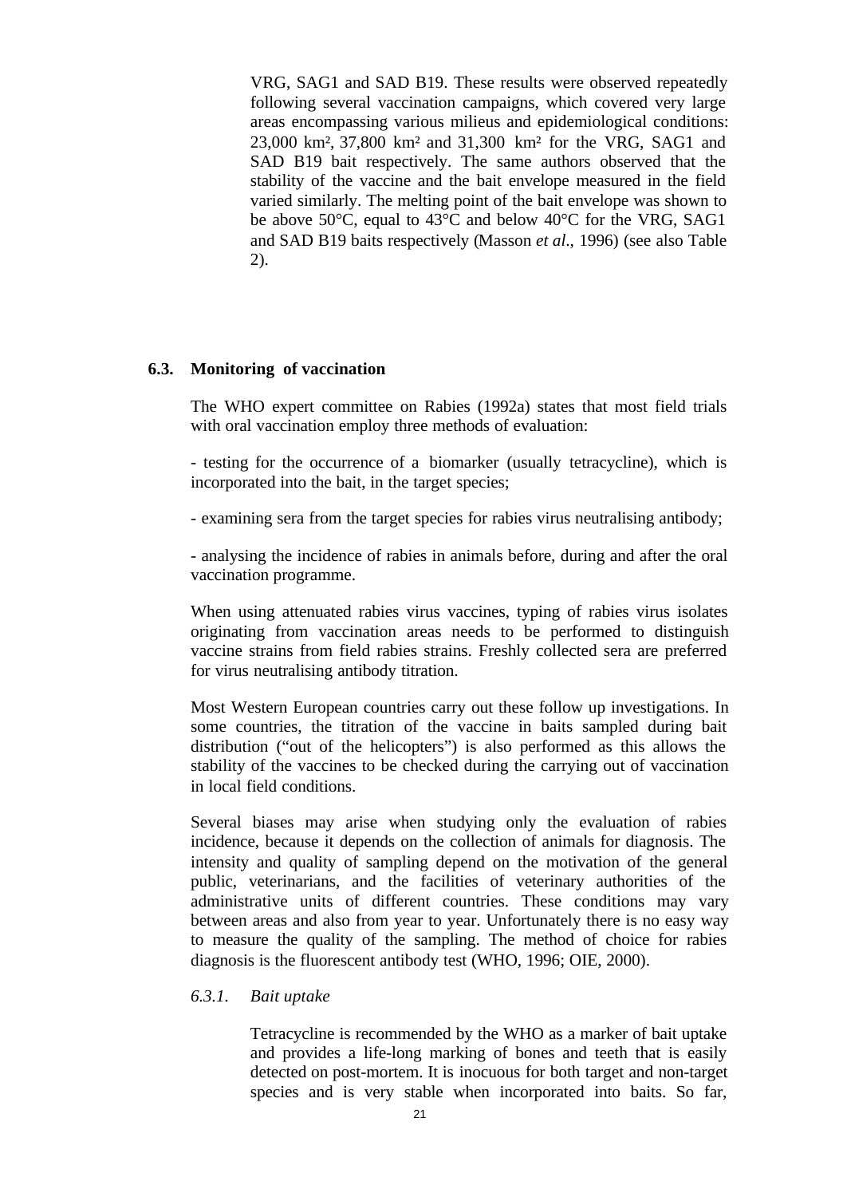VRG, SAG1 and SAD B19. These results were observed repeatedly following several vaccination campaigns, which covered very large areas encompassing various milieus and epidemiological conditions: 23,000 km², 37,800 km² and 31,300 km² for the VRG, SAG1 and SAD B19 bait respectively. The same authors observed that the stability of the vaccine and the bait envelope measured in the field varied similarly. The melting point of the bait envelope was shown to be above 50°C, equal to 43°C and below 40°C for the VRG, SAG1 and SAD B19 baits respectively (Masson *et al*., 1996) (see also Table 2).

## 6.3. Monitoring of vaccination

The WHO expert committee on Rabies (1992a) states that most field trials with oral vaccination employ three methods of evaluation:

- testing for the occurrence of a biomarker (usually tetracycline), which is incorporated into the bait, in the target species;

- examining sera from the target species for rabies virus neutralising antibody;

- analysing the incidence of rabies in animals before, during and after the oral vaccination programme.

When using attenuated rabies virus vaccines, typing of rabies virus isolates originating from vaccination areas needs to be performed to distinguish vaccine strains from field rabies strains. Freshly collected sera are preferred for virus neutralising antibody titration.

Most Western European countries carry out these follow up investigations. In some countries, the titration of the vaccine in baits sampled during bait distribution ("out of the helicopters") is also performed as this allows the stability of the vaccines to be checked during the carrying out of vaccination in local field conditions.

Several biases may arise when studying only the evaluation of rabies incidence, because it depends on the collection of animals for diagnosis. The intensity and quality of sampling depend on the motivation of the general public, veterinarians, and the facilities of veterinary authorities of the administrative units of different countries. These conditions may vary between areas and also from year to year. Unfortunately there is no easy way to measure the quality of the sampling. The method of choice for rabies diagnosis is the fluorescent antibody test (WHO, 1996; OIE, 2000).

### *6.3.1. Bait uptake*

Tetracycline is recommended by the WHO as a marker of bait uptake and provides a life-long marking of bones and teeth that is easily detected on post-mortem. It is inocuous for both target and non-target species and is very stable when incorporated into baits. So far,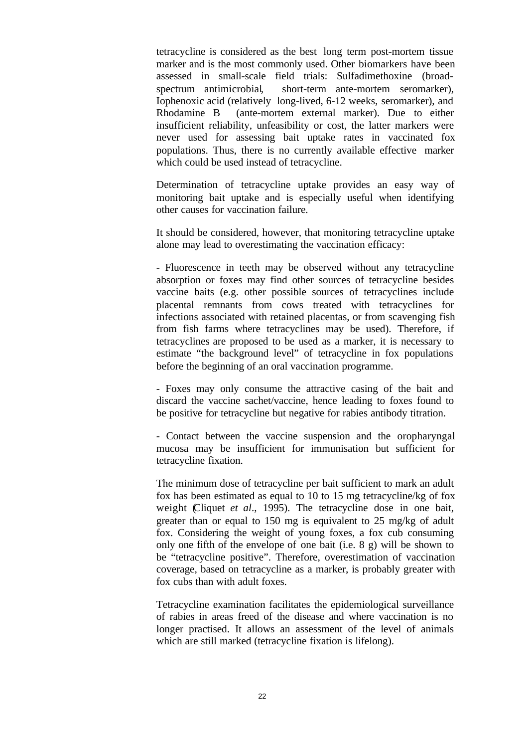tetracycline is considered as the best long term post-mortem tissue marker and is the most commonly used. Other biomarkers have been assessed in small-scale field trials: Sulfadimethoxine (broad-spectrum antimicrobial, short-term ante-mortem seromarker), Iophenoxic acid (relatively long-lived, 6-12 weeks, seromarker), and Rhodamine B (ante-mortem external marker). Due to either insufficient reliability, unfeasibility or cost, the latter markers were never used for assessing bait uptake rates in vaccinated fox populations. Thus, there is no currently available effective marker which could be used instead of tetracycline.

Determination of tetracycline uptake provides an easy way of monitoring bait uptake and is especially useful when identifying other causes for vaccination failure.

It should be considered, however, that monitoring tetracycline uptake alone may lead to overestimating the vaccination efficacy:

- Fluorescence in teeth may be observed without any tetracycline absorption or foxes may find other sources of tetracycline besides vaccine baits (e.g. other possible sources of tetracyclines include placental remnants from cows treated with tetracyclines for infections associated with retained placentas, or from scavenging fish from fish farms where tetracyclines may be used). Therefore, if tetracyclines are proposed to be used as a marker, it is necessary to estimate "the background level" of tetracycline in fox populations before the beginning of an oral vaccination programme.

- Foxes may only consume the attractive casing of the bait and discard the vaccine sachet/vaccine, hence leading to foxes found to be positive for tetracycline but negative for rabies antibody titration.

- Contact between the vaccine suspension and the oropharyngal mucosa may be insufficient for immunisation but sufficient for tetracycline fixation.

The minimum dose of tetracycline per bait sufficient to mark an adult fox has been estimated as equal to 10 to 15 mg tetracycline/kg of fox weight (Cliquet *et al*., 1995). The tetracycline dose in one bait, greater than or equal to 150 mg is equivalent to 25 mg/kg of adult fox. Considering the weight of young foxes, a fox cub consuming only one fifth of the envelope of one bait (i.e. 8 g) will be shown to be "tetracycline positive". Therefore, overestimation of vaccination coverage, based on tetracycline as a marker, is probably greater with fox cubs than with adult foxes.

Tetracycline examination facilitates the epidemiological surveillance of rabies in areas freed of the disease and where vaccination is no longer practised. It allows an assessment of the level of animals which are still marked (tetracycline fixation is lifelong).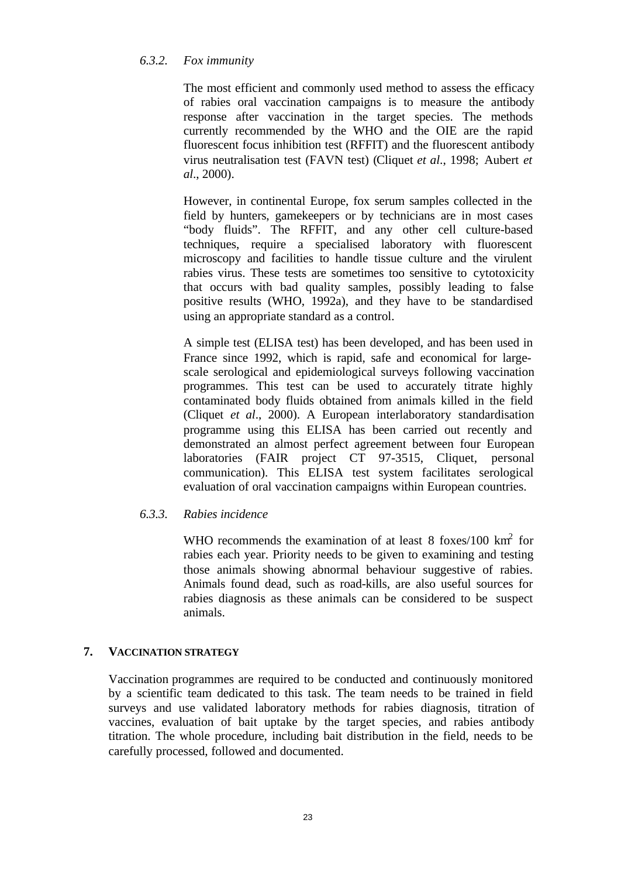### *6.3.2. Fox immunity*

The most efficient and commonly used method to assess the efficacy of rabies oral vaccination campaigns is to measure the antibody response after vaccination in the target species. The methods currently recommended by the WHO and the OIE are the rapid fluorescent focus inhibition test (RFFIT) and the fluorescent antibody virus neutralisation test (FAVN test) (Cliquet *et al*., 1998; Aubert *et al*., 2000).

However, in continental Europe, fox serum samples collected in the field by hunters, gamekeepers or by technicians are in most cases "body fluids". The RFFIT, and any other cell culture-based techniques, require a specialised laboratory with fluorescent microscopy and facilities to handle tissue culture and the virulent rabies virus. These tests are sometimes too sensitive to cytotoxicity that occurs with bad quality samples, possibly leading to false positive results (WHO, 1992a), and they have to be standardised using an appropriate standard as a control.

A simple test (ELISA test) has been developed, and has been used in France since 1992, which is rapid, safe and economical for large-scale serological and epidemiological surveys following vaccination programmes. This test can be used to accurately titrate highly contaminated body fluids obtained from animals killed in the field (Cliquet *et al*., 2000). A European interlaboratory standardisation programme using this ELISA has been carried out recently and demonstrated an almost perfect agreement between four European laboratories (FAIR project CT 97-3515, Cliquet, personal communication). This ELISA test system facilitates serological evaluation of oral vaccination campaigns within European countries.

### *6.3.3. Rabies incidence*

WHO recommends the examination of at least 8 foxes/100 $km^2$ for rabies each year. Priority needs to be given to examining and testing those animals showing abnormal behaviour suggestive of rabies. Animals found dead, such as road-kills, are also useful sources for rabies diagnosis as these animals can be considered to be suspect animals.

## 7. VACCINATION STRATEGY

Vaccination programmes are required to be conducted and continuously monitored by a scientific team dedicated to this task. The team needs to be trained in field surveys and use validated laboratory methods for rabies diagnosis, titration of vaccines, evaluation of bait uptake by the target species, and rabies antibody titration. The whole procedure, including bait distribution in the field, needs to be carefully processed, followed and documented.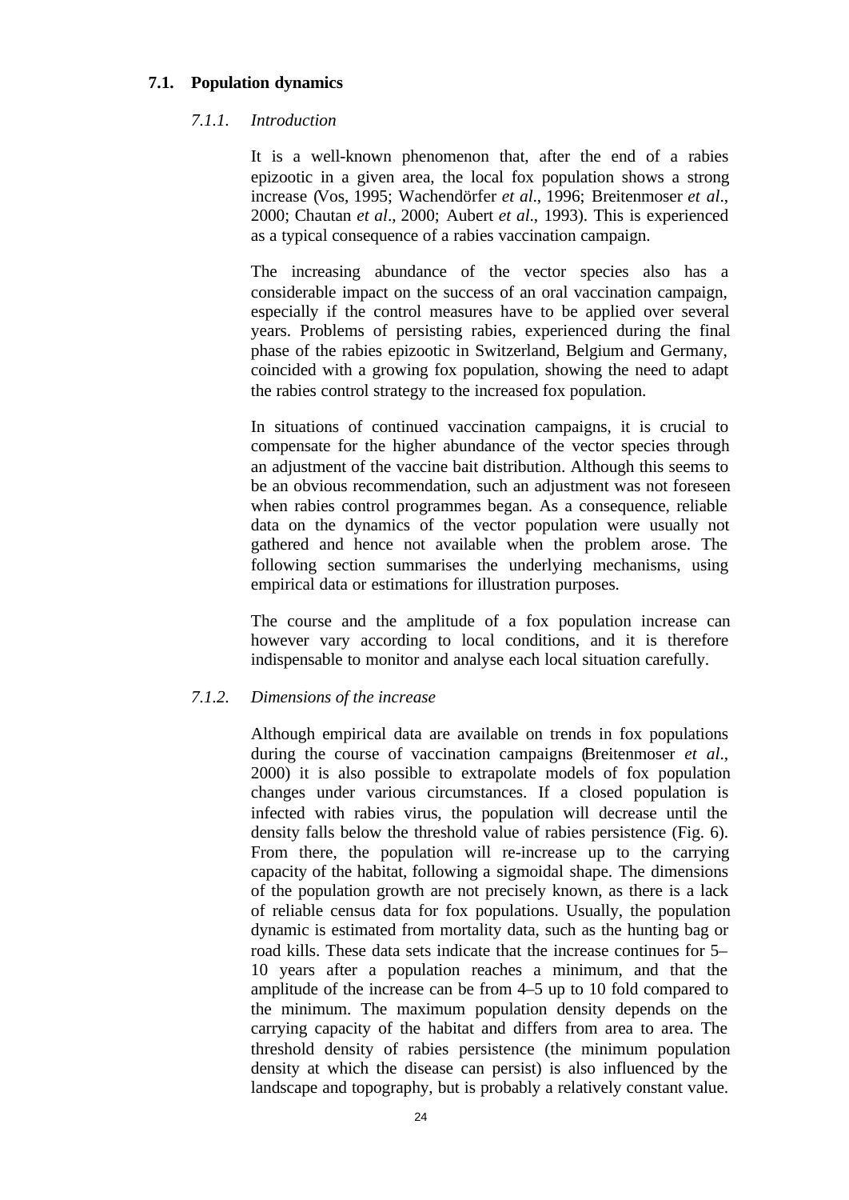## 7.1. Population dynamics

### *7.1.1. Introduction*

It is a well-known phenomenon that, after the end of a rabies epizootic in a given area, the local fox population shows a strong increase (Vos, 1995; Wachendörfer *et al*., 1996; Breitenmoser *et al*., 2000; Chautan *et al*., 2000; Aubert *et al*., 1993). This is experienced as a typical consequence of a rabies vaccination campaign.

The increasing abundance of the vector species also has a considerable impact on the success of an oral vaccination campaign, especially if the control measures have to be applied over several years. Problems of persisting rabies, experienced during the final phase of the rabies epizootic in Switzerland, Belgium and Germany, coincided with a growing fox population, showing the need to adapt the rabies control strategy to the increased fox population.

In situations of continued vaccination campaigns, it is crucial to compensate for the higher abundance of the vector species through an adjustment of the vaccine bait distribution. Although this seems to be an obvious recommendation, such an adjustment was not foreseen when rabies control programmes began. As a consequence, reliable data on the dynamics of the vector population were usually not gathered and hence not available when the problem arose. The following section summarises the underlying mechanisms, using empirical data or estimations for illustration purposes.

The course and the amplitude of a fox population increase can however vary according to local conditions, and it is therefore indispensable to monitor and analyse each local situation carefully.

### *7.1.2. Dimensions of the increase*

Although empirical data are available on trends in fox populations during the course of vaccination campaigns (Breitenmoser *et al*., 2000) it is also possible to extrapolate models of fox population changes under various circumstances. If a closed population is infected with rabies virus, the population will decrease until the density falls below the threshold value of rabies persistence (Fig. 6). From there, the population will re-increase up to the carrying capacity of the habitat, following a sigmoidal shape. The dimensions of the population growth are not precisely known, as there is a lack of reliable census data for fox populations. Usually, the population dynamic is estimated from mortality data, such as the hunting bag or road kills. These data sets indicate that the increase continues for 5–10 years after a population reaches a minimum, and that the amplitude of the increase can be from 4–5 up to 10 fold compared to the minimum. The maximum population density depends on the carrying capacity of the habitat and differs from area to area. The threshold density of rabies persistence (the minimum population density at which the disease can persist) is also influenced by the landscape and topography, but is probably a relatively constant value.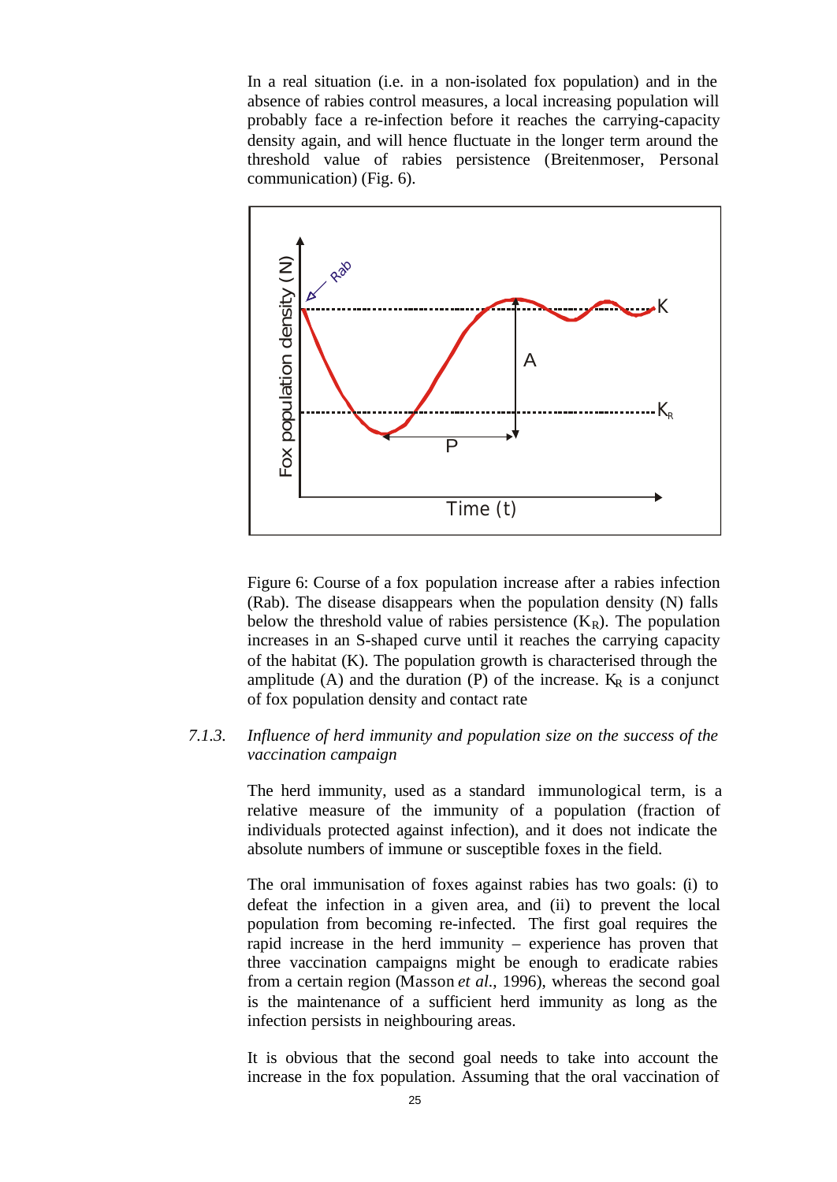In a real situation (i.e. in a non-isolated fox population) and in the absence of rabies control measures, a local increasing population will probably face a re-infection before it reaches the carrying-capacity density again, and will hence fluctuate in the longer term around the threshold value of rabies persistence (Breitenmoser, Personal communication) (Fig. 6).

Figure 6: Course of a fox population increase after a rabies infection (Rab). The disease disappears when the population density (N) falls below the threshold value of rabies persistence ($K_R$). The population increases in an S-shaped curve until it reaches the carrying capacity of the habitat (K). The population growth is characterised through the amplitude (A) and the duration (P) of the increase. $K_R$ is a conjunct of fox population density and contact rate

### 7.1.3. *Influence of herd immunity and population size on the success of the vaccination campaign*

The herd immunity, used as a standard immunological term, is a relative measure of the immunity of a population (fraction of individuals protected against infection), and it does not indicate the absolute numbers of immune or susceptible foxes in the field.

The oral immunisation of foxes against rabies has two goals: (i) to defeat the infection in a given area, and (ii) to prevent the local population from becoming re-infected. The first goal requires the rapid increase in the herd immunity – experience has proven that three vaccination campaigns might be enough to eradicate rabies from a certain region (Masson *et al.*, 1996), whereas the second goal is the maintenance of a sufficient herd immunity as long as the infection persists in neighbouring areas.

It is obvious that the second goal needs to take into account the increase in the fox population. Assuming that the oral vaccination of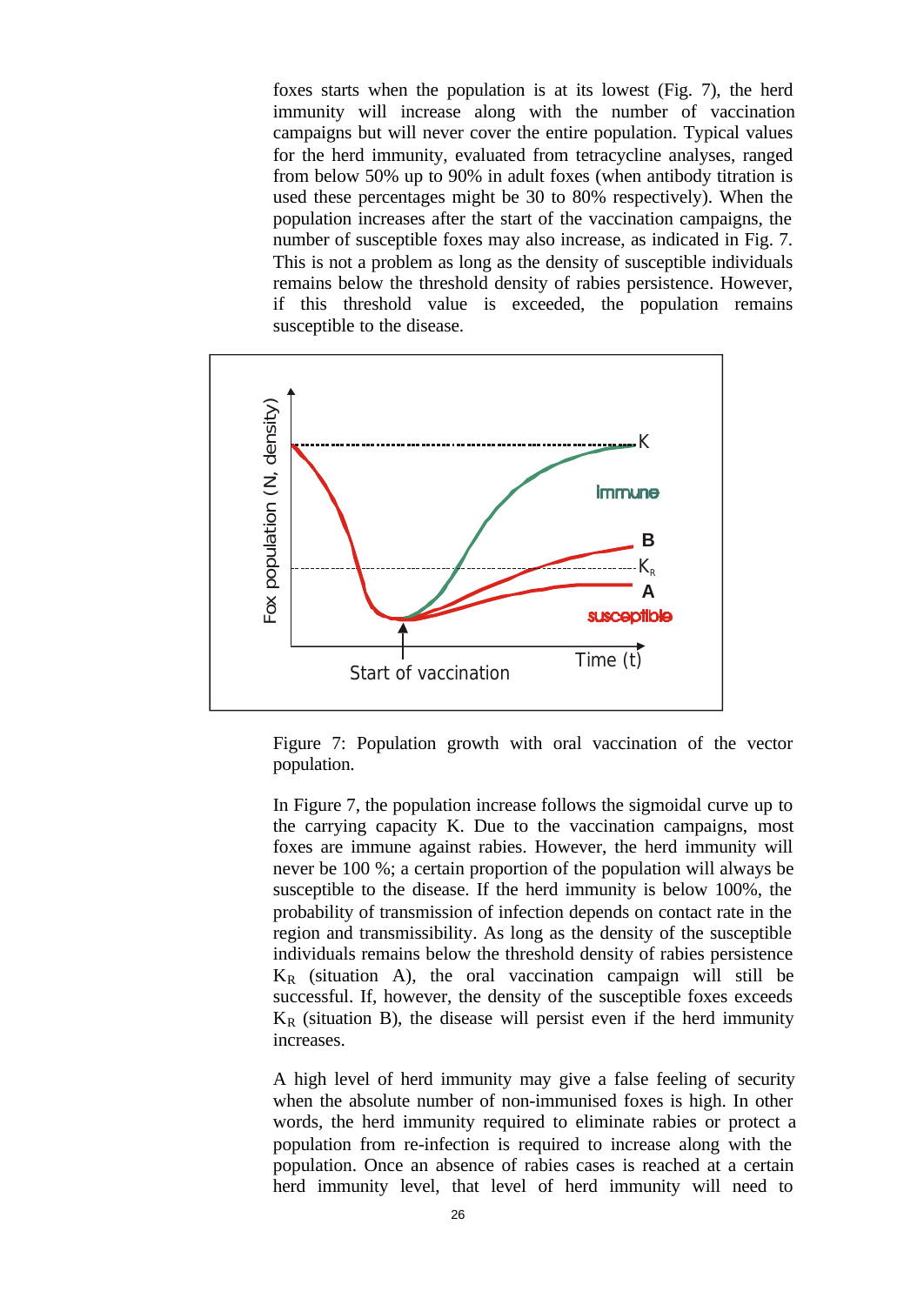foxes starts when the population is at its lowest (Fig. 7), the herd immunity will increase along with the number of vaccination campaigns but will never cover the entire population. Typical values for the herd immunity, evaluated from tetracycline analyses, ranged from below 50% up to 90% in adult foxes (when antibody titration is used these percentages might be 30 to 80% respectively). When the population increases after the start of the vaccination campaigns, the number of susceptible foxes may also increase, as indicated in Fig. 7. This is not a problem as long as the density of susceptible individuals remains below the threshold density of rabies persistence. However, if this threshold value is exceeded, the population remains susceptible to the disease.

Figure 7: Population growth with oral vaccination of the vector population.

In Figure 7, the population increase follows the sigmoidal curve up to the carrying capacity K. Due to the vaccination campaigns, most foxes are immune against rabies. However, the herd immunity will never be 100 %; a certain proportion of the population will always be susceptible to the disease. If the herd immunity is below 100%, the probability of transmission of infection depends on contact rate in the region and transmissibility. As long as the density of the susceptible individuals remains below the threshold density of rabies persistence $K_R$ (situation A), the oral vaccination campaign will still be successful. If, however, the density of the susceptible foxes exceeds $K_R$ (situation B), the disease will persist even if the herd immunity increases.

A high level of herd immunity may give a false feeling of security when the absolute number of non-immunised foxes is high. In other words, the herd immunity required to eliminate rabies or protect a population from re-infection is required to increase along with the population. Once an absence of rabies cases is reached at a certain herd immunity level, that level of herd immunity will need to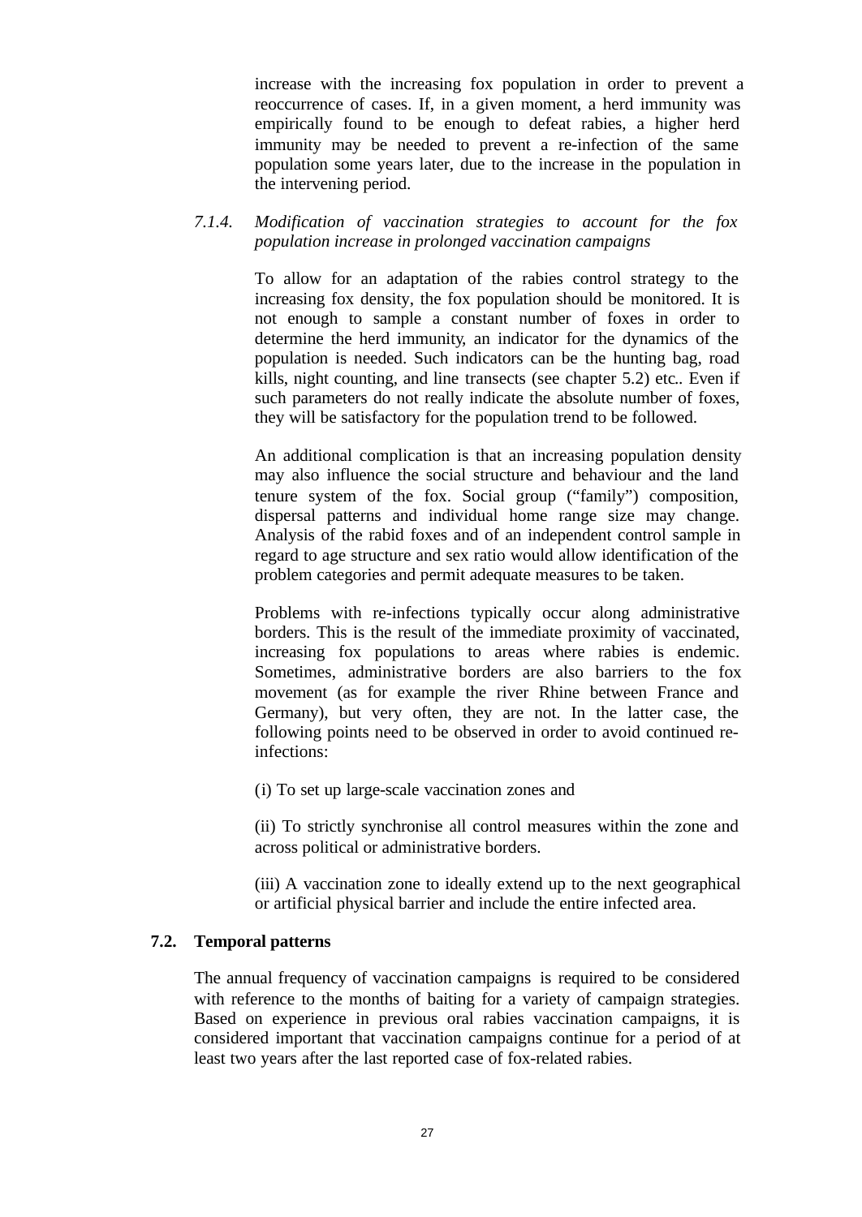increase with the increasing fox population in order to prevent a reoccurrence of cases. If, in a given moment, a herd immunity was empirically found to be enough to defeat rabies, a higher herd immunity may be needed to prevent a re-infection of the same population some years later, due to the increase in the population in the intervening period.

#### *7.1.4. Modification of vaccination strategies to account for the fox population increase in prolonged vaccination campaigns*

To allow for an adaptation of the rabies control strategy to the increasing fox density, the fox population should be monitored. It is not enough to sample a constant number of foxes in order to determine the herd immunity, an indicator for the dynamics of the population is needed. Such indicators can be the hunting bag, road kills, night counting, and line transects (see chapter 5.2) etc.. Even if such parameters do not really indicate the absolute number of foxes, they will be satisfactory for the population trend to be followed.

An additional complication is that an increasing population density may also influence the social structure and behaviour and the land tenure system of the fox. Social group ("family") composition, dispersal patterns and individual home range size may change. Analysis of the rabid foxes and of an independent control sample in regard to age structure and sex ratio would allow identification of the problem categories and permit adequate measures to be taken.

Problems with re-infections typically occur along administrative borders. This is the result of the immediate proximity of vaccinated, increasing fox populations to areas where rabies is endemic. Sometimes, administrative borders are also barriers to the fox movement (as for example the river Rhine between France and Germany), but very often, they are not. In the latter case, the following points need to be observed in order to avoid continued re-infections:

(i) To set up large-scale vaccination zones and

(ii) To strictly synchronise all control measures within the zone and across political or administrative borders.

(iii) A vaccination zone to ideally extend up to the next geographical or artificial physical barrier and include the entire infected area.

### 7.2. Temporal patterns

The annual frequency of vaccination campaigns is required to be considered with reference to the months of baiting for a variety of campaign strategies. Based on experience in previous oral rabies vaccination campaigns, it is considered important that vaccination campaigns continue for a period of at least two years after the last reported case of fox-related rabies.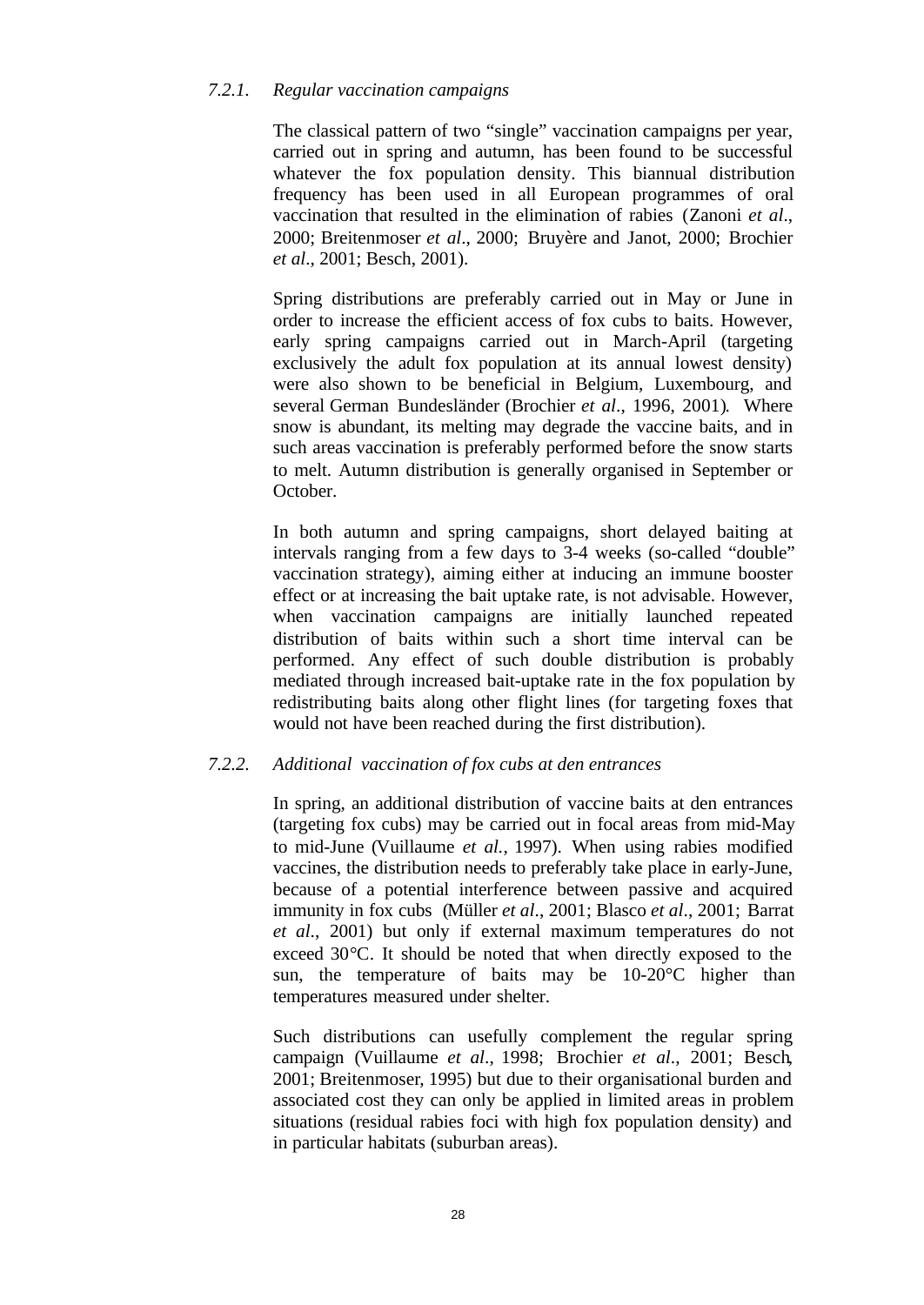#### *7.2.1. Regular vaccination campaigns*

The classical pattern of two "single" vaccination campaigns per year, carried out in spring and autumn, has been found to be successful whatever the fox population density. This biannual distribution frequency has been used in all European programmes of oral vaccination that resulted in the elimination of rabies (Zanoni *et al*., 2000; Breitenmoser *et al*., 2000; Bruyère and Janot, 2000; Brochier *et al*., 2001; Besch, 2001).

Spring distributions are preferably carried out in May or June in order to increase the efficient access of fox cubs to baits. However, early spring campaigns carried out in March-April (targeting exclusively the adult fox population at its annual lowest density) were also shown to be beneficial in Belgium, Luxembourg, and several German Bundesländer (Brochier *et al*., 1996, 2001). Where snow is abundant, its melting may degrade the vaccine baits, and in such areas vaccination is preferably performed before the snow starts to melt. Autumn distribution is generally organised in September or October.

In both autumn and spring campaigns, short delayed baiting at intervals ranging from a few days to 3-4 weeks (so-called "double" vaccination strategy), aiming either at inducing an immune booster effect or at increasing the bait uptake rate, is not advisable. However, when vaccination campaigns are initially launched repeated distribution of baits within such a short time interval can be performed. Any effect of such double distribution is probably mediated through increased bait-uptake rate in the fox population by redistributing baits along other flight lines (for targeting foxes that would not have been reached during the first distribution).

#### *7.2.2. Additional vaccination of fox cubs at den entrances*

In spring, an additional distribution of vaccine baits at den entrances (targeting fox cubs) may be carried out in focal areas from mid-May to mid-June (Vuillaume *et al.*, 1997). When using rabies modified vaccines, the distribution needs to preferably take place in early-June, because of a potential interference between passive and acquired immunity in fox cubs (Müller *et al*., 2001; Blasco *et al*., 2001; Barrat *et al*., 2001) but only if external maximum temperatures do not exceed 30°C. It should be noted that when directly exposed to the sun, the temperature of baits may be 10-20°C higher than temperatures measured under shelter.

Such distributions can usefully complement the regular spring campaign (Vuillaume *et al*., 1998; Brochier *et al*., 2001; Besch, 2001; Breitenmoser, 1995) but due to their organisational burden and associated cost they can only be applied in limited areas in problem situations (residual rabies foci with high fox population density) and in particular habitats (suburban areas).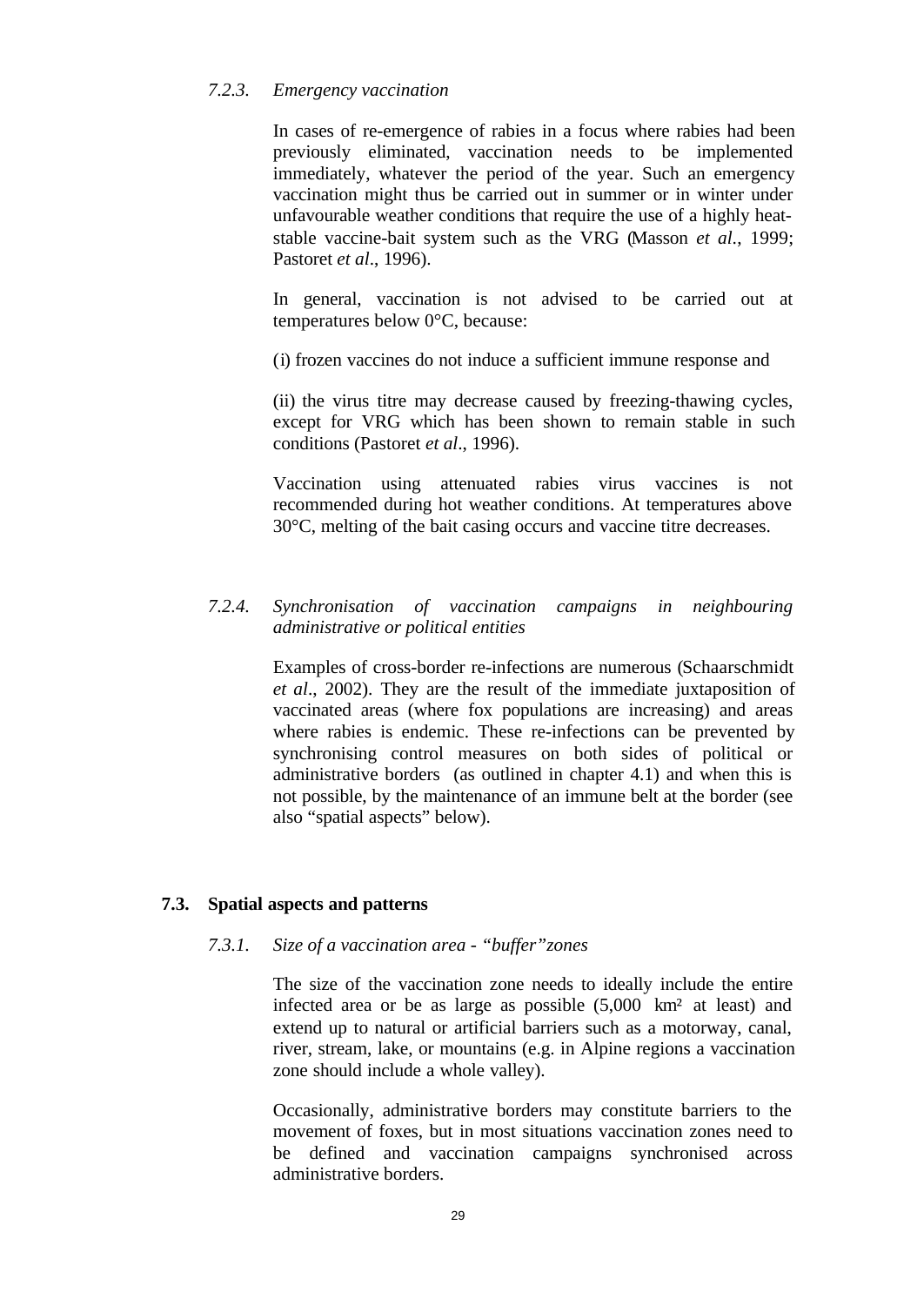#### *7.2.3. Emergency vaccination*

In cases of re-emergence of rabies in a focus where rabies had been previously eliminated, vaccination needs to be implemented immediately, whatever the period of the year. Such an emergency vaccination might thus be carried out in summer or in winter under unfavourable weather conditions that require the use of a highly heat-stable vaccine-bait system such as the VRG (Masson *et al.*, 1999; Pastoret *et al*., 1996).

In general, vaccination is not advised to be carried out at temperatures below 0°C, because:

(i) frozen vaccines do not induce a sufficient immune response and

(ii) the virus titre may decrease caused by freezing-thawing cycles, except for VRG which has been shown to remain stable in such conditions (Pastoret *et al*., 1996).

Vaccination using attenuated rabies virus vaccines is not recommended during hot weather conditions. At temperatures above 30°C, melting of the bait casing occurs and vaccine titre decreases.

#### *7.2.4. Synchronisation of vaccination campaigns in neighbouring administrative or political entities*

Examples of cross-border re-infections are numerous (Schaarschmidt *et al*., 2002). They are the result of the immediate juxtaposition of vaccinated areas (where fox populations are increasing) and areas where rabies is endemic. These re-infections can be prevented by synchronising control measures on both sides of political or administrative borders (as outlined in chapter 4.1) and when this is not possible, by the maintenance of an immune belt at the border (see also "spatial aspects" below).

### **7.3. Spatial aspects and patterns**

#### *7.3.1. Size of a vaccination area - "buffer" zones*

The size of the vaccination zone needs to ideally include the entire infected area or be as large as possible (5,000 km² at least) and extend up to natural or artificial barriers such as a motorway, canal, river, stream, lake, or mountains (e.g. in Alpine regions a vaccination zone should include a whole valley).

Occasionally, administrative borders may constitute barriers to the movement of foxes, but in most situations vaccination zones need to be defined and vaccination campaigns synchronised across administrative borders.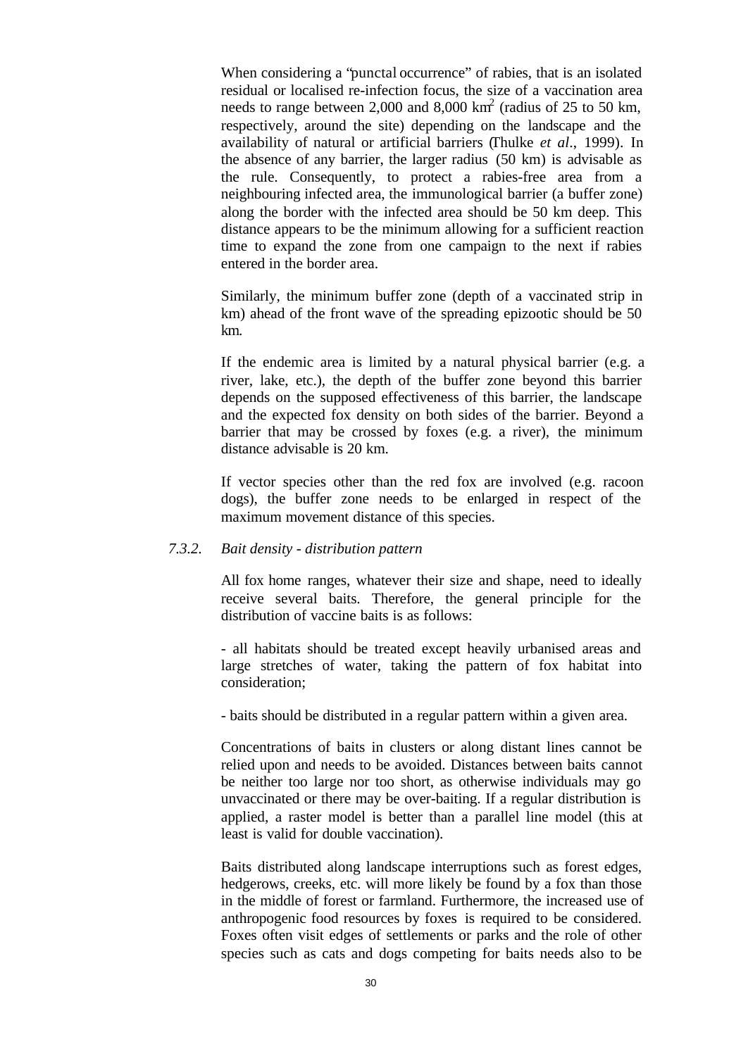When considering a "punctal occurrence" of rabies, that is an isolated residual or localised re-infection focus, the size of a vaccination area needs to range between 2,000 and 8,000 km$^2$ (radius of 25 to 50 km, respectively, around the site) depending on the landscape and the availability of natural or artificial barriers (Thulke *et al*., 1999). In the absence of any barrier, the larger radius (50 km) is advisable as the rule. Consequently, to protect a rabies-free area from a neighbouring infected area, the immunological barrier (a buffer zone) along the border with the infected area should be 50 km deep. This distance appears to be the minimum allowing for a sufficient reaction time to expand the zone from one campaign to the next if rabies entered in the border area.

Similarly, the minimum buffer zone (depth of a vaccinated strip in km) ahead of the front wave of the spreading epizootic should be 50 km.

If the endemic area is limited by a natural physical barrier (e.g. a river, lake, etc.), the depth of the buffer zone beyond this barrier depends on the supposed effectiveness of this barrier, the landscape and the expected fox density on both sides of the barrier. Beyond a barrier that may be crossed by foxes (e.g. a river), the minimum distance advisable is 20 km.

If vector species other than the red fox are involved (e.g. racoon dogs), the buffer zone needs to be enlarged in respect of the maximum movement distance of this species.

### *7.3.2. Bait density - distribution pattern*

All fox home ranges, whatever their size and shape, need to ideally receive several baits. Therefore, the general principle for the distribution of vaccine baits is as follows:

- all habitats should be treated except heavily urbanised areas and large stretches of water, taking the pattern of fox habitat into consideration;

- baits should be distributed in a regular pattern within a given area.

Concentrations of baits in clusters or along distant lines cannot be relied upon and needs to be avoided. Distances between baits cannot be neither too large nor too short, as otherwise individuals may go unvaccinated or there may be over-baiting. If a regular distribution is applied, a raster model is better than a parallel line model (this at least is valid for double vaccination).

Baits distributed along landscape interruptions such as forest edges, hedgerows, creeks, etc. will more likely be found by a fox than those in the middle of forest or farmland. Furthermore, the increased use of anthropogenic food resources by foxes is required to be considered. Foxes often visit edges of settlements or parks and the role of other species such as cats and dogs competing for baits needs also to be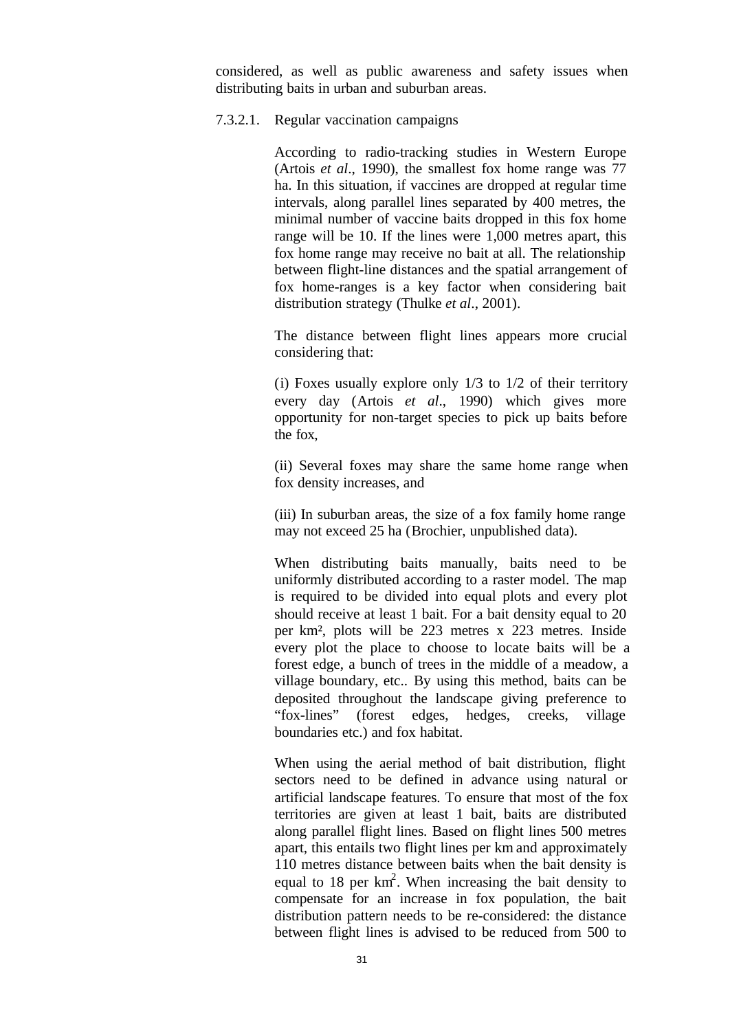considered, as well as public awareness and safety issues when distributing baits in urban and suburban areas.

#### 7.3.2.1. Regular vaccination campaigns

According to radio-tracking studies in Western Europe (Artois *et al*., 1990), the smallest fox home range was 77 ha. In this situation, if vaccines are dropped at regular time intervals, along parallel lines separated by 400 metres, the minimal number of vaccine baits dropped in this fox home range will be 10. If the lines were 1,000 metres apart, this fox home range may receive no bait at all. The relationship between flight-line distances and the spatial arrangement of fox home-ranges is a key factor when considering bait distribution strategy (Thulke *et al*., 2001).

The distance between flight lines appears more crucial considering that:

(i) Foxes usually explore only 1/3 to 1/2 of their territory every day (Artois *et al*., 1990) which gives more opportunity for non-target species to pick up baits before the fox,

(ii) Several foxes may share the same home range when fox density increases, and

(iii) In suburban areas, the size of a fox family home range may not exceed 25 ha (Brochier, unpublished data).

When distributing baits manually, baits need to be uniformly distributed according to a raster model. The map is required to be divided into equal plots and every plot should receive at least 1 bait. For a bait density equal to 20 per km², plots will be 223 metres x 223 metres. Inside every plot the place to choose to locate baits will be a forest edge, a bunch of trees in the middle of a meadow, a village boundary, etc.. By using this method, baits can be deposited throughout the landscape giving preference to "fox-lines" (forest edges, hedges, creeks, village boundaries etc.) and fox habitat.

When using the aerial method of bait distribution, flight sectors need to be defined in advance using natural or artificial landscape features. To ensure that most of the fox territories are given at least 1 bait, baits are distributed along parallel flight lines. Based on flight lines 500 metres apart, this entails two flight lines per km and approximately 110 metres distance between baits when the bait density is equal to 18 per $km^2$. When increasing the bait density to compensate for an increase in fox population, the bait distribution pattern needs to be re-considered: the distance between flight lines is advised to be reduced from 500 to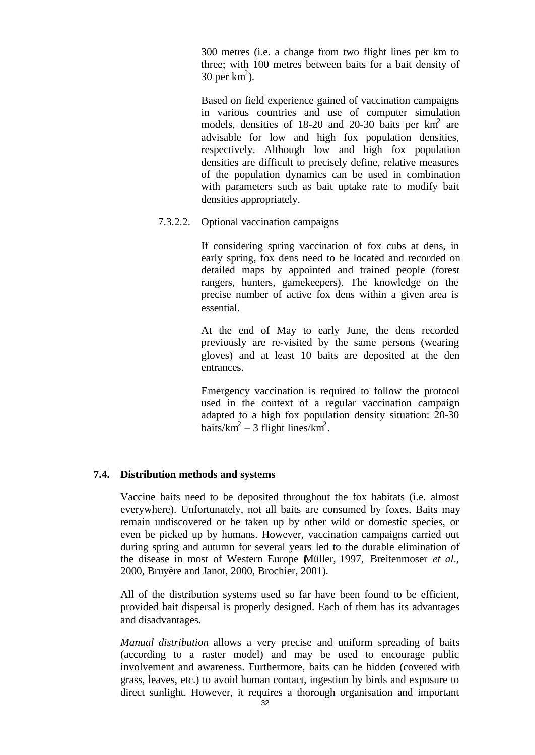300 metres (i.e. a change from two flight lines per km to three; with 100 metres between baits for a bait density of 30 per km$^2$).

Based on field experience gained of vaccination campaigns in various countries and use of computer simulation models, densities of 18-20 and 20-30 baits per km$^2$ are advisable for low and high fox population densities, respectively. Although low and high fox population densities are difficult to precisely define, relative measures of the population dynamics can be used in combination with parameters such as bait uptake rate to modify bait densities appropriately.

7.3.2.2. Optional vaccination campaigns

If considering spring vaccination of fox cubs at dens, in early spring, fox dens need to be located and recorded on detailed maps by appointed and trained people (forest rangers, hunters, gamekeepers). The knowledge on the precise number of active fox dens within a given area is essential.

At the end of May to early June, the dens recorded previously are re-visited by the same persons (wearing gloves) and at least 10 baits are deposited at the den entrances.

Emergency vaccination is required to follow the protocol used in the context of a regular vaccination campaign adapted to a high fox population density situation: 20-30 baits/km$^2$ – 3 flight lines/km$^2$.

## 7.4. Distribution methods and systems

Vaccine baits need to be deposited throughout the fox habitats (i.e. almost everywhere). Unfortunately, not all baits are consumed by foxes. Baits may remain undiscovered or be taken up by other wild or domestic species, or even be picked up by humans. However, vaccination campaigns carried out during spring and autumn for several years led to the durable elimination of the disease in most of Western Europe (Müller, 1997, Breitenmoser *et al.*, 2000, Bruyère and Janot, 2000, Brochier, 2001).

All of the distribution systems used so far have been found to be efficient, provided bait dispersal is properly designed. Each of them has its advantages and disadvantages.

*Manual distribution* allows a very precise and uniform spreading of baits (according to a raster model) and may be used to encourage public involvement and awareness. Furthermore, baits can be hidden (covered with grass, leaves, etc.) to avoid human contact, ingestion by birds and exposure to direct sunlight. However, it requires a thorough organisation and important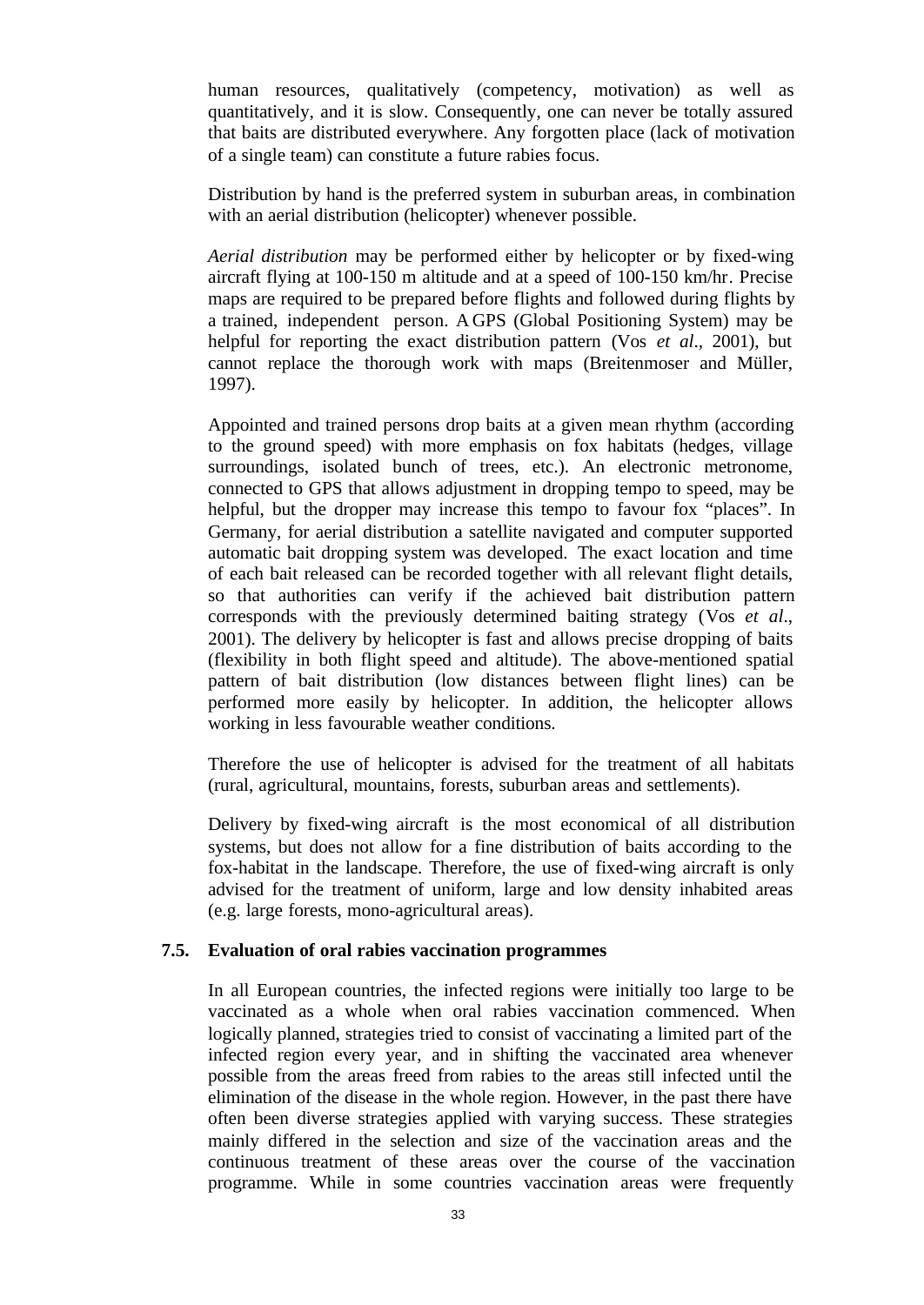human resources, qualitatively (competency, motivation) as well as quantitatively, and it is slow. Consequently, one can never be totally assured that baits are distributed everywhere. Any forgotten place (lack of motivation of a single team) can constitute a future rabies focus.

Distribution by hand is the preferred system in suburban areas, in combination with an aerial distribution (helicopter) whenever possible.

*Aerial distribution* may be performed either by helicopter or by fixed-wing aircraft flying at 100-150 m altitude and at a speed of 100-150 km/hr. Precise maps are required to be prepared before flights and followed during flights by a trained, independent person. A GPS (Global Positioning System) may be helpful for reporting the exact distribution pattern (Vos *et al*., 2001), but cannot replace the thorough work with maps (Breitenmoser and Müller, 1997).

Appointed and trained persons drop baits at a given mean rhythm (according to the ground speed) with more emphasis on fox habitats (hedges, village surroundings, isolated bunch of trees, etc.). An electronic metronome, connected to GPS that allows adjustment in dropping tempo to speed, may be helpful, but the dropper may increase this tempo to favour fox "places". In Germany, for aerial distribution a satellite navigated and computer supported automatic bait dropping system was developed. The exact location and time of each bait released can be recorded together with all relevant flight details, so that authorities can verify if the achieved bait distribution pattern corresponds with the previously determined baiting strategy (Vos *et al*., 2001). The delivery by helicopter is fast and allows precise dropping of baits (flexibility in both flight speed and altitude). The above-mentioned spatial pattern of bait distribution (low distances between flight lines) can be performed more easily by helicopter. In addition, the helicopter allows working in less favourable weather conditions.

Therefore the use of helicopter is advised for the treatment of all habitats (rural, agricultural, mountains, forests, suburban areas and settlements).

Delivery by fixed-wing aircraft is the most economical of all distribution systems, but does not allow for a fine distribution of baits according to the fox-habitat in the landscape. Therefore, the use of fixed-wing aircraft is only advised for the treatment of uniform, large and low density inhabited areas (e.g. large forests, mono-agricultural areas).

### 7.5. Evaluation of oral rabies vaccination programmes

In all European countries, the infected regions were initially too large to be vaccinated as a whole when oral rabies vaccination commenced. When logically planned, strategies tried to consist of vaccinating a limited part of the infected region every year, and in shifting the vaccinated area whenever possible from the areas freed from rabies to the areas still infected until the elimination of the disease in the whole region. However, in the past there have often been diverse strategies applied with varying success. These strategies mainly differed in the selection and size of the vaccination areas and the continuous treatment of these areas over the course of the vaccination programme. While in some countries vaccination areas were frequently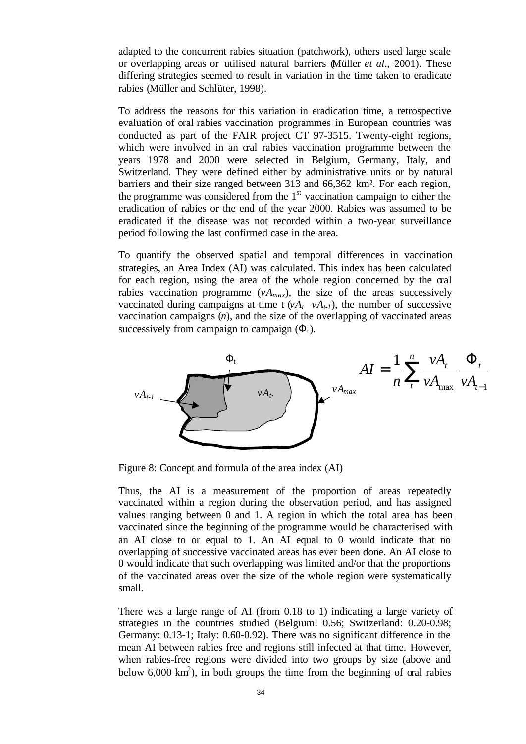adapted to the concurrent rabies situation (patchwork), others used large scale or overlapping areas or utilised natural barriers (Müller *et al*., 2001). These differing strategies seemed to result in variation in the time taken to eradicate rabies (Müller and Schlüter, 1998).

To address the reasons for this variation in eradication time, a retrospective evaluation of oral rabies vaccination programmes in European countries was conducted as part of the FAIR project CT 97-3515. Twenty-eight regions, which were involved in an oral rabies vaccination programme between the years 1978 and 2000 were selected in Belgium, Germany, Italy, and Switzerland. They were defined either by administrative units or by natural barriers and their size ranged between 313 and 66,362 km². For each region, the programme was considered from the 1st vaccination campaign to either the eradication of rabies or the end of the year 2000. Rabies was assumed to be eradicated if the disease was not recorded within a two-year surveillance period following the last confirmed case in the area.

To quantify the observed spatial and temporal differences in vaccination strategies, an Area Index (AI) was calculated. This index has been calculated for each region, using the area of the whole region concerned by the oral rabies vaccination programme ($vA_{max}$), the size of the areas successively vaccinated during campaigns at time t ($vA_t$ $vA_{t-1}$), the number of successive vaccination campaigns ($n$), and the size of the overlapping of vaccinated areas successively from campaign to campaign ($\Phi_t$).

$$AI = \frac{1}{n}\sum_{t}^{n} \frac{vA_t}{vA_{\max}} \frac{\Phi_t}{vA_{t-1}}$$

Figure 8: Concept and formula of the area index (AI)

Thus, the AI is a measurement of the proportion of areas repeatedly vaccinated within a region during the observation period, and has assigned values ranging between 0 and 1. A region in which the total area has been vaccinated since the beginning of the programme would be characterised with an AI close to or equal to 1. An AI equal to 0 would indicate that no overlapping of successive vaccinated areas has ever been done. An AI close to 0 would indicate that such overlapping was limited and/or that the proportions of the vaccinated areas over the size of the whole region were systematically small.

There was a large range of AI (from 0.18 to 1) indicating a large variety of strategies in the countries studied (Belgium: 0.56; Switzerland: 0.20-0.98; Germany: 0.13-1; Italy: 0.60-0.92). There was no significant difference in the mean AI between rabies free and regions still infected at that time. However, when rabies-free regions were divided into two groups by size (above and below 6,000 km²), in both groups the time from the beginning of oral rabies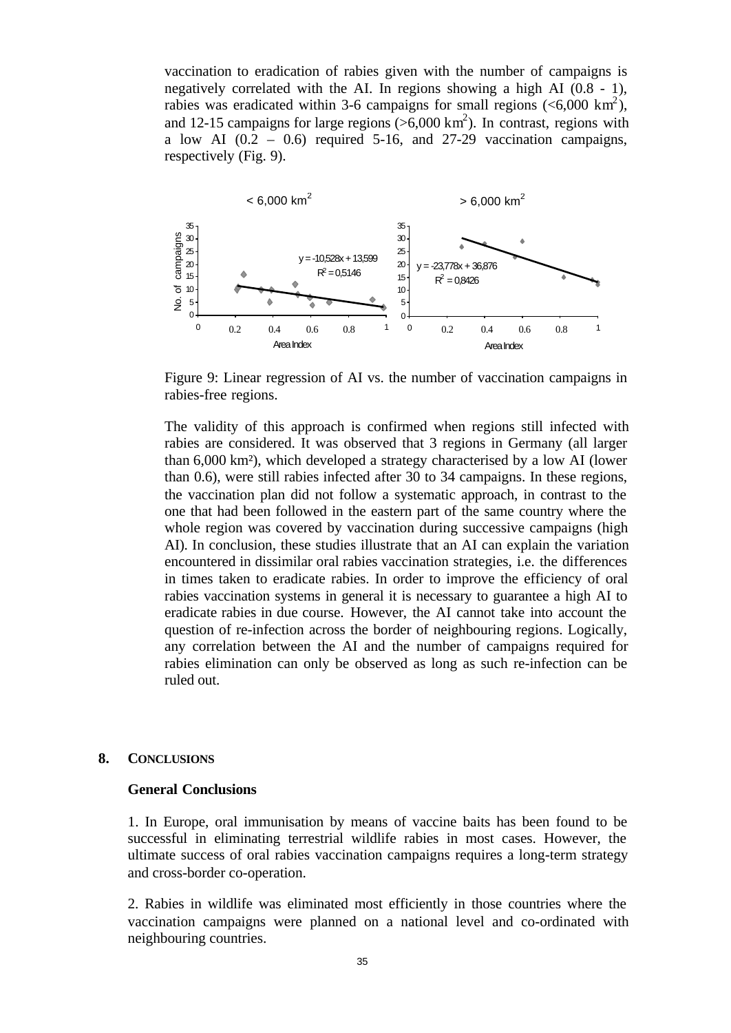vaccination to eradication of rabies given with the number of campaigns is negatively correlated with the AI. In regions showing a high AI (0.8 - 1), rabies was eradicated within 3-6 campaigns for small regions (<6,000 $km^2$), and 12-15 campaigns for large regions (>6,000 $km^2$). In contrast, regions with a low AI (0.2 – 0.6) required 5-16, and 27-29 vaccination campaigns, respectively (Fig. 9).

Figure 9: Linear regression of AI vs. the number of vaccination campaigns in rabies-free regions.

The validity of this approach is confirmed when regions still infected with rabies are considered. It was observed that 3 regions in Germany (all larger than 6,000 km²), which developed a strategy characterised by a low AI (lower than 0.6), were still rabies infected after 30 to 34 campaigns. In these regions, the vaccination plan did not follow a systematic approach, in contrast to the one that had been followed in the eastern part of the same country where the whole region was covered by vaccination during successive campaigns (high AI). In conclusion, these studies illustrate that an AI can explain the variation encountered in dissimilar oral rabies vaccination strategies, i.e. the differences in times taken to eradicate rabies. In order to improve the efficiency of oral rabies vaccination systems in general it is necessary to guarantee a high AI to eradicate rabies in due course. However, the AI cannot take into account the question of re-infection across the border of neighbouring regions. Logically, any correlation between the AI and the number of campaigns required for rabies elimination can only be observed as long as such re-infection can be ruled out.

## 8. CONCLUSIONS

### General Conclusions

1. In Europe, oral immunisation by means of vaccine baits has been found to be successful in eliminating terrestrial wildlife rabies in most cases. However, the ultimate success of oral rabies vaccination campaigns requires a long-term strategy and cross-border co-operation.

2. Rabies in wildlife was eliminated most efficiently in those countries where the vaccination campaigns were planned on a national level and co-ordinated with neighbouring countries.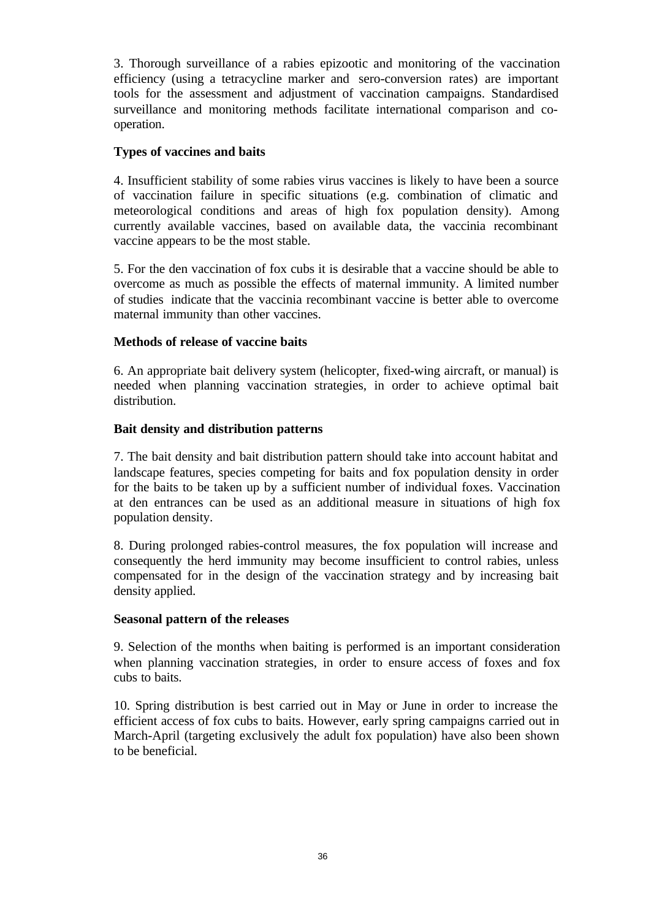3. Thorough surveillance of a rabies epizootic and monitoring of the vaccination efficiency (using a tetracycline marker and sero-conversion rates) are important tools for the assessment and adjustment of vaccination campaigns. Standardised surveillance and monitoring methods facilitate international comparison and co-operation.

**Types of vaccines and baits**

4. Insufficient stability of some rabies virus vaccines is likely to have been a source of vaccination failure in specific situations (e.g. combination of climatic and meteorological conditions and areas of high fox population density). Among currently available vaccines, based on available data, the vaccinia recombinant vaccine appears to be the most stable.

5. For the den vaccination of fox cubs it is desirable that a vaccine should be able to overcome as much as possible the effects of maternal immunity. A limited number of studies indicate that the vaccinia recombinant vaccine is better able to overcome maternal immunity than other vaccines.

**Methods of release of vaccine baits**

6. An appropriate bait delivery system (helicopter, fixed-wing aircraft, or manual) is needed when planning vaccination strategies, in order to achieve optimal bait distribution.

**Bait density and distribution patterns**

7. The bait density and bait distribution pattern should take into account habitat and landscape features, species competing for baits and fox population density in order for the baits to be taken up by a sufficient number of individual foxes. Vaccination at den entrances can be used as an additional measure in situations of high fox population density.

8. During prolonged rabies-control measures, the fox population will increase and consequently the herd immunity may become insufficient to control rabies, unless compensated for in the design of the vaccination strategy and by increasing bait density applied.

**Seasonal pattern of the releases**

9. Selection of the months when baiting is performed is an important consideration when planning vaccination strategies, in order to ensure access of foxes and fox cubs to baits.

10. Spring distribution is best carried out in May or June in order to increase the efficient access of fox cubs to baits. However, early spring campaigns carried out in March-April (targeting exclusively the adult fox population) have also been shown to be beneficial.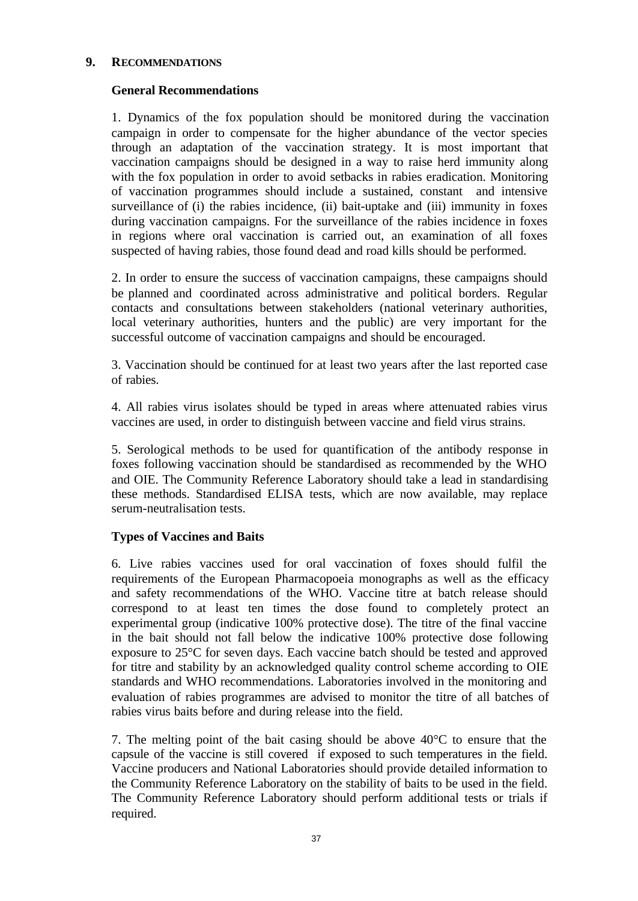## 9. RECOMMENDATIONS

### General Recommendations

1. Dynamics of the fox population should be monitored during the vaccination campaign in order to compensate for the higher abundance of the vector species through an adaptation of the vaccination strategy. It is most important that vaccination campaigns should be designed in a way to raise herd immunity along with the fox population in order to avoid setbacks in rabies eradication. Monitoring of vaccination programmes should include a sustained, constant and intensive surveillance of (i) the rabies incidence, (ii) bait-uptake and (iii) immunity in foxes during vaccination campaigns. For the surveillance of the rabies incidence in foxes in regions where oral vaccination is carried out, an examination of all foxes suspected of having rabies, those found dead and road kills should be performed.

2. In order to ensure the success of vaccination campaigns, these campaigns should be planned and coordinated across administrative and political borders. Regular contacts and consultations between stakeholders (national veterinary authorities, local veterinary authorities, hunters and the public) are very important for the successful outcome of vaccination campaigns and should be encouraged.

3. Vaccination should be continued for at least two years after the last reported case of rabies.

4. All rabies virus isolates should be typed in areas where attenuated rabies virus vaccines are used, in order to distinguish between vaccine and field virus strains.

5. Serological methods to be used for quantification of the antibody response in foxes following vaccination should be standardised as recommended by the WHO and OIE. The Community Reference Laboratory should take a lead in standardising these methods. Standardised ELISA tests, which are now available, may replace serum-neutralisation tests.

### Types of Vaccines and Baits

6. Live rabies vaccines used for oral vaccination of foxes should fulfil the requirements of the European Pharmacopoeia monographs as well as the efficacy and safety recommendations of the WHO. Vaccine titre at batch release should correspond to at least ten times the dose found to completely protect an experimental group (indicative 100% protective dose). The titre of the final vaccine in the bait should not fall below the indicative 100% protective dose following exposure to 25°C for seven days. Each vaccine batch should be tested and approved for titre and stability by an acknowledged quality control scheme according to OIE standards and WHO recommendations. Laboratories involved in the monitoring and evaluation of rabies programmes are advised to monitor the titre of all batches of rabies virus baits before and during release into the field.

7. The melting point of the bait casing should be above 40°C to ensure that the capsule of the vaccine is still covered if exposed to such temperatures in the field. Vaccine producers and National Laboratories should provide detailed information to the Community Reference Laboratory on the stability of baits to be used in the field. The Community Reference Laboratory should perform additional tests or trials if required.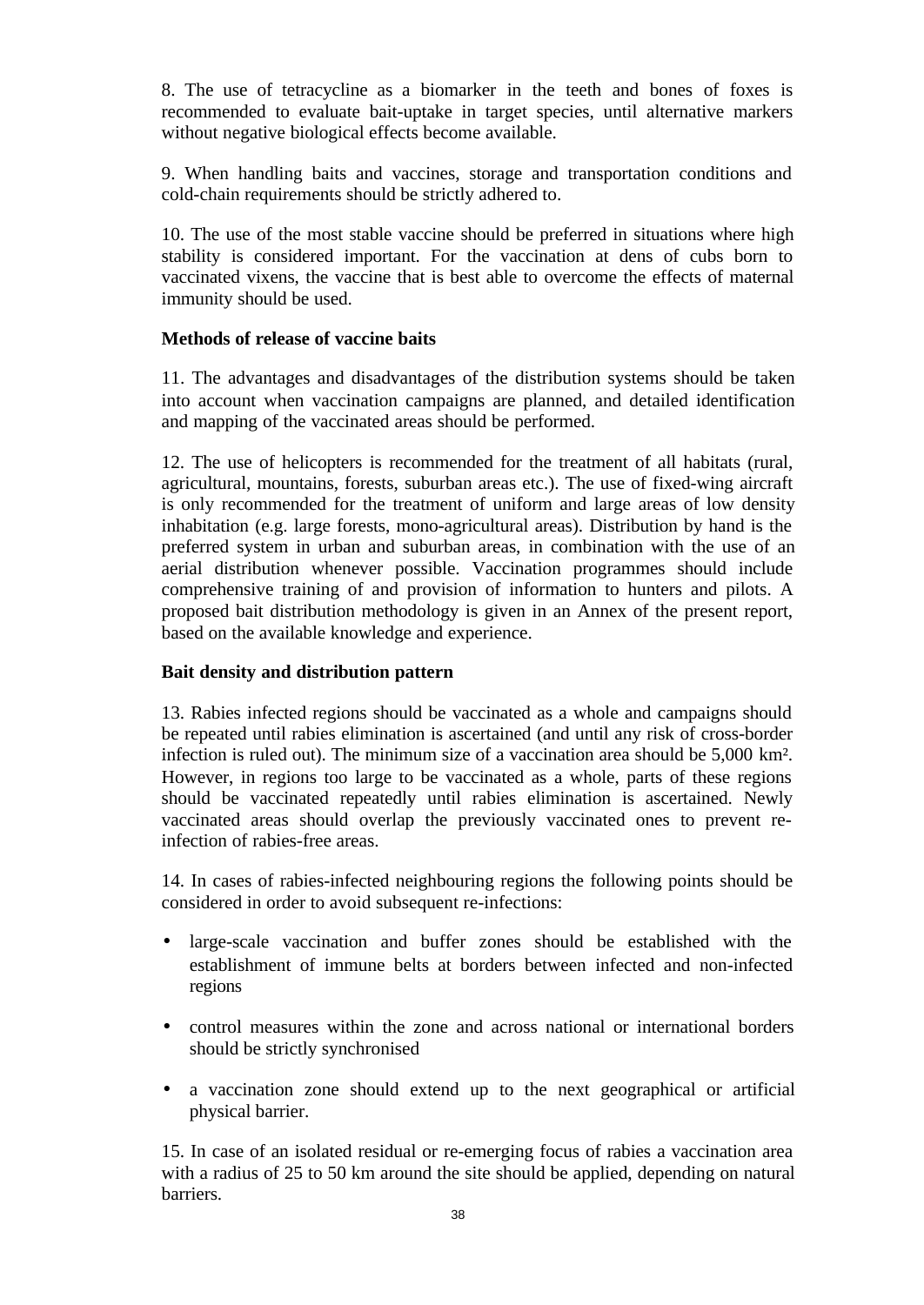8. The use of tetracycline as a biomarker in the teeth and bones of foxes is recommended to evaluate bait-uptake in target species, until alternative markers without negative biological effects become available.

9. When handling baits and vaccines, storage and transportation conditions and cold-chain requirements should be strictly adhered to.

10. The use of the most stable vaccine should be preferred in situations where high stability is considered important. For the vaccination at dens of cubs born to vaccinated vixens, the vaccine that is best able to overcome the effects of maternal immunity should be used.

**Methods of release of vaccine baits**

11. The advantages and disadvantages of the distribution systems should be taken into account when vaccination campaigns are planned, and detailed identification and mapping of the vaccinated areas should be performed.

12. The use of helicopters is recommended for the treatment of all habitats (rural, agricultural, mountains, forests, suburban areas etc.). The use of fixed-wing aircraft is only recommended for the treatment of uniform and large areas of low density inhabitation (e.g. large forests, mono-agricultural areas). Distribution by hand is the preferred system in urban and suburban areas, in combination with the use of an aerial distribution whenever possible. Vaccination programmes should include comprehensive training of and provision of information to hunters and pilots. A proposed bait distribution methodology is given in an Annex of the present report, based on the available knowledge and experience.

**Bait density and distribution pattern**

13. Rabies infected regions should be vaccinated as a whole and campaigns should be repeated until rabies elimination is ascertained (and until any risk of cross-border infection is ruled out). The minimum size of a vaccination area should be 5,000 km². However, in regions too large to be vaccinated as a whole, parts of these regions should be vaccinated repeatedly until rabies elimination is ascertained. Newly vaccinated areas should overlap the previously vaccinated ones to prevent re-infection of rabies-free areas.

14. In cases of rabies-infected neighbouring regions the following points should be considered in order to avoid subsequent re-infections:

- large-scale vaccination and buffer zones should be established with the establishment of immune belts at borders between infected and non-infected regions
- control measures within the zone and across national or international borders should be strictly synchronised
- a vaccination zone should extend up to the next geographical or artificial physical barrier.

15. In case of an isolated residual or re-emerging focus of rabies a vaccination area with a radius of 25 to 50 km around the site should be applied, depending on natural barriers.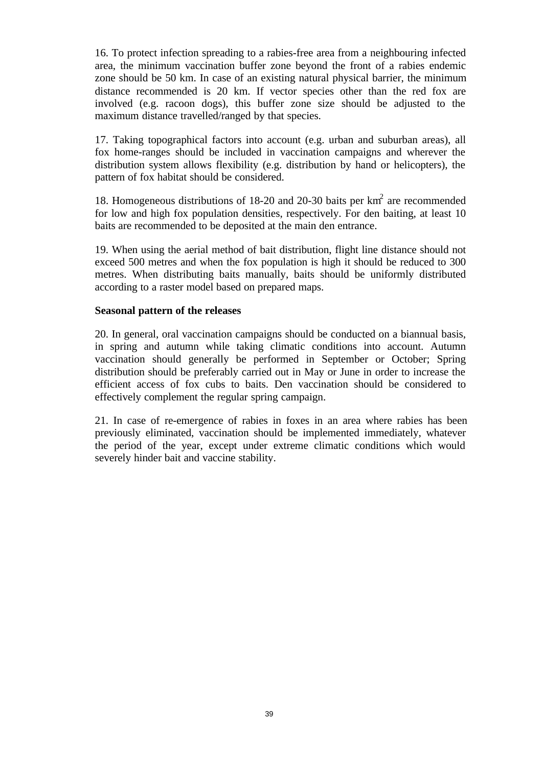16. To protect infection spreading to a rabies-free area from a neighbouring infected area, the minimum vaccination buffer zone beyond the front of a rabies endemic zone should be 50 km. In case of an existing natural physical barrier, the minimum distance recommended is 20 km. If vector species other than the red fox are involved (e.g. racoon dogs), this buffer zone size should be adjusted to the maximum distance travelled/ranged by that species.

17. Taking topographical factors into account (e.g. urban and suburban areas), all fox home-ranges should be included in vaccination campaigns and wherever the distribution system allows flexibility (e.g. distribution by hand or helicopters), the pattern of fox habitat should be considered.

18. Homogeneous distributions of 18-20 and 20-30 baits per $km^2$ are recommended for low and high fox population densities, respectively. For den baiting, at least 10 baits are recommended to be deposited at the main den entrance.

19. When using the aerial method of bait distribution, flight line distance should not exceed 500 metres and when the fox population is high it should be reduced to 300 metres. When distributing baits manually, baits should be uniformly distributed according to a raster model based on prepared maps.

**Seasonal pattern of the releases**

20. In general, oral vaccination campaigns should be conducted on a biannual basis, in spring and autumn while taking climatic conditions into account. Autumn vaccination should generally be performed in September or October; Spring distribution should be preferably carried out in May or June in order to increase the efficient access of fox cubs to baits. Den vaccination should be considered to effectively complement the regular spring campaign.

21. In case of re-emergence of rabies in foxes in an area where rabies has been previously eliminated, vaccination should be implemented immediately, whatever the period of the year, except under extreme climatic conditions which would severely hinder bait and vaccine stability.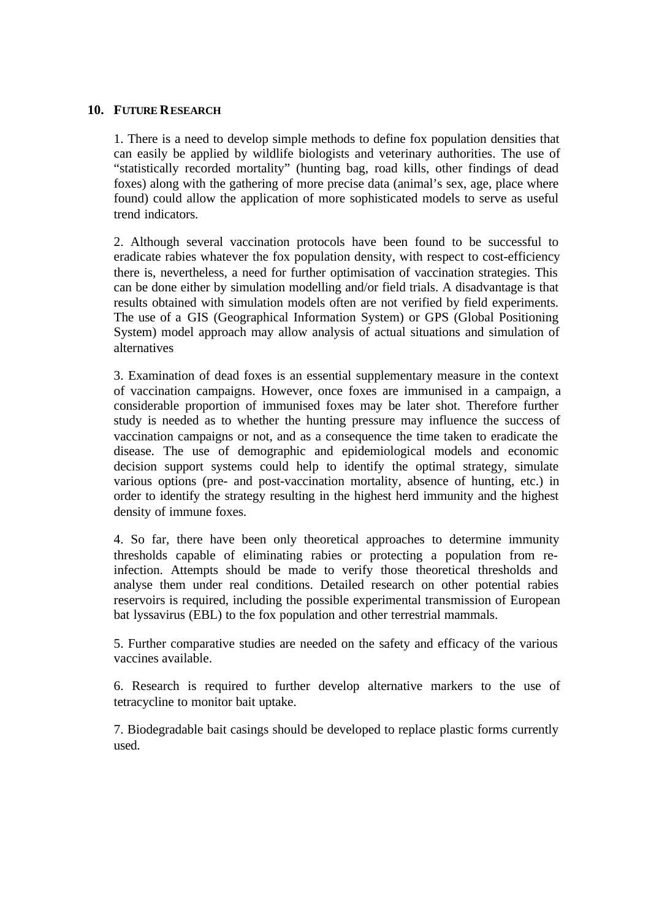## 10. FUTURE RESEARCH

1. There is a need to develop simple methods to define fox population densities that can easily be applied by wildlife biologists and veterinary authorities. The use of "statistically recorded mortality" (hunting bag, road kills, other findings of dead foxes) along with the gathering of more precise data (animal's sex, age, place where found) could allow the application of more sophisticated models to serve as useful trend indicators.

2. Although several vaccination protocols have been found to be successful to eradicate rabies whatever the fox population density, with respect to cost-efficiency there is, nevertheless, a need for further optimisation of vaccination strategies. This can be done either by simulation modelling and/or field trials. A disadvantage is that results obtained with simulation models often are not verified by field experiments. The use of a GIS (Geographical Information System) or GPS (Global Positioning System) model approach may allow analysis of actual situations and simulation of alternatives

3. Examination of dead foxes is an essential supplementary measure in the context of vaccination campaigns. However, once foxes are immunised in a campaign, a considerable proportion of immunised foxes may be later shot. Therefore further study is needed as to whether the hunting pressure may influence the success of vaccination campaigns or not, and as a consequence the time taken to eradicate the disease. The use of demographic and epidemiological models and economic decision support systems could help to identify the optimal strategy, simulate various options (pre- and post-vaccination mortality, absence of hunting, etc.) in order to identify the strategy resulting in the highest herd immunity and the highest density of immune foxes.

4. So far, there have been only theoretical approaches to determine immunity thresholds capable of eliminating rabies or protecting a population from re-infection. Attempts should be made to verify those theoretical thresholds and analyse them under real conditions. Detailed research on other potential rabies reservoirs is required, including the possible experimental transmission of European bat lyssavirus (EBL) to the fox population and other terrestrial mammals.

5. Further comparative studies are needed on the safety and efficacy of the various vaccines available.

6. Research is required to further develop alternative markers to the use of tetracycline to monitor bait uptake.

7. Biodegradable bait casings should be developed to replace plastic forms currently used.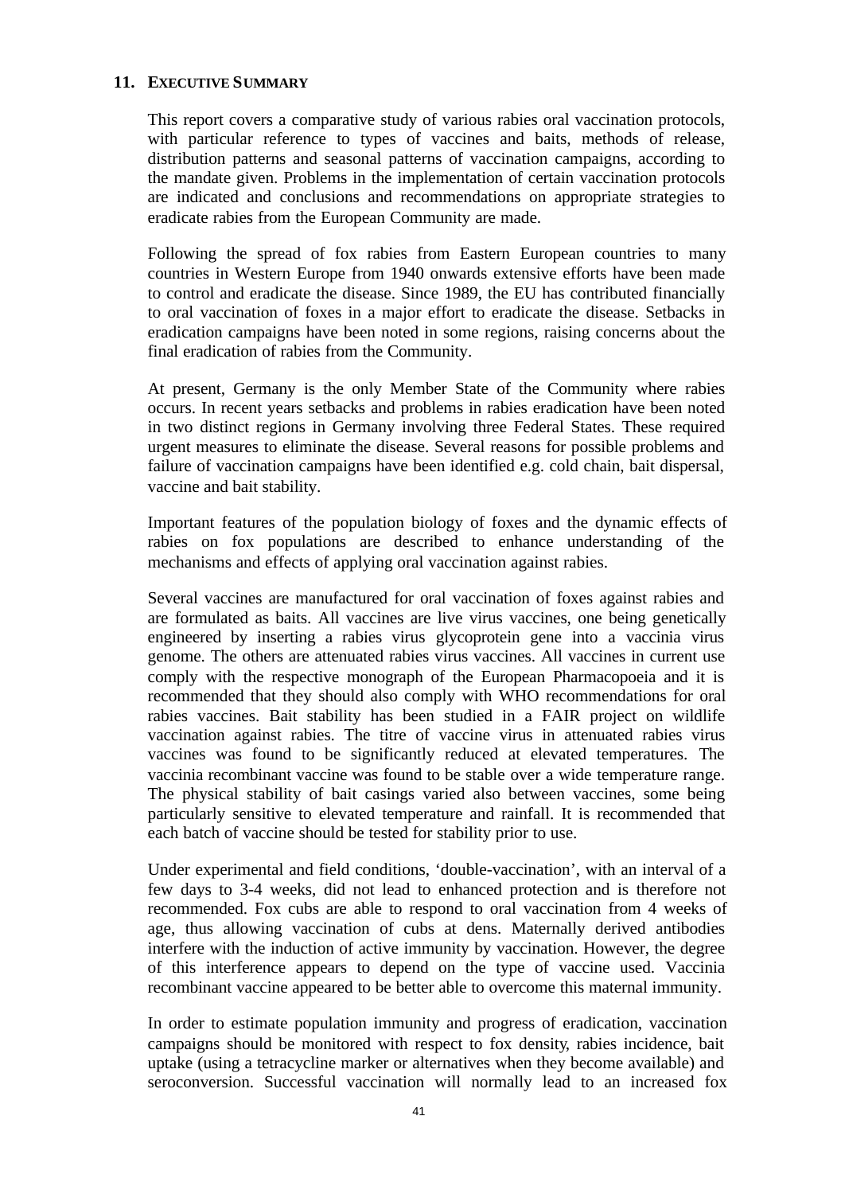## 11. EXECUTIVE SUMMARY

This report covers a comparative study of various rabies oral vaccination protocols, with particular reference to types of vaccines and baits, methods of release, distribution patterns and seasonal patterns of vaccination campaigns, according to the mandate given. Problems in the implementation of certain vaccination protocols are indicated and conclusions and recommendations on appropriate strategies to eradicate rabies from the European Community are made.

Following the spread of fox rabies from Eastern European countries to many countries in Western Europe from 1940 onwards extensive efforts have been made to control and eradicate the disease. Since 1989, the EU has contributed financially to oral vaccination of foxes in a major effort to eradicate the disease. Setbacks in eradication campaigns have been noted in some regions, raising concerns about the final eradication of rabies from the Community.

At present, Germany is the only Member State of the Community where rabies occurs. In recent years setbacks and problems in rabies eradication have been noted in two distinct regions in Germany involving three Federal States. These required urgent measures to eliminate the disease. Several reasons for possible problems and failure of vaccination campaigns have been identified e.g. cold chain, bait dispersal, vaccine and bait stability.

Important features of the population biology of foxes and the dynamic effects of rabies on fox populations are described to enhance understanding of the mechanisms and effects of applying oral vaccination against rabies.

Several vaccines are manufactured for oral vaccination of foxes against rabies and are formulated as baits. All vaccines are live virus vaccines, one being genetically engineered by inserting a rabies virus glycoprotein gene into a vaccinia virus genome. The others are attenuated rabies virus vaccines. All vaccines in current use comply with the respective monograph of the European Pharmacopoeia and it is recommended that they should also comply with WHO recommendations for oral rabies vaccines. Bait stability has been studied in a FAIR project on wildlife vaccination against rabies. The titre of vaccine virus in attenuated rabies virus vaccines was found to be significantly reduced at elevated temperatures. The vaccinia recombinant vaccine was found to be stable over a wide temperature range. The physical stability of bait casings varied also between vaccines, some being particularly sensitive to elevated temperature and rainfall. It is recommended that each batch of vaccine should be tested for stability prior to use.

Under experimental and field conditions, 'double-vaccination', with an interval of a few days to 3-4 weeks, did not lead to enhanced protection and is therefore not recommended. Fox cubs are able to respond to oral vaccination from 4 weeks of age, thus allowing vaccination of cubs at dens. Maternally derived antibodies interfere with the induction of active immunity by vaccination. However, the degree of this interference appears to depend on the type of vaccine used. Vaccinia recombinant vaccine appeared to be better able to overcome this maternal immunity.

In order to estimate population immunity and progress of eradication, vaccination campaigns should be monitored with respect to fox density, rabies incidence, bait uptake (using a tetracycline marker or alternatives when they become available) and seroconversion. Successful vaccination will normally lead to an increased fox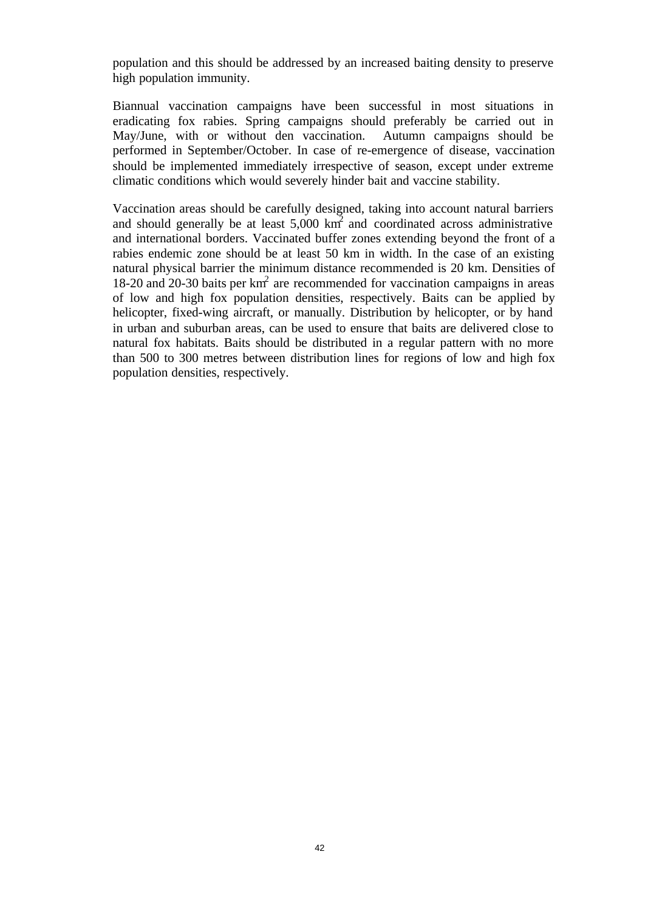population and this should be addressed by an increased baiting density to preserve high population immunity.

Biannual vaccination campaigns have been successful in most situations in eradicating fox rabies. Spring campaigns should preferably be carried out in May/June, with or without den vaccination. Autumn campaigns should be performed in September/October. In case of re-emergence of disease, vaccination should be implemented immediately irrespective of season, except under extreme climatic conditions which would severely hinder bait and vaccine stability.

Vaccination areas should be carefully designed, taking into account natural barriers and should generally be at least 5,000 $km^2$ and coordinated across administrative and international borders. Vaccinated buffer zones extending beyond the front of a rabies endemic zone should be at least 50 km in width. In the case of an existing natural physical barrier the minimum distance recommended is 20 km. Densities of 18-20 and 20-30 baits per $km^2$ are recommended for vaccination campaigns in areas of low and high fox population densities, respectively. Baits can be applied by helicopter, fixed-wing aircraft, or manually. Distribution by helicopter, or by hand in urban and suburban areas, can be used to ensure that baits are delivered close to natural fox habitats. Baits should be distributed in a regular pattern with no more than 500 to 300 metres between distribution lines for regions of low and high fox population densities, respectively.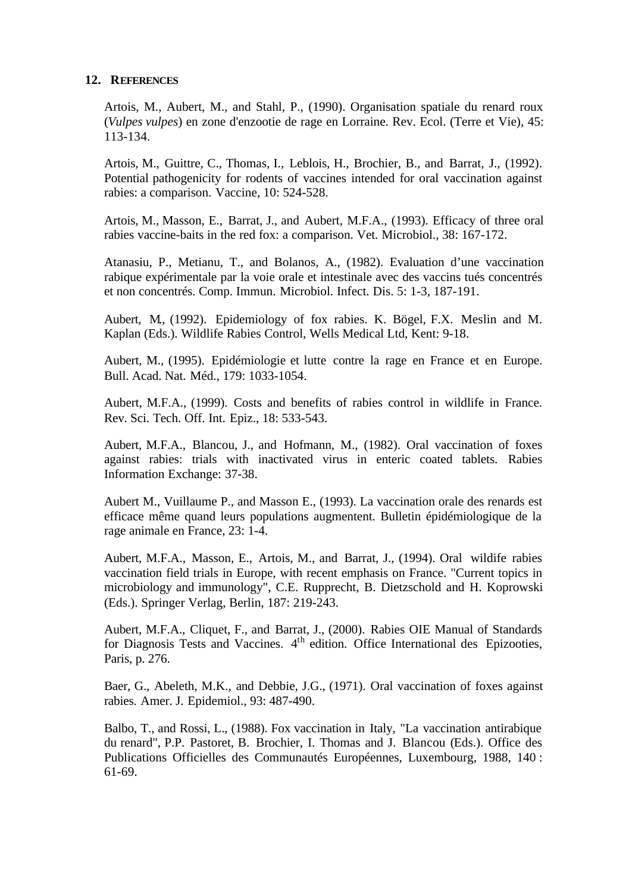## 12. REFERENCES

Artois, M., Aubert, M., and Stahl, P., (1990). Organisation spatiale du renard roux (*Vulpes vulpes*) en zone d'enzootie de rage en Lorraine. Rev. Ecol. (Terre et Vie), 45: 113-134.

Artois, M., Guittre, C., Thomas, I., Leblois, H., Brochier, B., and Barrat, J., (1992). Potential pathogenicity for rodents of vaccines intended for oral vaccination against rabies: a comparison. Vaccine, 10: 524-528.

Artois, M., Masson, E., Barrat, J., and Aubert, M.F.A., (1993). Efficacy of three oral rabies vaccine-baits in the red fox: a comparison. Vet. Microbiol., 38: 167-172.

Atanasiu, P., Metianu, T., and Bolanos, A., (1982). Evaluation d'une vaccination rabique expérimentale par la voie orale et intestinale avec des vaccins tués concentrés et non concentrés. Comp. Immun. Microbiol. Infect. Dis. 5: 1-3, 187-191.

Aubert, M, (1992). Epidemiology of fox rabies. K. Bögel, F.X. Meslin and M. Kaplan (Eds.). Wildlife Rabies Control, Wells Medical Ltd, Kent: 9-18.

Aubert, M., (1995). Epidémiologie et lutte contre la rage en France et en Europe. Bull. Acad. Nat. Méd., 179: 1033-1054.

Aubert, M.F.A., (1999). Costs and benefits of rabies control in wildlife in France. Rev. Sci. Tech. Off. Int. Epiz., 18: 533-543.

Aubert, M.F.A., Blancou, J., and Hofmann, M., (1982). Oral vaccination of foxes against rabies: trials with inactivated virus in enteric coated tablets. Rabies Information Exchange: 37-38.

Aubert M., Vuillaume P., and Masson E., (1993). La vaccination orale des renards est efficace même quand leurs populations augmentent. Bulletin épidémiologique de la rage animale en France, 23: 1-4.

Aubert, M.F.A., Masson, E., Artois, M., and Barrat, J., (1994). Oral wildife rabies vaccination field trials in Europe, with recent emphasis on France. "Current topics in microbiology and immunology", C.E. Rupprecht, B. Dietzschold and H. Koprowski (Eds.). Springer Verlag, Berlin, 187: 219-243.

Aubert, M.F.A., Cliquet, F., and Barrat, J., (2000). Rabies OIE Manual of Standards for Diagnosis Tests and Vaccines. 4th edition. Office International des Epizooties, Paris, p. 276.

Baer, G., Abeleth, M.K., and Debbie, J.G., (1971). Oral vaccination of foxes against rabies. Amer. J. Epidemiol., 93: 487-490.

Balbo, T., and Rossi, L., (1988). Fox vaccination in Italy, "La vaccination antirabique du renard", P.P. Pastoret, B. Brochier, I. Thomas and J. Blancou (Eds.). Office des Publications Officielles des Communautés Européennes, Luxembourg, 1988, 140 : 61-69.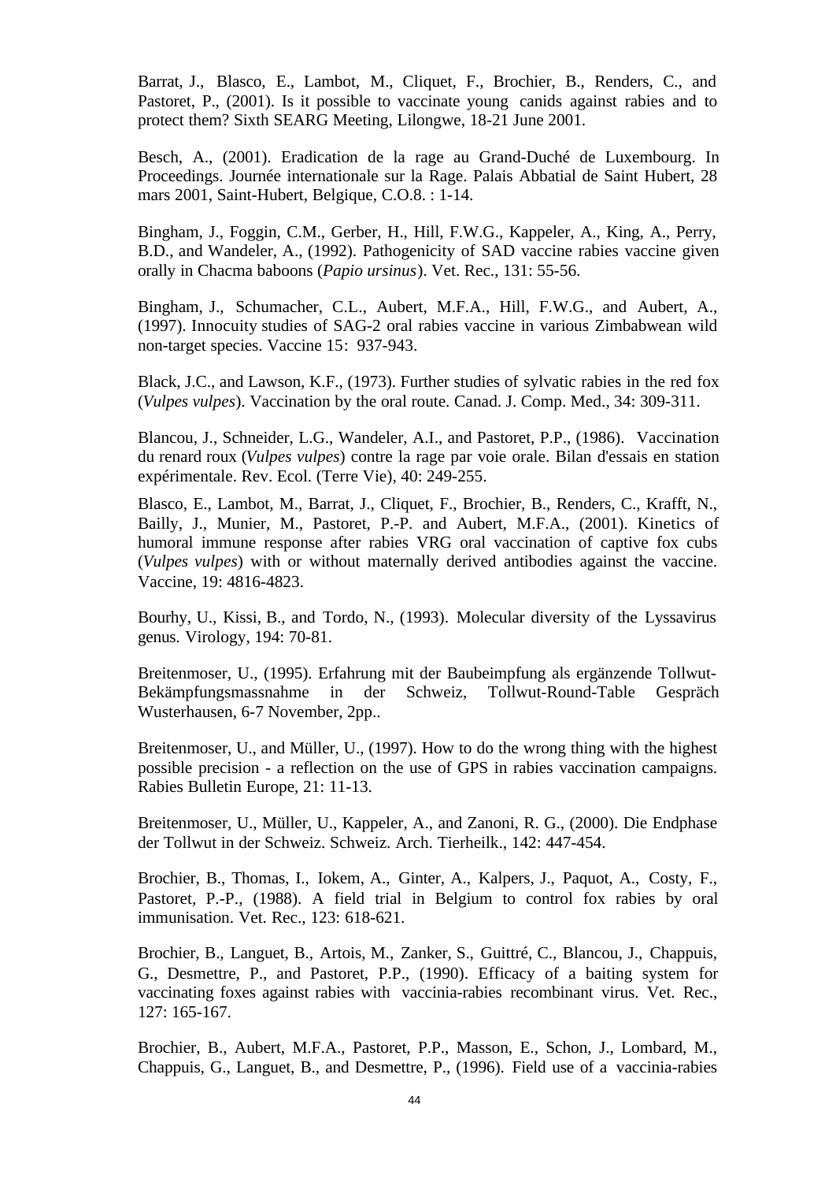Barrat, J., Blasco, E., Lambot, M., Cliquet, F., Brochier, B., Renders, C., and Pastoret, P., (2001). Is it possible to vaccinate young canids against rabies and to protect them? Sixth SEARG Meeting, Lilongwe, 18-21 June 2001.

Besch, A., (2001). Eradication de la rage au Grand-Duché de Luxembourg. In Proceedings. Journée internationale sur la Rage. Palais Abbatial de Saint Hubert, 28 mars 2001, Saint-Hubert, Belgique, C.O.8. : 1-14.

Bingham, J., Foggin, C.M., Gerber, H., Hill, F.W.G., Kappeler, A., King, A., Perry, B.D., and Wandeler, A., (1992). Pathogenicity of SAD vaccine rabies vaccine given orally in Chacma baboons (*Papio ursinus*). Vet. Rec., 131: 55-56.

Bingham, J., Schumacher, C.L., Aubert, M.F.A., Hill, F.W.G., and Aubert, A., (1997). Innocuity studies of SAG-2 oral rabies vaccine in various Zimbabwean wild non-target species. Vaccine 15: 937-943.

Black, J.C., and Lawson, K.F., (1973). Further studies of sylvatic rabies in the red fox (*Vulpes vulpes*). Vaccination by the oral route. Canad. J. Comp. Med., 34: 309-311.

Blancou, J., Schneider, L.G., Wandeler, A.I., and Pastoret, P.P., (1986). Vaccination du renard roux (*Vulpes vulpes*) contre la rage par voie orale. Bilan d'essais en station expérimentale. Rev. Ecol. (Terre Vie), 40: 249-255.

Blasco, E., Lambot, M., Barrat, J., Cliquet, F., Brochier, B., Renders, C., Krafft, N., Bailly, J., Munier, M., Pastoret, P.-P. and Aubert, M.F.A., (2001). Kinetics of humoral immune response after rabies VRG oral vaccination of captive fox cubs (*Vulpes vulpes*) with or without maternally derived antibodies against the vaccine. Vaccine, 19: 4816-4823.

Bourhy, U., Kissi, B., and Tordo, N., (1993). Molecular diversity of the Lyssavirus genus. Virology, 194: 70-81.

Breitenmoser, U., (1995). Erfahrung mit der Baubeimpfung als ergänzende Tollwut-Bekämpfungsmassnahme in der Schweiz, Tollwut-Round-Table Gespräch Wusterhausen, 6-7 November, 2pp..

Breitenmoser, U., and Müller, U., (1997). How to do the wrong thing with the highest possible precision - a reflection on the use of GPS in rabies vaccination campaigns. Rabies Bulletin Europe, 21: 11-13.

Breitenmoser, U., Müller, U., Kappeler, A., and Zanoni, R. G., (2000). Die Endphase der Tollwut in der Schweiz. Schweiz. Arch. Tierheilk., 142: 447-454.

Brochier, B., Thomas, I., Iokem, A., Ginter, A., Kalpers, J., Paquot, A., Costy, F., Pastoret, P.-P., (1988). A field trial in Belgium to control fox rabies by oral immunisation. Vet. Rec., 123: 618-621.

Brochier, B., Languet, B., Artois, M., Zanker, S., Guittré, C., Blancou, J., Chappuis, G., Desmettre, P., and Pastoret, P.P., (1990). Efficacy of a baiting system for vaccinating foxes against rabies with vaccinia-rabies recombinant virus. Vet. Rec., 127: 165-167.

Brochier, B., Aubert, M.F.A., Pastoret, P.P., Masson, E., Schon, J., Lombard, M., Chappuis, G., Languet, B., and Desmettre, P., (1996). Field use of a vaccinia-rabies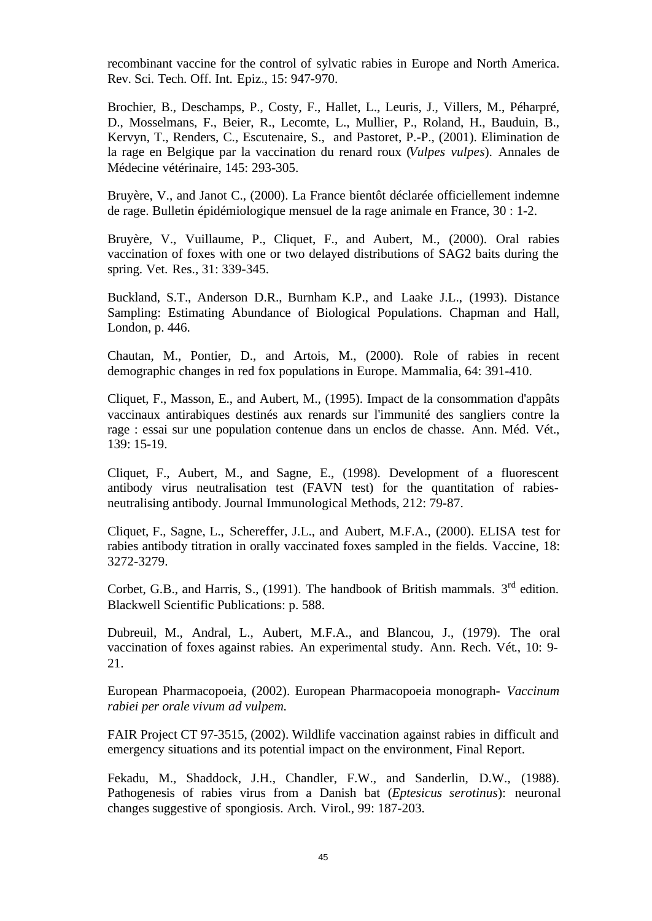recombinant vaccine for the control of sylvatic rabies in Europe and North America. Rev. Sci. Tech. Off. Int. Epiz., 15: 947-970.

Brochier, B., Deschamps, P., Costy, F., Hallet, L., Leuris, J., Villers, M., Péharpré, D., Mosselmans, F., Beier, R., Lecomte, L., Mullier, P., Roland, H., Bauduin, B., Kervyn, T., Renders, C., Escutenaire, S., and Pastoret, P.-P., (2001). Elimination de la rage en Belgique par la vaccination du renard roux (*Vulpes vulpes*). Annales de Médecine vétérinaire, 145: 293-305.

Bruyère, V., and Janot C., (2000). La France bientôt déclarée officiellement indemne de rage. Bulletin épidémiologique mensuel de la rage animale en France, 30 : 1-2.

Bruyère, V., Vuillaume, P., Cliquet, F., and Aubert, M., (2000). Oral rabies vaccination of foxes with one or two delayed distributions of SAG2 baits during the spring. Vet. Res., 31: 339-345.

Buckland, S.T., Anderson D.R., Burnham K.P., and Laake J.L., (1993). Distance Sampling: Estimating Abundance of Biological Populations. Chapman and Hall, London, p. 446.

Chautan, M., Pontier, D., and Artois, M., (2000). Role of rabies in recent demographic changes in red fox populations in Europe. Mammalia, 64: 391-410.

Cliquet, F., Masson, E., and Aubert, M., (1995). Impact de la consommation d'appâts vaccinaux antirabiques destinés aux renards sur l'immunité des sangliers contre la rage : essai sur une population contenue dans un enclos de chasse. Ann. Méd. Vét., 139: 15-19.

Cliquet, F., Aubert, M., and Sagne, E., (1998). Development of a fluorescent antibody virus neutralisation test (FAVN test) for the quantitation of rabies-neutralising antibody. Journal Immunological Methods, 212: 79-87.

Cliquet, F., Sagne, L., Schereffer, J.L., and Aubert, M.F.A., (2000). ELISA test for rabies antibody titration in orally vaccinated foxes sampled in the fields. Vaccine, 18: 3272-3279.

Corbet, G.B., and Harris, S., (1991). The handbook of British mammals. 3rd edition. Blackwell Scientific Publications: p. 588.

Dubreuil, M., Andral, L., Aubert, M.F.A., and Blancou, J., (1979). The oral vaccination of foxes against rabies. An experimental study. Ann. Rech. Vét., 10: 9-21.

European Pharmacopoeia, (2002). European Pharmacopoeia monograph- *Vaccinum rabiei per orale vivum ad vulpem.*

FAIR Project CT 97-3515, (2002). Wildlife vaccination against rabies in difficult and emergency situations and its potential impact on the environment, Final Report.

Fekadu, M., Shaddock, J.H., Chandler, F.W., and Sanderlin, D.W., (1988). Pathogenesis of rabies virus from a Danish bat (*Eptesicus serotinus*): neuronal changes suggestive of spongiosis. Arch. Virol., 99: 187-203.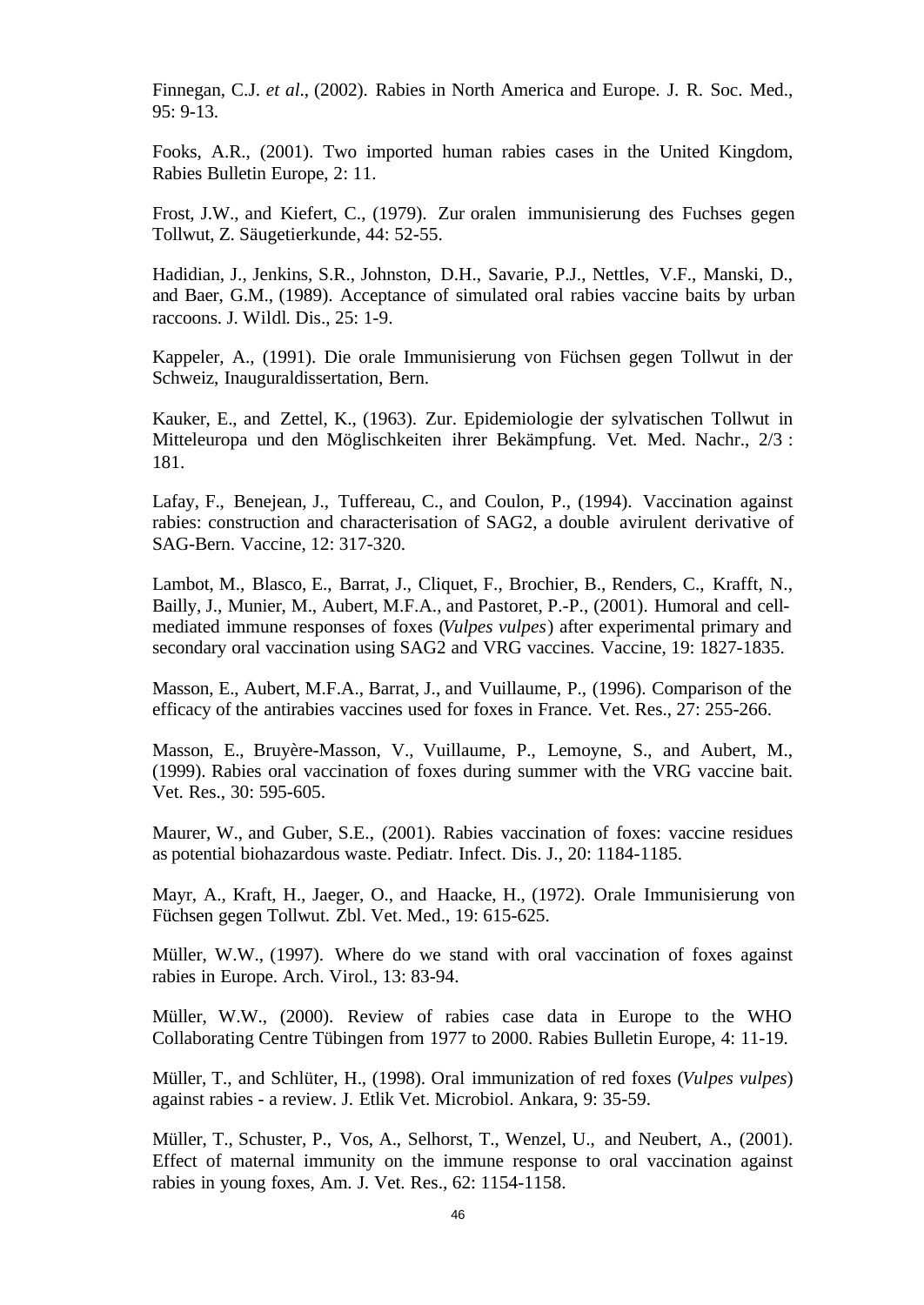Finnegan, C.J. *et al*., (2002). Rabies in North America and Europe. J. R. Soc. Med., 95: 9-13.

Fooks, A.R., (2001). Two imported human rabies cases in the United Kingdom, Rabies Bulletin Europe, 2: 11.

Frost, J.W., and Kiefert, C., (1979). Zur oralen immunisierung des Fuchses gegen Tollwut, Z. Säugetierkunde, 44: 52-55.

Hadidian, J., Jenkins, S.R., Johnston, D.H., Savarie, P.J., Nettles, V.F., Manski, D., and Baer, G.M., (1989). Acceptance of simulated oral rabies vaccine baits by urban raccoons. J. Wildl. Dis., 25: 1-9.

Kappeler, A., (1991). Die orale Immunisierung von Füchsen gegen Tollwut in der Schweiz, Inauguraldissertation, Bern.

Kauker, E., and Zettel, K., (1963). Zur. Epidemiologie der sylvatischen Tollwut in Mitteleuropa und den Möglischkeiten ihrer Bekämpfung. Vet. Med. Nachr., 2/3 : 181.

Lafay, F., Benejean, J., Tuffereau, C., and Coulon, P., (1994). Vaccination against rabies: construction and characterisation of SAG2, a double avirulent derivative of SAG-Bern. Vaccine, 12: 317-320.

Lambot, M., Blasco, E., Barrat, J., Cliquet, F., Brochier, B., Renders, C., Krafft, N., Bailly, J., Munier, M., Aubert, M.F.A., and Pastoret, P.-P., (2001). Humoral and cell-mediated immune responses of foxes (*Vulpes vulpes*) after experimental primary and secondary oral vaccination using SAG2 and VRG vaccines. Vaccine, 19: 1827-1835.

Masson, E., Aubert, M.F.A., Barrat, J., and Vuillaume, P., (1996). Comparison of the efficacy of the antirabies vaccines used for foxes in France. Vet. Res., 27: 255-266.

Masson, E., Bruyère-Masson, V., Vuillaume, P., Lemoyne, S., and Aubert, M., (1999). Rabies oral vaccination of foxes during summer with the VRG vaccine bait. Vet. Res., 30: 595-605.

Maurer, W., and Guber, S.E., (2001). Rabies vaccination of foxes: vaccine residues as potential biohazardous waste. Pediatr. Infect. Dis. J., 20: 1184-1185.

Mayr, A., Kraft, H., Jaeger, O., and Haacke, H., (1972). Orale Immunisierung von Füchsen gegen Tollwut. Zbl. Vet. Med., 19: 615-625.

Müller, W.W., (1997). Where do we stand with oral vaccination of foxes against rabies in Europe. Arch. Virol., 13: 83-94.

Müller, W.W., (2000). Review of rabies case data in Europe to the WHO Collaborating Centre Tübingen from 1977 to 2000. Rabies Bulletin Europe, 4: 11-19.

Müller, T., and Schlüter, H., (1998). Oral immunization of red foxes (*Vulpes vulpes*) against rabies - a review. J. Etlik Vet. Microbiol. Ankara, 9: 35-59.

Müller, T., Schuster, P., Vos, A., Selhorst, T., Wenzel, U., and Neubert, A., (2001). Effect of maternal immunity on the immune response to oral vaccination against rabies in young foxes, Am. J. Vet. Res., 62: 1154-1158.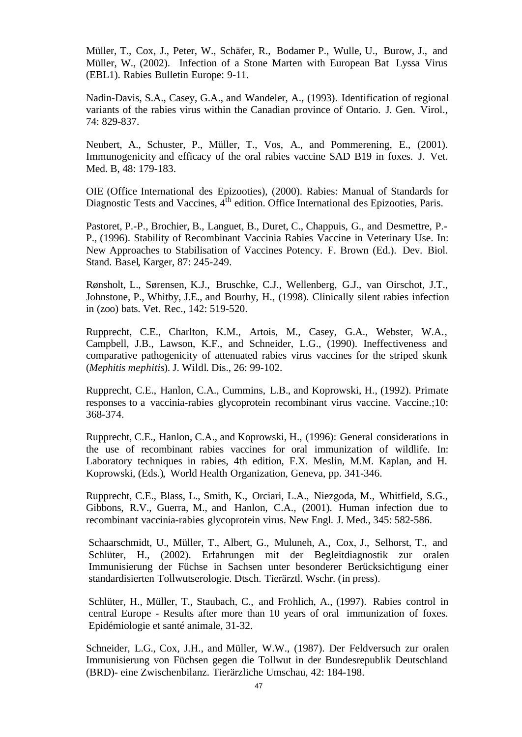Müller, T., Cox, J., Peter, W., Schäfer, R., Bodamer P., Wulle, U., Burow, J., and Müller, W., (2002). Infection of a Stone Marten with European Bat Lyssa Virus (EBL1). Rabies Bulletin Europe: 9-11.

Nadin-Davis, S.A., Casey, G.A., and Wandeler, A., (1993). Identification of regional variants of the rabies virus within the Canadian province of Ontario. J. Gen. Virol., 74: 829-837.

Neubert, A., Schuster, P., Müller, T., Vos, A., and Pommerening, E., (2001). Immunogenicity and efficacy of the oral rabies vaccine SAD B19 in foxes. J. Vet. Med. B, 48: 179-183.

OIE (Office International des Epizooties), (2000). Rabies: Manual of Standards for Diagnostic Tests and Vaccines, 4th edition. Office International des Epizooties, Paris.

Pastoret, P.-P., Brochier, B., Languet, B., Duret, C., Chappuis, G., and Desmettre, P.-P., (1996). Stability of Recombinant Vaccinia Rabies Vaccine in Veterinary Use. In: New Approaches to Stabilisation of Vaccines Potency. F. Brown (Ed.). Dev. Biol. Stand. Basel, Karger, 87: 245-249.

Rønsholt, L., Sørensen, K.J., Bruschke, C.J., Wellenberg, G.J., van Oirschot, J.T., Johnstone, P., Whitby, J.E., and Bourhy, H., (1998). Clinically silent rabies infection in (zoo) bats. Vet. Rec., 142: 519-520.

Rupprecht, C.E., Charlton, K.M., Artois, M., Casey, G.A., Webster, W.A., Campbell, J.B., Lawson, K.F., and Schneider, L.G., (1990). Ineffectiveness and comparative pathogenicity of attenuated rabies virus vaccines for the striped skunk (*Mephitis mephitis*). J. Wildl. Dis., 26: 99-102.

Rupprecht, C.E., Hanlon, C.A., Cummins, L.B., and Koprowski, H., (1992). Primate responses to a vaccinia-rabies glycoprotein recombinant virus vaccine. Vaccine.;10: 368-374.

Rupprecht, C.E., Hanlon, C.A., and Koprowski, H., (1996): General considerations in the use of recombinant rabies vaccines for oral immunization of wildlife. In: Laboratory techniques in rabies, 4th edition, F.X. Meslin, M.M. Kaplan, and H. Koprowski, (Eds.), World Health Organization, Geneva, pp. 341-346.

Rupprecht, C.E., Blass, L., Smith, K., Orciari, L.A., Niezgoda, M., Whitfield, S.G., Gibbons, R.V., Guerra, M., and Hanlon, C.A., (2001). Human infection due to recombinant vaccinia-rabies glycoprotein virus. New Engl. J. Med., 345: 582-586.

Schaarschmidt, U., Müller, T., Albert, G., Muluneh, A., Cox, J., Selhorst, T., and Schlüter, H., (2002). Erfahrungen mit der Begleitdiagnostik zur oralen Immunisierung der Füchse in Sachsen unter besonderer Berücksichtigung einer standardisierten Tollwutserologie. Dtsch. Tierärztl. Wschr. (in press).

Schlüter, H., Müller, T., Staubach, C., and Fröhlich, A., (1997). Rabies control in central Europe - Results after more than 10 years of oral immunization of foxes. Epidémiologie et santé animale, 31-32.

Schneider, L.G., Cox, J.H., and Müller, W.W., (1987). Der Feldversuch zur oralen Immunisierung von Füchsen gegen die Tollwut in der Bundesrepublik Deutschland (BRD)- eine Zwischenbilanz. Tierärzliche Umschau, 42: 184-198.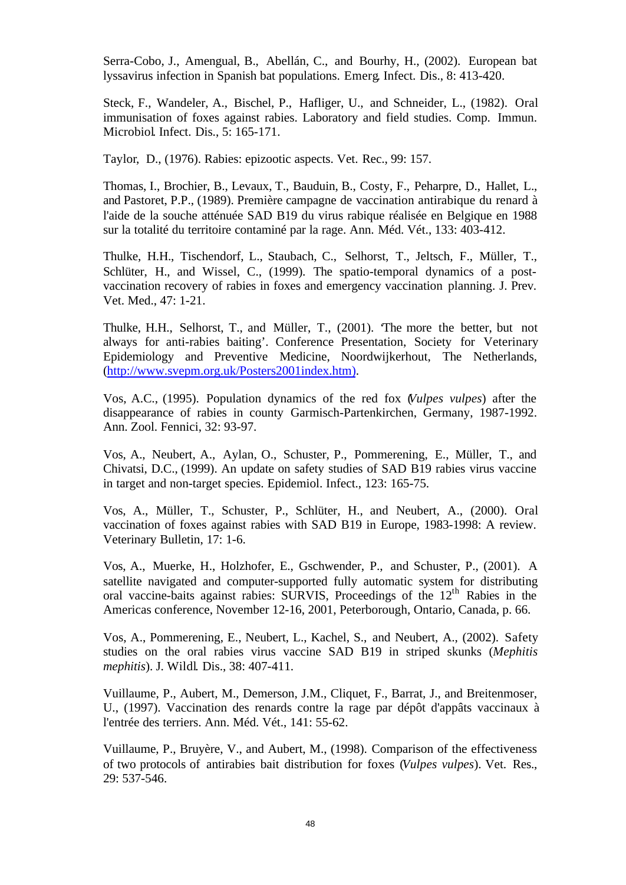Serra-Cobo, J., Amengual, B., Abellán, C., and Bourhy, H., (2002). European bat lyssavirus infection in Spanish bat populations. Emerg. Infect. Dis., 8: 413-420.

Steck, F., Wandeler, A., Bischel, P., Hafliger, U., and Schneider, L., (1982). Oral immunisation of foxes against rabies. Laboratory and field studies. Comp. Immun. Microbiol. Infect. Dis., 5: 165-171.

Taylor, D., (1976). Rabies: epizootic aspects. Vet. Rec., 99: 157.

Thomas, I., Brochier, B., Levaux, T., Bauduin, B., Costy, F., Peharpre, D., Hallet, L., and Pastoret, P.P., (1989). Première campagne de vaccination antirabique du renard à l'aide de la souche atténuée SAD B19 du virus rabique réalisée en Belgique en 1988 sur la totalité du territoire contaminé par la rage. Ann. Méd. Vét., 133: 403-412.

Thulke, H.H., Tischendorf, L., Staubach, C., Selhorst, T., Jeltsch, F., Müller, T., Schlüter, H., and Wissel, C., (1999). The spatio-temporal dynamics of a post-vaccination recovery of rabies in foxes and emergency vaccination planning. J. Prev. Vet. Med., 47: 1-21.

Thulke, H.H., Selhorst, T., and Müller, T., (2001). 'The more the better, but not always for anti-rabies baiting'. Conference Presentation, Society for Veterinary Epidemiology and Preventive Medicine, Noordwijkerhout, The Netherlands, (http://www.svepm.org.uk/Posters2001index.htm).

Vos, A.C., (1995). Population dynamics of the red fox (*Vulpes vulpes*) after the disappearance of rabies in county Garmisch-Partenkirchen, Germany, 1987-1992. Ann. Zool. Fennici, 32: 93-97.

Vos, A., Neubert, A., Aylan, O., Schuster, P., Pommerening, E., Müller, T., and Chivatsi, D.C., (1999). An update on safety studies of SAD B19 rabies virus vaccine in target and non-target species. Epidemiol. Infect., 123: 165-75.

Vos, A., Müller, T., Schuster, P., Schlüter, H., and Neubert, A., (2000). Oral vaccination of foxes against rabies with SAD B19 in Europe, 1983-1998: A review. Veterinary Bulletin, 17: 1-6.

Vos, A., Muerke, H., Holzhofer, E., Gschwender, P., and Schuster, P., (2001). A satellite navigated and computer-supported fully automatic system for distributing oral vaccine-baits against rabies: SURVIS, Proceedings of the 12th Rabies in the Americas conference, November 12-16, 2001, Peterborough, Ontario, Canada, p. 66.

Vos, A., Pommerening, E., Neubert, L., Kachel, S., and Neubert, A., (2002). Safety studies on the oral rabies virus vaccine SAD B19 in striped skunks (*Mephitis mephitis*). J. Wildl. Dis., 38: 407-411.

Vuillaume, P., Aubert, M., Demerson, J.M., Cliquet, F., Barrat, J., and Breitenmoser, U., (1997). Vaccination des renards contre la rage par dépôt d'appâts vaccinaux à l'entrée des terriers. Ann. Méd. Vét., 141: 55-62.

Vuillaume, P., Bruyère, V., and Aubert, M., (1998). Comparison of the effectiveness of two protocols of antirabies bait distribution for foxes (*Vulpes vulpes*). Vet. Res., 29: 537-546.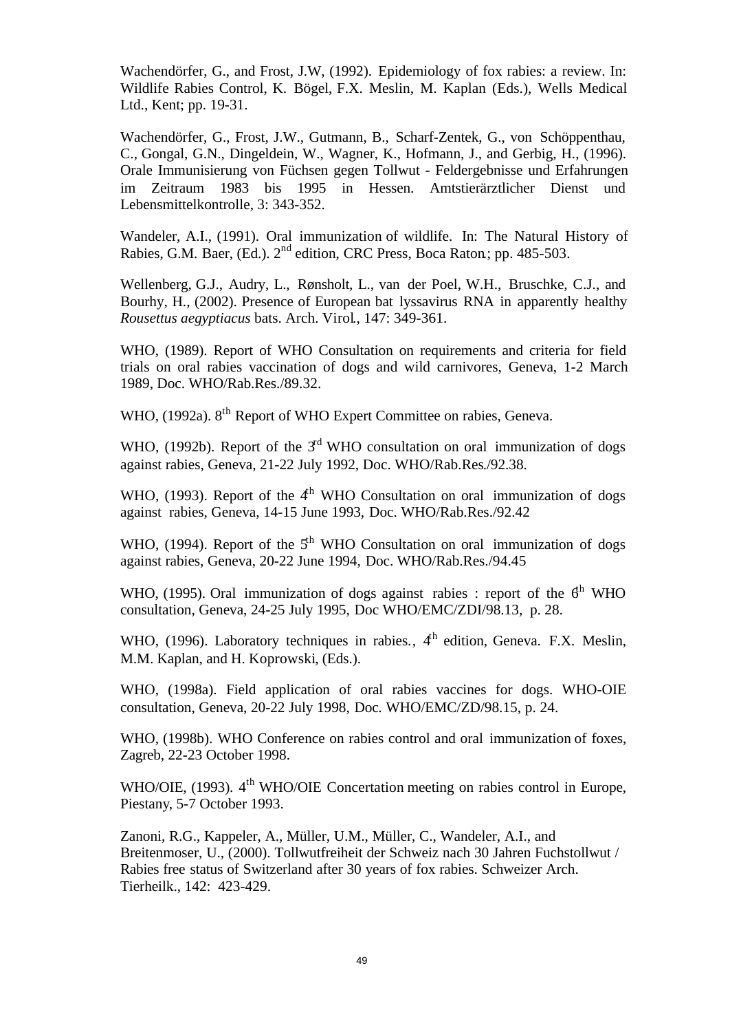Wachendörfer, G., and Frost, J.W, (1992). Epidemiology of fox rabies: a review. In: Wildlife Rabies Control, K. Bögel, F.X. Meslin, M. Kaplan (Eds.), Wells Medical Ltd., Kent; pp. 19-31.

Wachendörfer, G., Frost, J.W., Gutmann, B., Scharf-Zentek, G., von Schöppenthau, C., Gongal, G.N., Dingeldein, W., Wagner, K., Hofmann, J., and Gerbig, H., (1996). Orale Immunisierung von Füchsen gegen Tollwut - Feldergebnisse und Erfahrungen im Zeitraum 1983 bis 1995 in Hessen. Amtstierärztlicher Dienst und Lebensmittelkontrolle, 3: 343-352.

Wandeler, A.I., (1991). Oral immunization of wildlife. In: The Natural History of Rabies, G.M. Baer, (Ed.). 2nd edition, CRC Press, Boca Raton.; pp. 485-503.

Wellenberg, G.J., Audry, L., Rønsholt, L., van der Poel, W.H., Bruschke, C.J., and Bourhy, H., (2002). Presence of European bat lyssavirus RNA in apparently healthy *Rousettus aegyptiacus* bats. Arch. Virol., 147: 349-361.

WHO, (1989). Report of WHO Consultation on requirements and criteria for field trials on oral rabies vaccination of dogs and wild carnivores, Geneva, 1-2 March 1989, Doc. WHO/Rab.Res./89.32.

WHO, (1992a). 8th Report of WHO Expert Committee on rabies, Geneva.

WHO, (1992b). Report of the 3rd WHO consultation on oral immunization of dogs against rabies, Geneva, 21-22 July 1992, Doc. WHO/Rab.Res./92.38.

WHO, (1993). Report of the 4th WHO Consultation on oral immunization of dogs against rabies, Geneva, 14-15 June 1993, Doc. WHO/Rab.Res./92.42

WHO, (1994). Report of the 5th WHO Consultation on oral immunization of dogs against rabies, Geneva, 20-22 June 1994, Doc. WHO/Rab.Res./94.45

WHO, (1995). Oral immunization of dogs against rabies : report of the 6th WHO consultation, Geneva, 24-25 July 1995, Doc WHO/EMC/ZDI/98.13, p. 28.

WHO, (1996). Laboratory techniques in rabies., 4th edition, Geneva. F.X. Meslin, M.M. Kaplan, and H. Koprowski, (Eds.).

WHO, (1998a). Field application of oral rabies vaccines for dogs. WHO-OIE consultation, Geneva, 20-22 July 1998, Doc. WHO/EMC/ZD/98.15, p. 24.

WHO, (1998b). WHO Conference on rabies control and oral immunization of foxes, Zagreb, 22-23 October 1998.

WHO/OIE, (1993). 4th WHO/OIE Concertation meeting on rabies control in Europe, Piestany, 5-7 October 1993.

Zanoni, R.G., Kappeler, A., Müller, U.M., Müller, C., Wandeler, A.I., and Breitenmoser, U., (2000). Tollwutfreiheit der Schweiz nach 30 Jahren Fuchstollwut / Rabies free status of Switzerland after 30 years of fox rabies. Schweizer Arch. Tierheilk., 142: 423-429.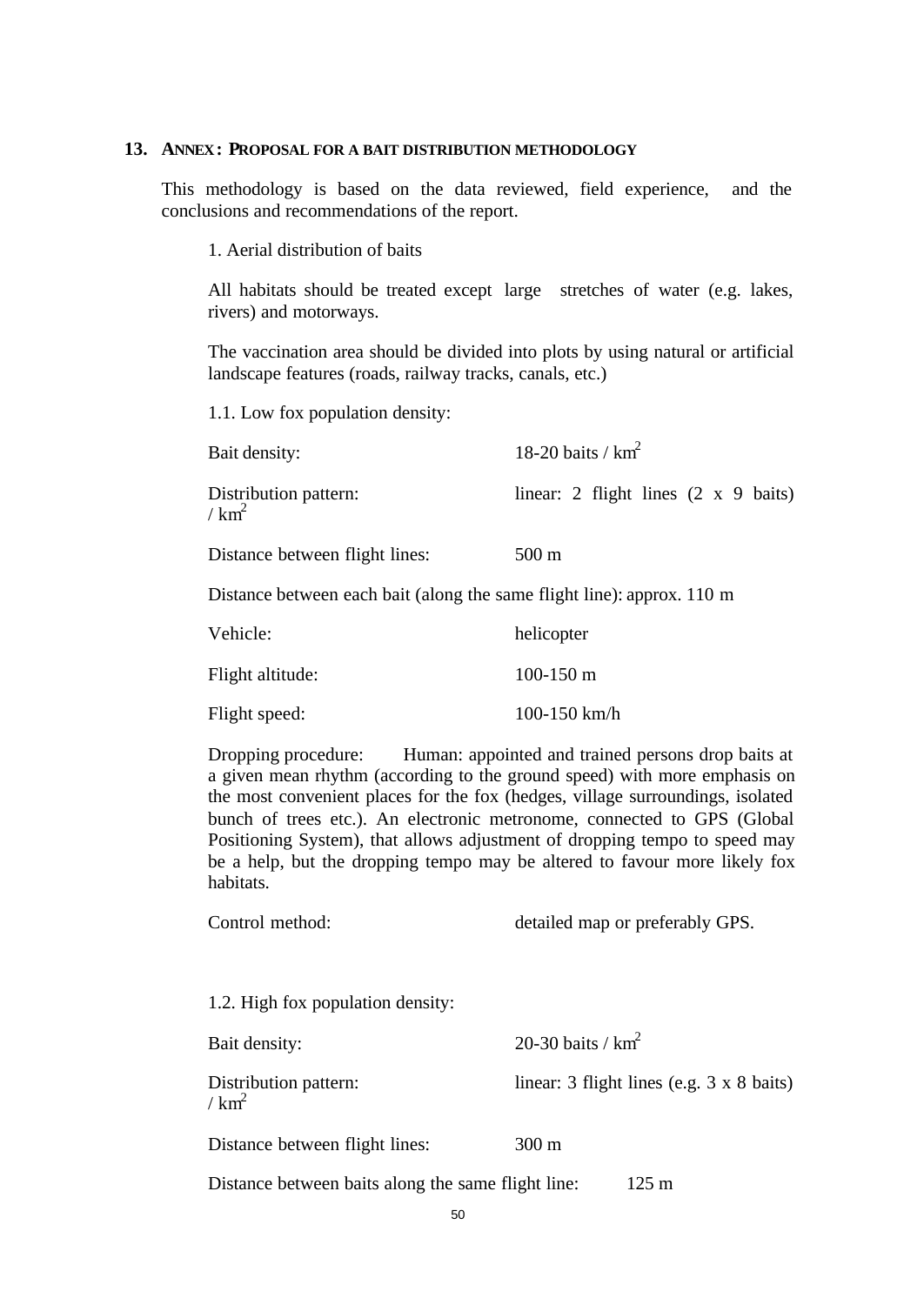## 13. ANNEX: PROPOSAL FOR A BAIT DISTRIBUTION METHODOLOGY

This methodology is based on the data reviewed, field experience, and the conclusions and recommendations of the report.

1. Aerial distribution of baits

All habitats should be treated except large stretches of water (e.g. lakes, rivers) and motorways.

The vaccination area should be divided into plots by using natural or artificial landscape features (roads, railway tracks, canals, etc.)

1.1. Low fox population density:

Bait density: 18-20 baits / km$^2$

Distribution pattern: linear: 2 flight lines (2 x 9 baits) / km$^2$

Distance between flight lines: 500 m

Distance between each bait (along the same flight line): approx. 110 m

Vehicle: helicopter

Flight altitude: 100-150 m

Flight speed: 100-150 km/h

Dropping procedure: Human: appointed and trained persons drop baits at a given mean rhythm (according to the ground speed) with more emphasis on the most convenient places for the fox (hedges, village surroundings, isolated bunch of trees etc.). An electronic metronome, connected to GPS (Global Positioning System), that allows adjustment of dropping tempo to speed may be a help, but the dropping tempo may be altered to favour more likely fox habitats.

Control method: detailed map or preferably GPS.

1.2. High fox population density:

Bait density: 20-30 baits / km$^2$

Distribution pattern: linear: 3 flight lines (e.g. 3 x 8 baits) / km$^2$

Distance between flight lines: 300 m

Distance between baits along the same flight line: 125 m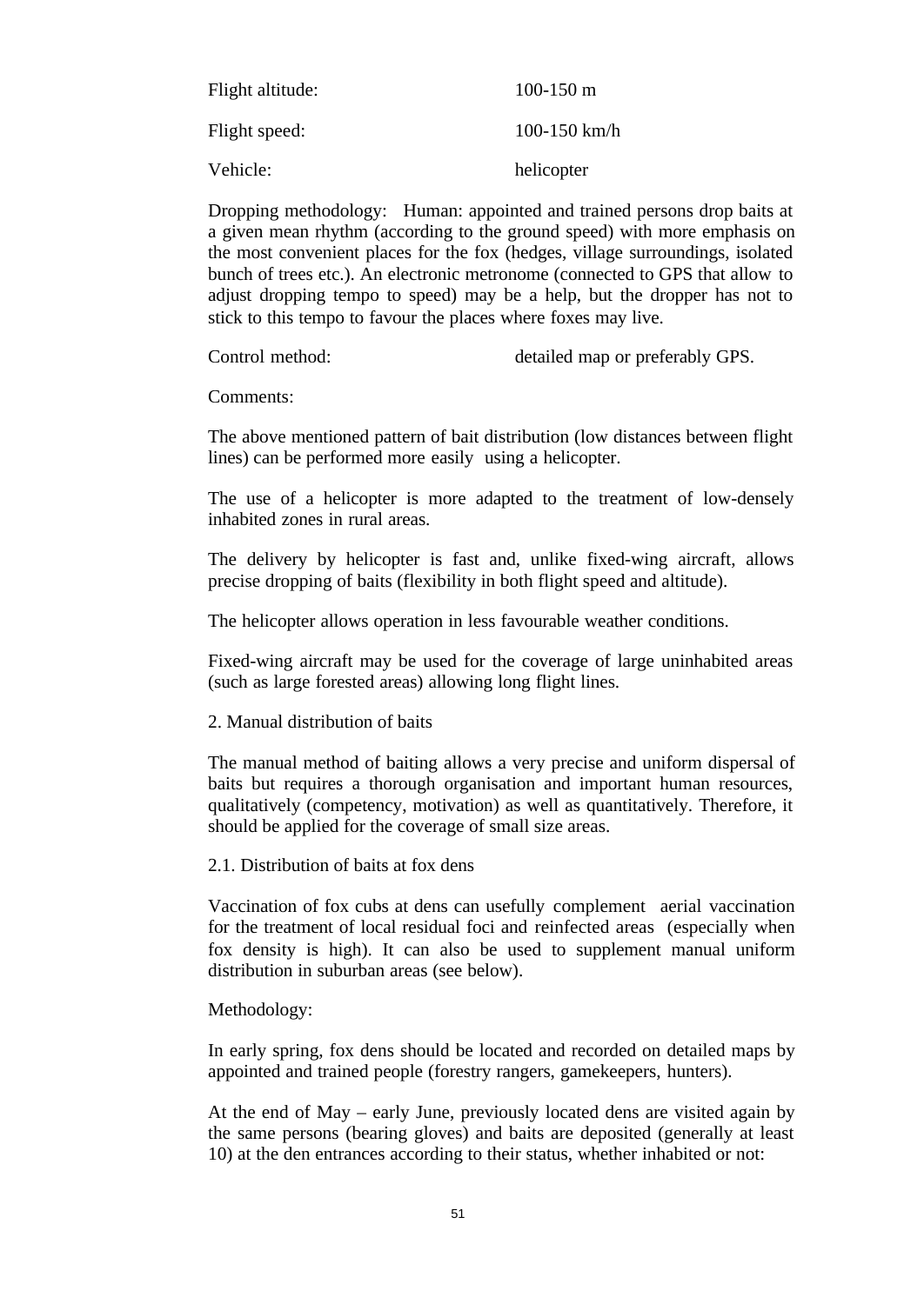| | |
|---|---|
| Flight altitude: | 100-150 m |
| Flight speed: | 100-150 km/h |
| Vehicle: | helicopter |

Dropping methodology: Human: appointed and trained persons drop baits at a given mean rhythm (according to the ground speed) with more emphasis on the most convenient places for the fox (hedges, village surroundings, isolated bunch of trees etc.). An electronic metronome (connected to GPS that allow to adjust dropping tempo to speed) may be a help, but the dropper has not to stick to this tempo to favour the places where foxes may live.

Control method: detailed map or preferably GPS.

Comments:

The above mentioned pattern of bait distribution (low distances between flight lines) can be performed more easily using a helicopter.

The use of a helicopter is more adapted to the treatment of low-densely inhabited zones in rural areas.

The delivery by helicopter is fast and, unlike fixed-wing aircraft, allows precise dropping of baits (flexibility in both flight speed and altitude).

The helicopter allows operation in less favourable weather conditions.

Fixed-wing aircraft may be used for the coverage of large uninhabited areas (such as large forested areas) allowing long flight lines.

2. Manual distribution of baits

The manual method of baiting allows a very precise and uniform dispersal of baits but requires a thorough organisation and important human resources, qualitatively (competency, motivation) as well as quantitatively. Therefore, it should be applied for the coverage of small size areas.

2.1. Distribution of baits at fox dens

Vaccination of fox cubs at dens can usefully complement aerial vaccination for the treatment of local residual foci and reinfected areas (especially when fox density is high). It can also be used to supplement manual uniform distribution in suburban areas (see below).

Methodology:

In early spring, fox dens should be located and recorded on detailed maps by appointed and trained people (forestry rangers, gamekeepers, hunters).

At the end of May – early June, previously located dens are visited again by the same persons (bearing gloves) and baits are deposited (generally at least 10) at the den entrances according to their status, whether inhabited or not: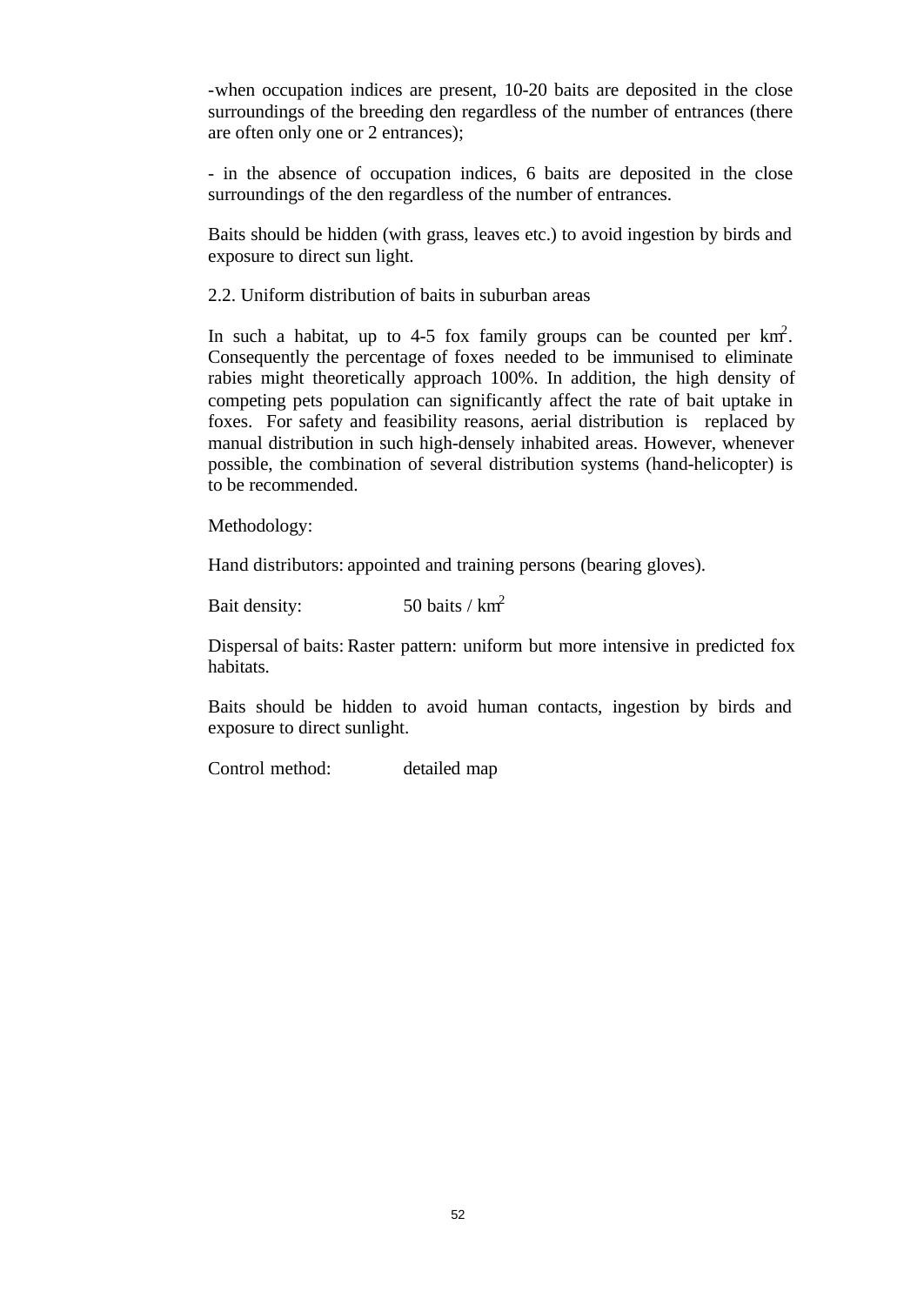-when occupation indices are present, 10-20 baits are deposited in the close surroundings of the breeding den regardless of the number of entrances (there are often only one or 2 entrances);

- in the absence of occupation indices, 6 baits are deposited in the close surroundings of the den regardless of the number of entrances.

Baits should be hidden (with grass, leaves etc.) to avoid ingestion by birds and exposure to direct sun light.

2.2. Uniform distribution of baits in suburban areas

In such a habitat, up to 4-5 fox family groups can be counted per $km^2$. Consequently the percentage of foxes needed to be immunised to eliminate rabies might theoretically approach 100%. In addition, the high density of competing pets population can significantly affect the rate of bait uptake in foxes. For safety and feasibility reasons, aerial distribution is replaced by manual distribution in such high-densely inhabited areas. However, whenever possible, the combination of several distribution systems (hand-helicopter) is to be recommended.

Methodology:

Hand distributors: appointed and training persons (bearing gloves).

Bait density: 50 baits / $km^2$

Dispersal of baits: Raster pattern: uniform but more intensive in predicted fox habitats.

Baits should be hidden to avoid human contacts, ingestion by birds and exposure to direct sunlight.

Control method: detailed map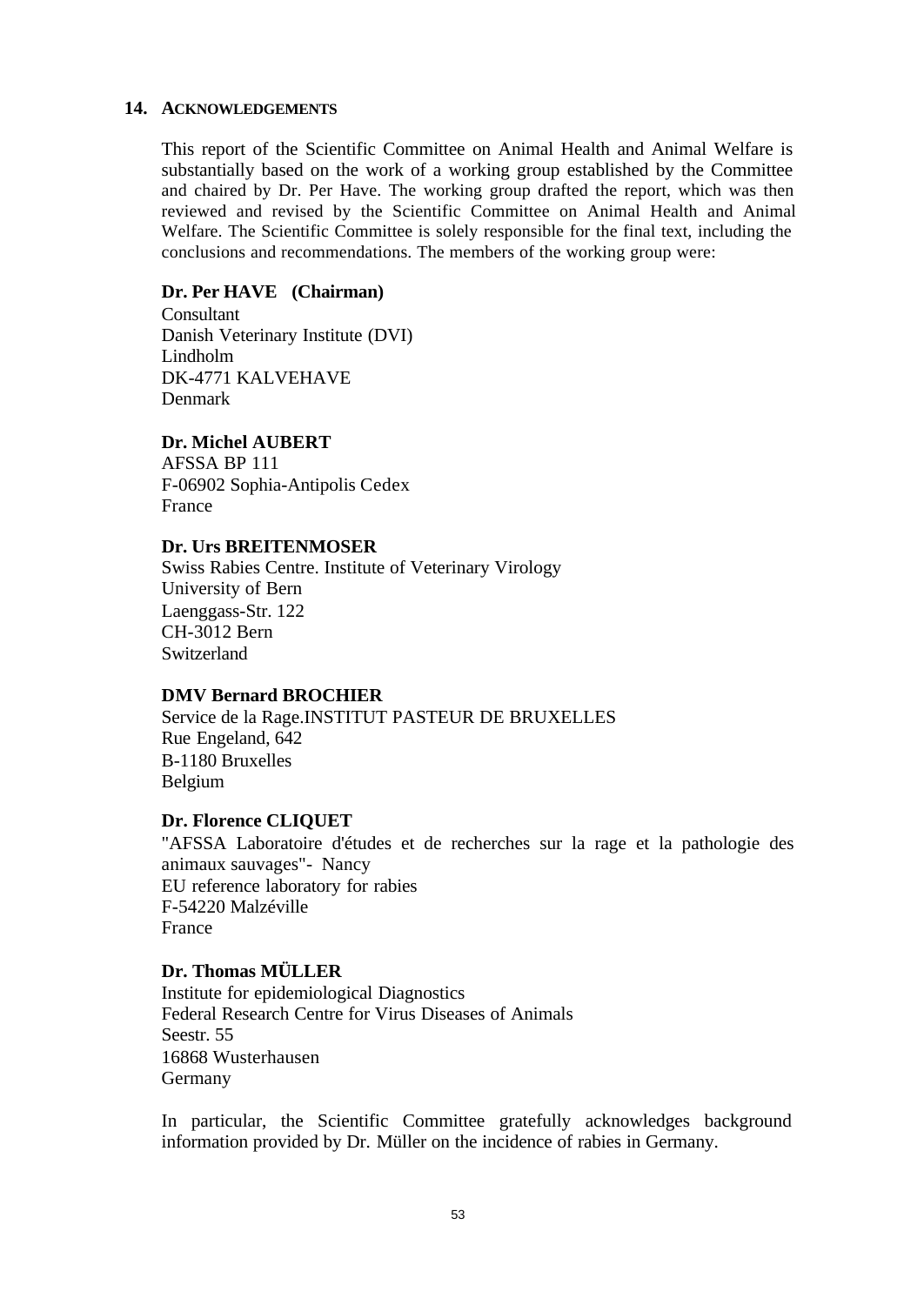## 14. ACKNOWLEDGEMENTS

This report of the Scientific Committee on Animal Health and Animal Welfare is substantially based on the work of a working group established by the Committee and chaired by Dr. Per Have. The working group drafted the report, which was then reviewed and revised by the Scientific Committee on Animal Health and Animal Welfare. The Scientific Committee is solely responsible for the final text, including the conclusions and recommendations. The members of the working group were:

**Dr. Per HAVE (Chairman)**
Consultant
Danish Veterinary Institute (DVI)
Lindholm
DK-4771 KALVEHAVE
Denmark

**Dr. Michel AUBERT**
AFSSA BP 111
F-06902 Sophia-Antipolis Cedex
France

**Dr. Urs BREITENMOSER**
Swiss Rabies Centre. Institute of Veterinary Virology
University of Bern
Laenggass-Str. 122
CH-3012 Bern
Switzerland

**DMV Bernard BROCHIER**
Service de la Rage.INSTITUT PASTEUR DE BRUXELLES
Rue Engeland, 642
B-1180 Bruxelles
Belgium

**Dr. Florence CLIQUET**
"AFSSA Laboratoire d'études et de recherches sur la rage et la pathologie des animaux sauvages"- Nancy
EU reference laboratory for rabies
F-54220 Malzéville
France

**Dr. Thomas MÜLLER**
Institute for epidemiological Diagnostics
Federal Research Centre for Virus Diseases of Animals
Seestr. 55
16868 Wusterhausen
Germany

In particular, the Scientific Committee gratefully acknowledges background information provided by Dr. Müller on the incidence of rabies in Germany.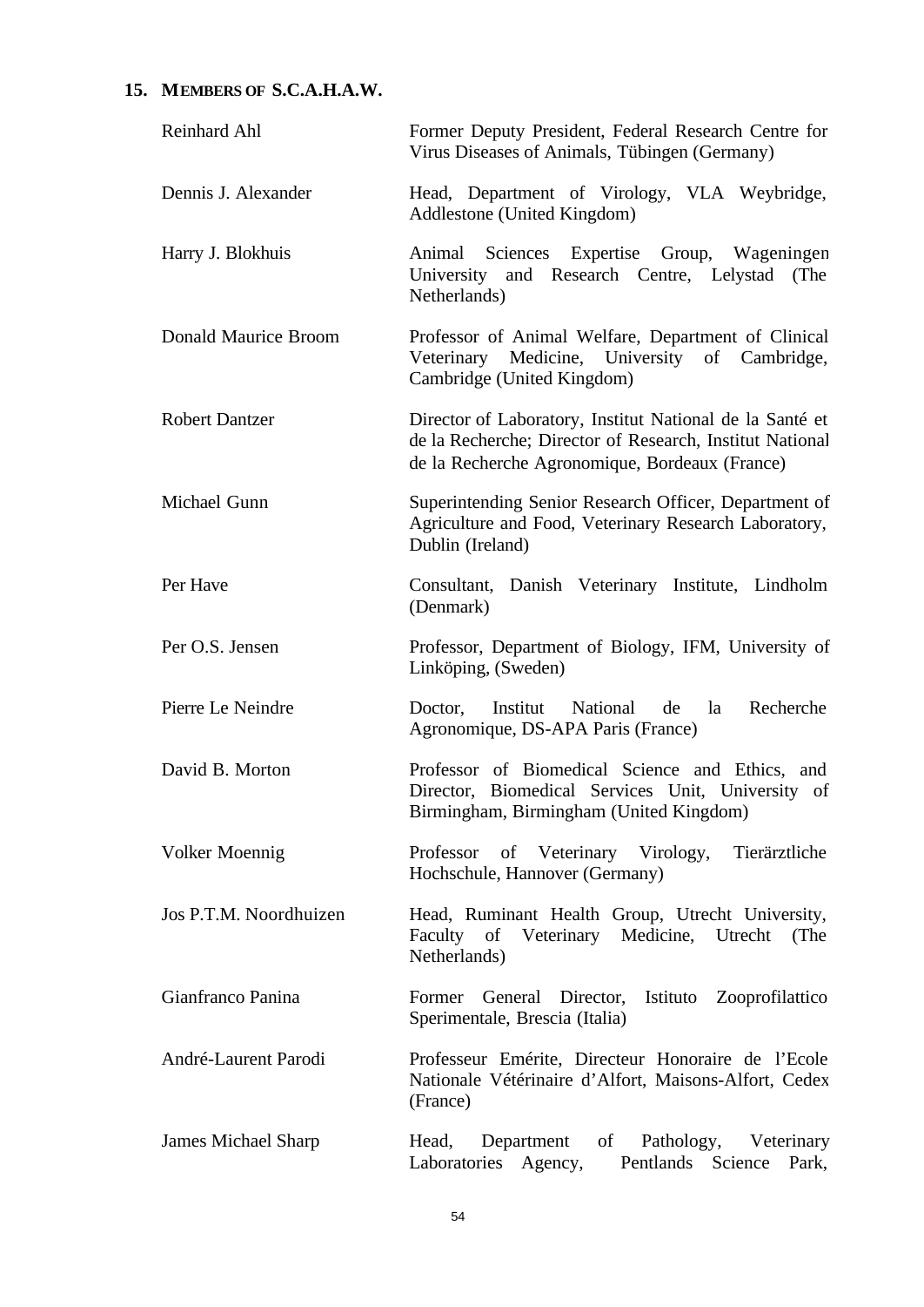## 15. MEMBERS OF S.C.A.H.A.W.

| | |
|---|---|
| Reinhard Ahl | Former Deputy President, Federal Research Centre for Virus Diseases of Animals, Tübingen (Germany) |
| Dennis J. Alexander | Head, Department of Virology, VLA Weybridge, Addlestone (United Kingdom) |
| Harry J. Blokhuis | Animal Sciences Expertise Group, Wageningen University and Research Centre, Lelystad (The Netherlands) |
| Donald Maurice Broom | Professor of Animal Welfare, Department of Clinical Veterinary Medicine, University of Cambridge, Cambridge (United Kingdom) |
| Robert Dantzer | Director of Laboratory, Institut National de la Santé et de la Recherche; Director of Research, Institut National de la Recherche Agronomique, Bordeaux (France) |
| Michael Gunn | Superintending Senior Research Officer, Department of Agriculture and Food, Veterinary Research Laboratory, Dublin (Ireland) |
| Per Have | Consultant, Danish Veterinary Institute, Lindholm (Denmark) |
| Per O.S. Jensen | Professor, Department of Biology, IFM, University of Linköping, (Sweden) |
| Pierre Le Neindre | Doctor, Institut National de la Recherche Agronomique, DS-APA Paris (France) |
| David B. Morton | Professor of Biomedical Science and Ethics, and Director, Biomedical Services Unit, University of Birmingham, Birmingham (United Kingdom) |
| Volker Moennig | Professor of Veterinary Virology, Tierärztliche Hochschule, Hannover (Germany) |
| Jos P.T.M. Noordhuizen | Head, Ruminant Health Group, Utrecht University, Faculty of Veterinary Medicine, Utrecht (The Netherlands) |
| Gianfranco Panina | Former General Director, Istituto Zooprofilattico Sperimentale, Brescia (Italia) |
| André-Laurent Parodi | Professeur Emérite, Directeur Honoraire de l'Ecole Nationale Vétérinaire d'Alfort, Maisons-Alfort, Cedex (France) |
| James Michael Sharp | Head, Department of Pathology, Veterinary Laboratories Agency, Pentlands Science Park, |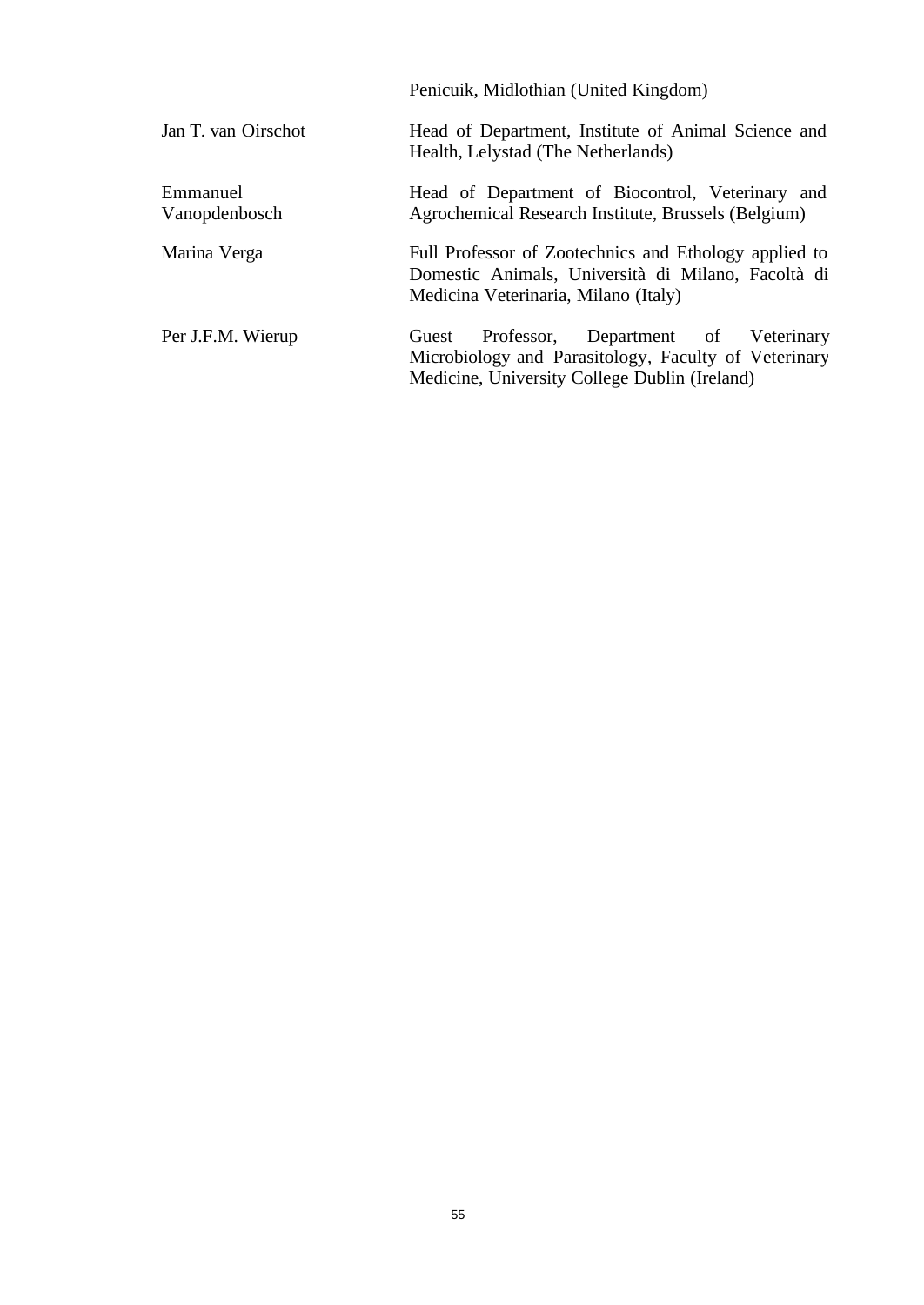| | |
|---|---|
| | Penicuik, Midlothian (United Kingdom) |
| Jan T. van Oirschot | Head of Department, Institute of Animal Science and Health, Lelystad (The Netherlands) |
| Emmanuel Vanopdenbosch | Head of Department of Biocontrol, Veterinary and Agrochemical Research Institute, Brussels (Belgium) |
| Marina Verga | Full Professor of Zootechnics and Ethology applied to Domestic Animals, Università di Milano, Facoltà di Medicina Veterinaria, Milano (Italy) |
| Per J.F.M. Wierup | Guest Professor, Department of Veterinary Microbiology and Parasitology, Faculty of Veterinary Medicine, University College Dublin (Ireland) |